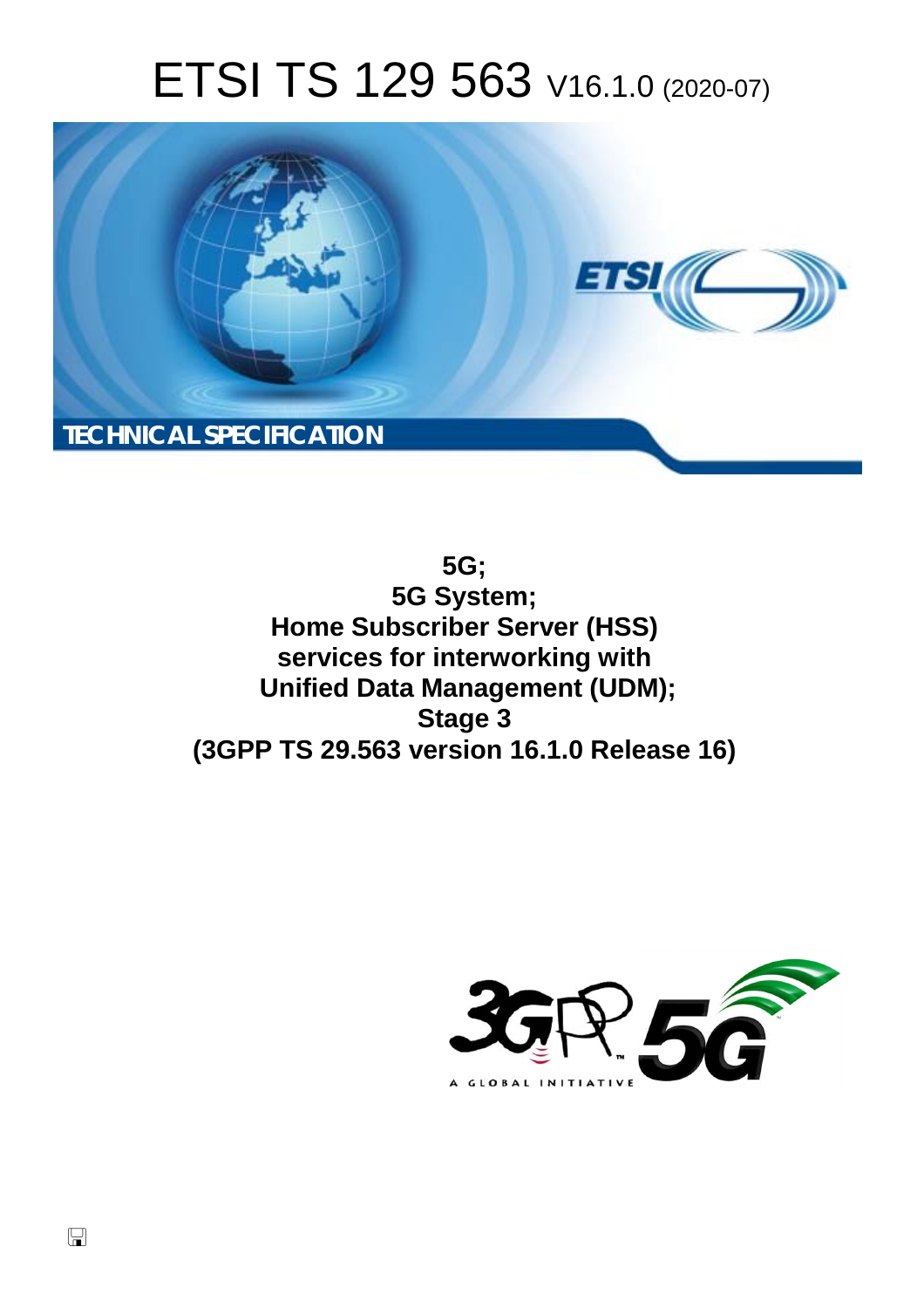# ETSI TS 129 563 V16.1.0 (2020-07)

**TECHNICAL SPECIFICATION**

**5G;**
**5G System;**
**Home Subscriber Server (HSS) services for interworking with Unified Data Management (UDM);**
**Stage 3**
**(3GPP TS 29.563 version 16.1.0 Release 16)**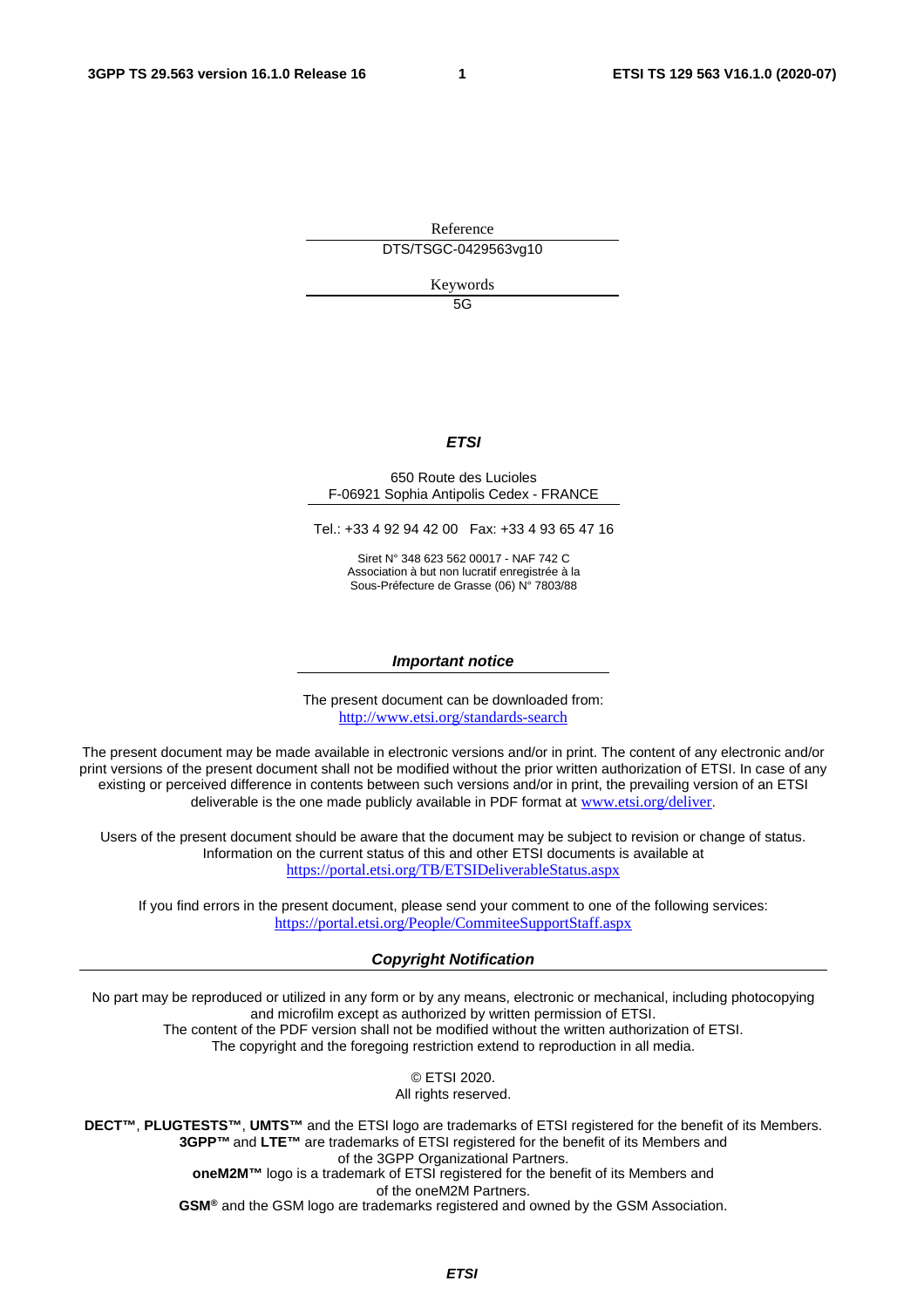Reference

DTS/TSGC-0429563vg10

Keywords

5G

***ETSI***

650 Route des Lucioles
F-06921 Sophia Antipolis Cedex - FRANCE

Tel.: +33 4 92 94 42 00   Fax: +33 4 93 65 47 16

Siret N° 348 623 562 00017 - NAF 742 C
Association à but non lucratif enregistrée à la
Sous-Préfecture de Grasse (06) N° 7803/88

***Important notice***

The present document can be downloaded from:
http://www.etsi.org/standards-search

The present document may be made available in electronic versions and/or in print. The content of any electronic and/or print versions of the present document shall not be modified without the prior written authorization of ETSI. In case of any existing or perceived difference in contents between such versions and/or in print, the prevailing version of an ETSI deliverable is the one made publicly available in PDF format at www.etsi.org/deliver.

Users of the present document should be aware that the document may be subject to revision or change of status. Information on the current status of this and other ETSI documents is available at https://portal.etsi.org/TB/ETSIDeliverableStatus.aspx

If you find errors in the present document, please send your comment to one of the following services:
https://portal.etsi.org/People/CommiteeSupportStaff.aspx

***Copyright Notification***

No part may be reproduced or utilized in any form or by any means, electronic or mechanical, including photocopying and microfilm except as authorized by written permission of ETSI.
The content of the PDF version shall not be modified without the written authorization of ETSI.
The copyright and the foregoing restriction extend to reproduction in all media.

© ETSI 2020.
All rights reserved.

**DECT™**, **PLUGTESTS™**, **UMTS™** and the ETSI logo are trademarks of ETSI registered for the benefit of its Members.
**3GPP™** and **LTE™** are trademarks of ETSI registered for the benefit of its Members and of the 3GPP Organizational Partners.
**oneM2M™** logo is a trademark of ETSI registered for the benefit of its Members and of the oneM2M Partners.
**GSM**® and the GSM logo are trademarks registered and owned by the GSM Association.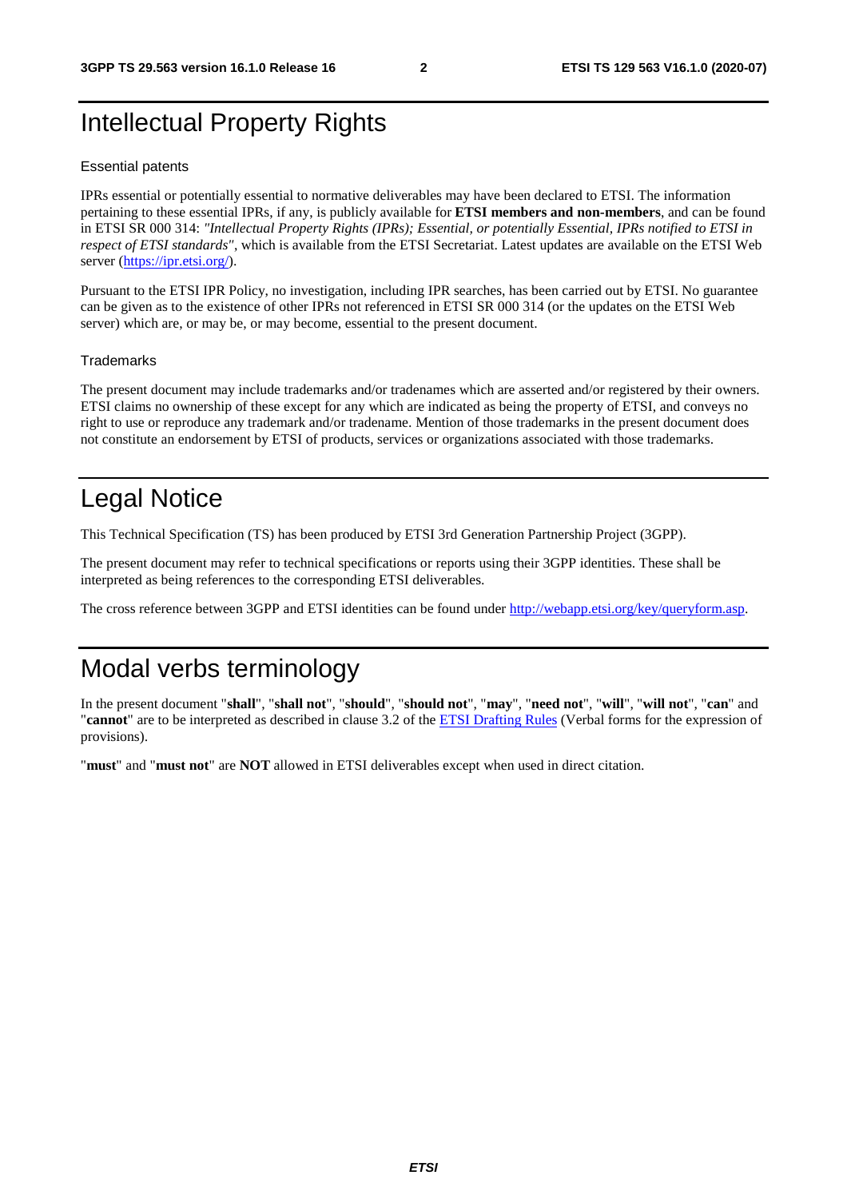# Intellectual Property Rights

## Essential patents

IPRs essential or potentially essential to normative deliverables may have been declared to ETSI. The information pertaining to these essential IPRs, if any, is publicly available for **ETSI members and non-members**, and can be found in ETSI SR 000 314: *"Intellectual Property Rights (IPRs); Essential, or potentially Essential, IPRs notified to ETSI in respect of ETSI standards"*, which is available from the ETSI Secretariat. Latest updates are available on the ETSI Web server (https://ipr.etsi.org/).

Pursuant to the ETSI IPR Policy, no investigation, including IPR searches, has been carried out by ETSI. No guarantee can be given as to the existence of other IPRs not referenced in ETSI SR 000 314 (or the updates on the ETSI Web server) which are, or may be, or may become, essential to the present document.

## Trademarks

The present document may include trademarks and/or tradenames which are asserted and/or registered by their owners. ETSI claims no ownership of these except for any which are indicated as being the property of ETSI, and conveys no right to use or reproduce any trademark and/or tradename. Mention of those trademarks in the present document does not constitute an endorsement by ETSI of products, services or organizations associated with those trademarks.

# Legal Notice

This Technical Specification (TS) has been produced by ETSI 3rd Generation Partnership Project (3GPP).

The present document may refer to technical specifications or reports using their 3GPP identities. These shall be interpreted as being references to the corresponding ETSI deliverables.

The cross reference between 3GPP and ETSI identities can be found under http://webapp.etsi.org/key/queryform.asp.

# Modal verbs terminology

In the present document "**shall**", "**shall not**", "**should**", "**should not**", "**may**", "**need not**", "**will**", "**will not**", "**can**" and "**cannot**" are to be interpreted as described in clause 3.2 of the ETSI Drafting Rules (Verbal forms for the expression of provisions).

"**must**" and "**must not**" are **NOT** allowed in ETSI deliverables except when used in direct citation.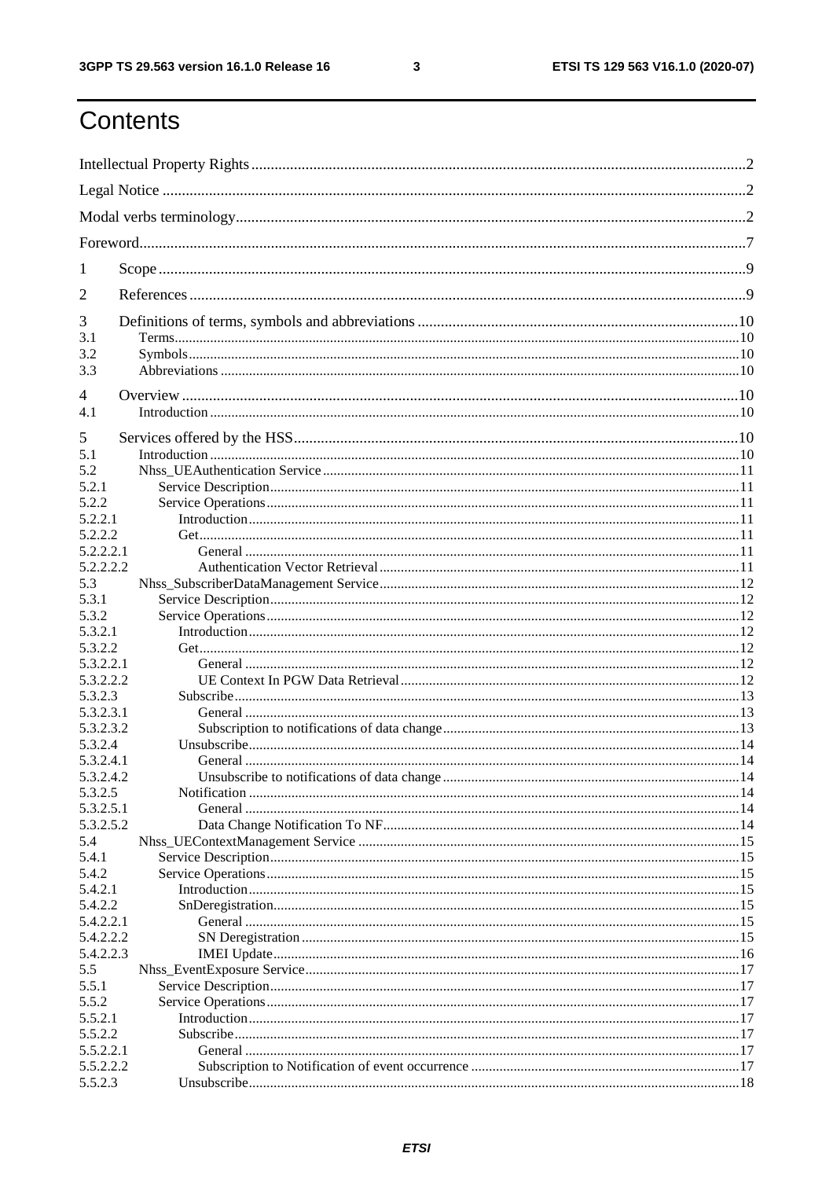# Contents

Intellectual Property Rights ........................................................................ 2

Legal Notice ........................................................................ 2

Modal verbs terminology ........................................................................ 2

Foreword ........................................................................ 7

1 Scope ........................................................................ 9

2 References ........................................................................ 9

3 Definitions of terms, symbols and abbreviations ........................................................................ 10

3.1 Terms ........................................................................ 10

3.2 Symbols ........................................................................ 10

3.3 Abbreviations ........................................................................ 10

4 Overview ........................................................................ 10

4.1 Introduction ........................................................................ 10

5 Services offered by the HSS ........................................................................ 10

5.1 Introduction ........................................................................ 10

5.2 Nhss_UEAuthentication Service ........................................................................ 11

5.2.1 Service Description ........................................................................ 11

5.2.2 Service Operations ........................................................................ 11

5.2.2.1 Introduction ........................................................................ 11

5.2.2.2 Get ........................................................................ 11

5.2.2.2.1 General ........................................................................ 11

5.2.2.2.2 Authentication Vector Retrieval ........................................................................ 11

5.3 Nhss_SubscriberDataManagement Service ........................................................................ 12

5.3.1 Service Description ........................................................................ 12

5.3.2 Service Operations ........................................................................ 12

5.3.2.1 Introduction ........................................................................ 12

5.3.2.2 Get ........................................................................ 12

5.3.2.2.1 General ........................................................................ 12

5.3.2.2.2 UE Context In PGW Data Retrieval ........................................................................ 12

5.3.2.3 Subscribe ........................................................................ 13

5.3.2.3.1 General ........................................................................ 13

5.3.2.3.2 Subscription to notifications of data change ........................................................................ 13

5.3.2.4 Unsubscribe ........................................................................ 14

5.3.2.4.1 General ........................................................................ 14

5.3.2.4.2 Unsubscribe to notifications of data change ........................................................................ 14

5.3.2.5 Notification ........................................................................ 14

5.3.2.5.1 General ........................................................................ 14

5.3.2.5.2 Data Change Notification To NF ........................................................................ 14

5.4 Nhss_UEContextManagement Service ........................................................................ 15

5.4.1 Service Description ........................................................................ 15

5.4.2 Service Operations ........................................................................ 15

5.4.2.1 Introduction ........................................................................ 15

5.4.2.2 SnDeregistration ........................................................................ 15

5.4.2.2.1 General ........................................................................ 15

5.4.2.2.2 SN Deregistration ........................................................................ 15

5.4.2.2.3 IMEI Update ........................................................................ 16

5.5 Nhss_EventExposure Service ........................................................................ 17

5.5.1 Service Description ........................................................................ 17

5.5.2 Service Operations ........................................................................ 17

5.5.2.1 Introduction ........................................................................ 17

5.5.2.2 Subscribe ........................................................................ 17

5.5.2.2.1 General ........................................................................ 17

5.5.2.2.2 Subscription to Notification of event occurrence ........................................................................ 17

5.5.2.3 Unsubscribe ........................................................................ 18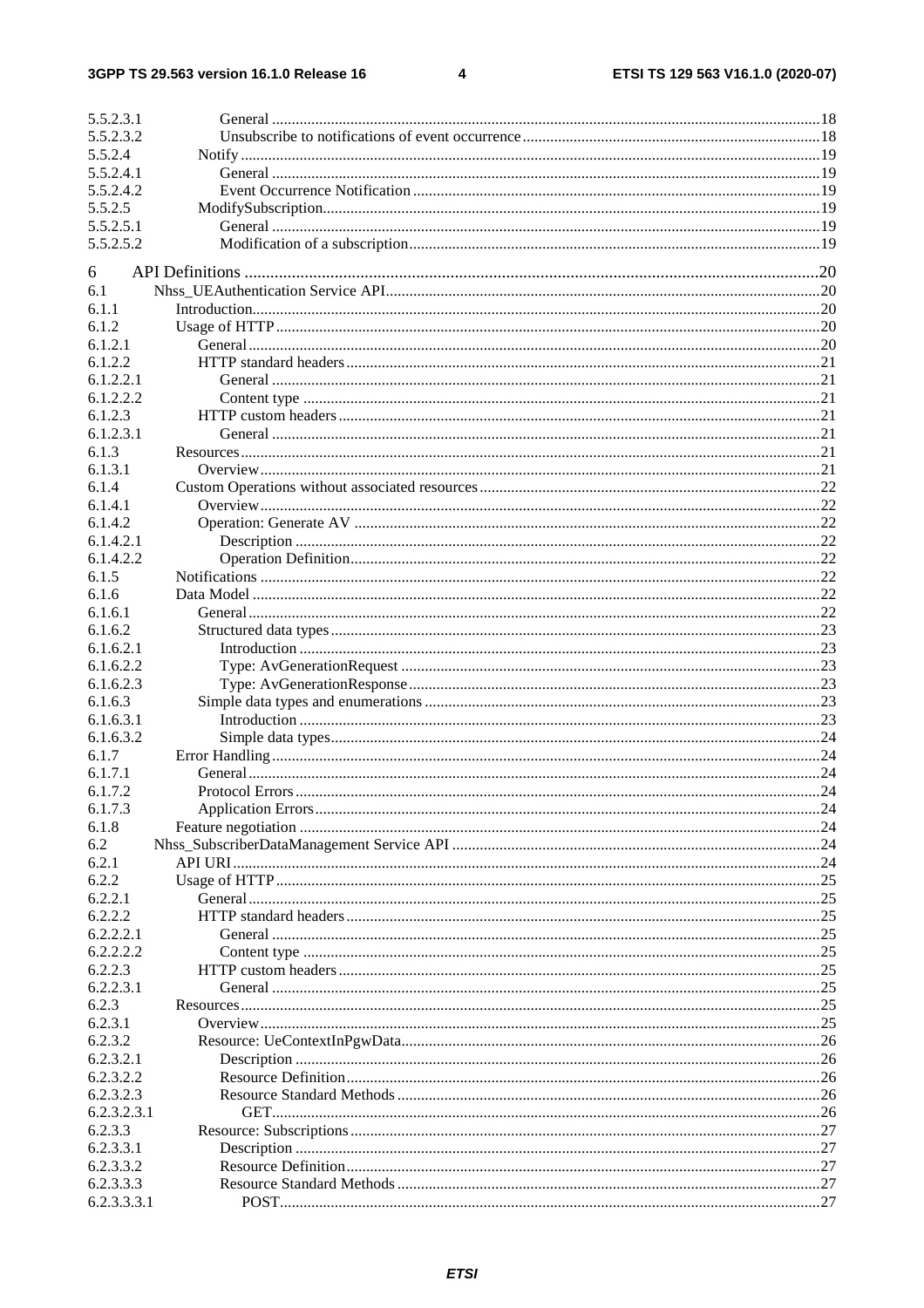| | | |
|---|---|---|
| 5.5.2.3.1 | General | 18 |
| 5.5.2.3.2 | Unsubscribe to notifications of event occurrence | 18 |
| 5.5.2.4 | Notify | 19 |
| 5.5.2.4.1 | General | 19 |
| 5.5.2.4.2 | Event Occurrence Notification | 19 |
| 5.5.2.5 | ModifySubscription | 19 |
| 5.5.2.5.1 | General | 19 |
| 5.5.2.5.2 | Modification of a subscription | 19 |
| 6 | API Definitions | 20 |
| 6.1 | Nhss_UEAuthentication Service API | 20 |
| 6.1.1 | Introduction | 20 |
| 6.1.2 | Usage of HTTP | 20 |
| 6.1.2.1 | General | 20 |
| 6.1.2.2 | HTTP standard headers | 21 |
| 6.1.2.2.1 | General | 21 |
| 6.1.2.2.2 | Content type | 21 |
| 6.1.2.3 | HTTP custom headers | 21 |
| 6.1.2.3.1 | General | 21 |
| 6.1.3 | Resources | 21 |
| 6.1.3.1 | Overview | 21 |
| 6.1.4 | Custom Operations without associated resources | 22 |
| 6.1.4.1 | Overview | 22 |
| 6.1.4.2 | Operation: Generate AV | 22 |
| 6.1.4.2.1 | Description | 22 |
| 6.1.4.2.2 | Operation Definition | 22 |
| 6.1.5 | Notifications | 22 |
| 6.1.6 | Data Model | 22 |
| 6.1.6.1 | General | 22 |
| 6.1.6.2 | Structured data types | 23 |
| 6.1.6.2.1 | Introduction | 23 |
| 6.1.6.2.2 | Type: AvGenerationRequest | 23 |
| 6.1.6.2.3 | Type: AvGenerationResponse | 23 |
| 6.1.6.3 | Simple data types and enumerations | 23 |
| 6.1.6.3.1 | Introduction | 23 |
| 6.1.6.3.2 | Simple data types | 24 |
| 6.1.7 | Error Handling | 24 |
| 6.1.7.1 | General | 24 |
| 6.1.7.2 | Protocol Errors | 24 |
| 6.1.7.3 | Application Errors | 24 |
| 6.1.8 | Feature negotiation | 24 |
| 6.2 | Nhss_SubscriberDataManagement Service API | 24 |
| 6.2.1 | API URI | 24 |
| 6.2.2 | Usage of HTTP | 25 |
| 6.2.2.1 | General | 25 |
| 6.2.2.2 | HTTP standard headers | 25 |
| 6.2.2.2.1 | General | 25 |
| 6.2.2.2.2 | Content type | 25 |
| 6.2.2.3 | HTTP custom headers | 25 |
| 6.2.2.3.1 | General | 25 |
| 6.2.3 | Resources | 25 |
| 6.2.3.1 | Overview | 25 |
| 6.2.3.2 | Resource: UeContextInPgwData | 26 |
| 6.2.3.2.1 | Description | 26 |
| 6.2.3.2.2 | Resource Definition | 26 |
| 6.2.3.2.3 | Resource Standard Methods | 26 |
| 6.2.3.2.3.1 | GET | 26 |
| 6.2.3.3 | Resource: Subscriptions | 27 |
| 6.2.3.3.1 | Description | 27 |
| 6.2.3.3.2 | Resource Definition | 27 |
| 6.2.3.3.3 | Resource Standard Methods | 27 |
| 6.2.3.3.3.1 | POST | 27 |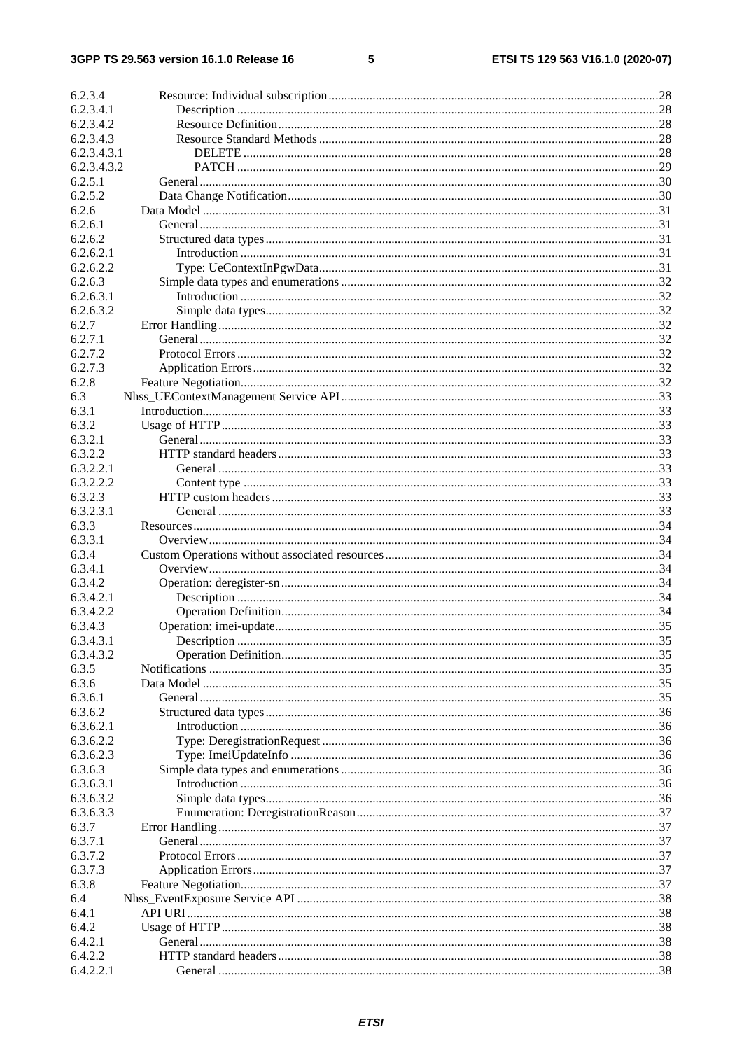| | | |
|---|---|---|
| 6.2.3.4 | Resource: Individual subscription | 28 |
| 6.2.3.4.1 | Description | 28 |
| 6.2.3.4.2 | Resource Definition | 28 |
| 6.2.3.4.3 | Resource Standard Methods | 28 |
| 6.2.3.4.3.1 | DELETE | 28 |
| 6.2.3.4.3.2 | PATCH | 29 |
| 6.2.5.1 | General | 30 |
| 6.2.5.2 | Data Change Notification | 30 |
| 6.2.6 | Data Model | 31 |
| 6.2.6.1 | General | 31 |
| 6.2.6.2 | Structured data types | 31 |
| 6.2.6.2.1 | Introduction | 31 |
| 6.2.6.2.2 | Type: UeContextInPgwData | 31 |
| 6.2.6.3 | Simple data types and enumerations | 32 |
| 6.2.6.3.1 | Introduction | 32 |
| 6.2.6.3.2 | Simple data types | 32 |
| 6.2.7 | Error Handling | 32 |
| 6.2.7.1 | General | 32 |
| 6.2.7.2 | Protocol Errors | 32 |
| 6.2.7.3 | Application Errors | 32 |
| 6.2.8 | Feature Negotiation | 32 |
| 6.3 | Nhss_UEContextManagement Service API | 33 |
| 6.3.1 | Introduction | 33 |
| 6.3.2 | Usage of HTTP | 33 |
| 6.3.2.1 | General | 33 |
| 6.3.2.2 | HTTP standard headers | 33 |
| 6.3.2.2.1 | General | 33 |
| 6.3.2.2.2 | Content type | 33 |
| 6.3.2.3 | HTTP custom headers | 33 |
| 6.3.2.3.1 | General | 33 |
| 6.3.3 | Resources | 34 |
| 6.3.3.1 | Overview | 34 |
| 6.3.4 | Custom Operations without associated resources | 34 |
| 6.3.4.1 | Overview | 34 |
| 6.3.4.2 | Operation: deregister-sn | 34 |
| 6.3.4.2.1 | Description | 34 |
| 6.3.4.2.2 | Operation Definition | 34 |
| 6.3.4.3 | Operation: imei-update | 35 |
| 6.3.4.3.1 | Description | 35 |
| 6.3.4.3.2 | Operation Definition | 35 |
| 6.3.5 | Notifications | 35 |
| 6.3.6 | Data Model | 35 |
| 6.3.6.1 | General | 35 |
| 6.3.6.2 | Structured data types | 36 |
| 6.3.6.2.1 | Introduction | 36 |
| 6.3.6.2.2 | Type: DeregistrationRequest | 36 |
| 6.3.6.2.3 | Type: ImeiUpdateInfo | 36 |
| 6.3.6.3 | Simple data types and enumerations | 36 |
| 6.3.6.3.1 | Introduction | 36 |
| 6.3.6.3.2 | Simple data types | 36 |
| 6.3.6.3.3 | Enumeration: DeregistrationReason | 37 |
| 6.3.7 | Error Handling | 37 |
| 6.3.7.1 | General | 37 |
| 6.3.7.2 | Protocol Errors | 37 |
| 6.3.7.3 | Application Errors | 37 |
| 6.3.8 | Feature Negotiation | 37 |
| 6.4 | Nhss_EventExposure Service API | 38 |
| 6.4.1 | API URI | 38 |
| 6.4.2 | Usage of HTTP | 38 |
| 6.4.2.1 | General | 38 |
| 6.4.2.2 | HTTP standard headers | 38 |
| 6.4.2.2.1 | General | 38 |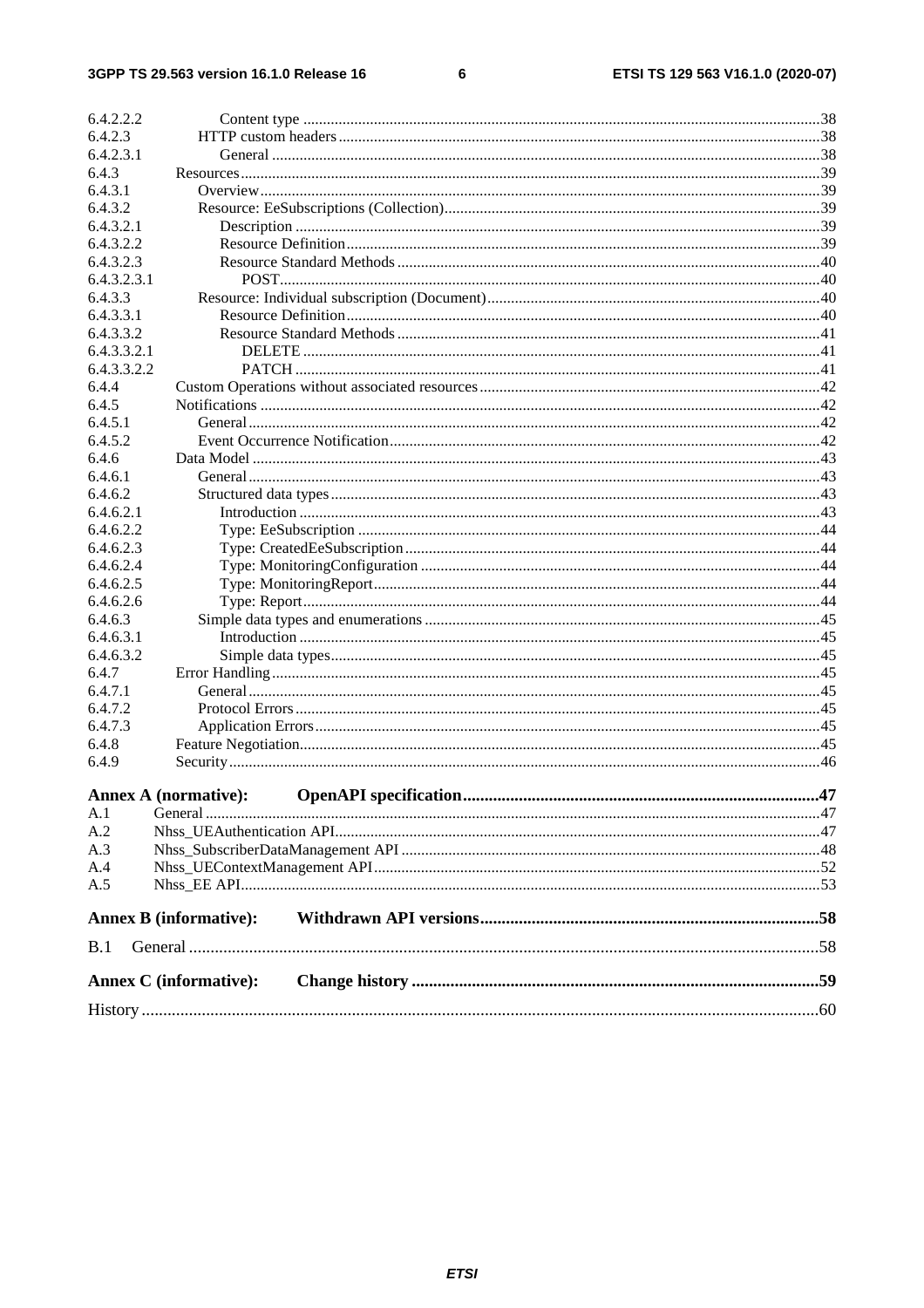6.4.2.2.2 Content type ....38
6.4.2.3 HTTP custom headers ....38
6.4.2.3.1 General ....38
6.4.3 Resources ....39
6.4.3.1 Overview ....39
6.4.3.2 Resource: EeSubscriptions (Collection) ....39
6.4.3.2.1 Description ....39
6.4.3.2.2 Resource Definition ....39
6.4.3.2.3 Resource Standard Methods ....40
6.4.3.2.3.1 POST ....40
6.4.3.3 Resource: Individual subscription (Document) ....40
6.4.3.3.1 Resource Definition ....40
6.4.3.3.2 Resource Standard Methods ....41
6.4.3.3.2.1 DELETE ....41
6.4.3.3.2.2 PATCH ....41
6.4.4 Custom Operations without associated resources ....42
6.4.5 Notifications ....42
6.4.5.1 General ....42
6.4.5.2 Event Occurrence Notification ....42
6.4.6 Data Model ....43
6.4.6.1 General ....43
6.4.6.2 Structured data types ....43
6.4.6.2.1 Introduction ....43
6.4.6.2.2 Type: EeSubscription ....44
6.4.6.2.3 Type: CreatedEeSubscription ....44
6.4.6.2.4 Type: MonitoringConfiguration ....44
6.4.6.2.5 Type: MonitoringReport ....44
6.4.6.2.6 Type: Report ....44
6.4.6.3 Simple data types and enumerations ....45
6.4.6.3.1 Introduction ....45
6.4.6.3.2 Simple data types ....45
6.4.7 Error Handling ....45
6.4.7.1 General ....45
6.4.7.2 Protocol Errors ....45
6.4.7.3 Application Errors ....45
6.4.8 Feature Negotiation ....45
6.4.9 Security ....46

**Annex A (normative): OpenAPI specification ....47**
A.1 General ....47
A.2 Nhss_UEAuthentication API ....47
A.3 Nhss_SubscriberDataManagement API ....48
A.4 Nhss_UEContextManagement API ....52
A.5 Nhss_EE API ....53

**Annex B (informative): Withdrawn API versions ....58**

B.1 General ....58

**Annex C (informative): Change history ....59**

History ....60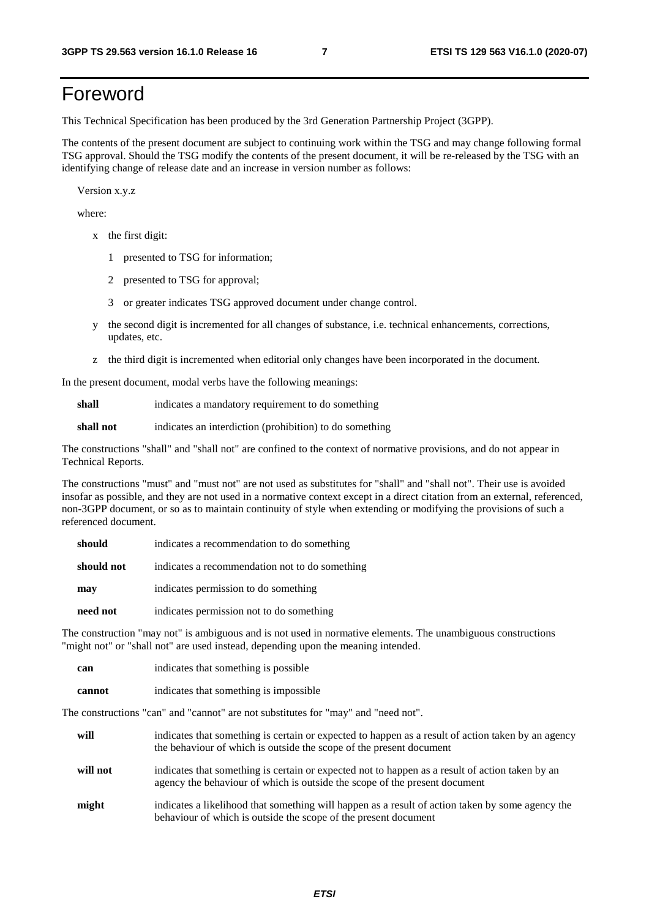# Foreword

This Technical Specification has been produced by the 3rd Generation Partnership Project (3GPP).

The contents of the present document are subject to continuing work within the TSG and may change following formal TSG approval. Should the TSG modify the contents of the present document, it will be re-released by the TSG with an identifying change of release date and an increase in version number as follows:

Version x.y.z

where:

- x the first digit:
  - 1 presented to TSG for information;
  - 2 presented to TSG for approval;
  - 3 or greater indicates TSG approved document under change control.
- y the second digit is incremented for all changes of substance, i.e. technical enhancements, corrections, updates, etc.
- z the third digit is incremented when editorial only changes have been incorporated in the document.

In the present document, modal verbs have the following meanings:

**shall** indicates a mandatory requirement to do something

**shall not** indicates an interdiction (prohibition) to do something

The constructions "shall" and "shall not" are confined to the context of normative provisions, and do not appear in Technical Reports.

The constructions "must" and "must not" are not used as substitutes for "shall" and "shall not". Their use is avoided insofar as possible, and they are not used in a normative context except in a direct citation from an external, referenced, non-3GPP document, or so as to maintain continuity of style when extending or modifying the provisions of such a referenced document.

**should** indicates a recommendation to do something

**should not** indicates a recommendation not to do something

**may** indicates permission to do something

**need not** indicates permission not to do something

The construction "may not" is ambiguous and is not used in normative elements. The unambiguous constructions "might not" or "shall not" are used instead, depending upon the meaning intended.

**can** indicates that something is possible

**cannot** indicates that something is impossible

The constructions "can" and "cannot" are not substitutes for "may" and "need not".

**will** indicates that something is certain or expected to happen as a result of action taken by an agency the behaviour of which is outside the scope of the present document

**will not** indicates that something is certain or expected not to happen as a result of action taken by an agency the behaviour of which is outside the scope of the present document

**might** indicates a likelihood that something will happen as a result of action taken by some agency the behaviour of which is outside the scope of the present document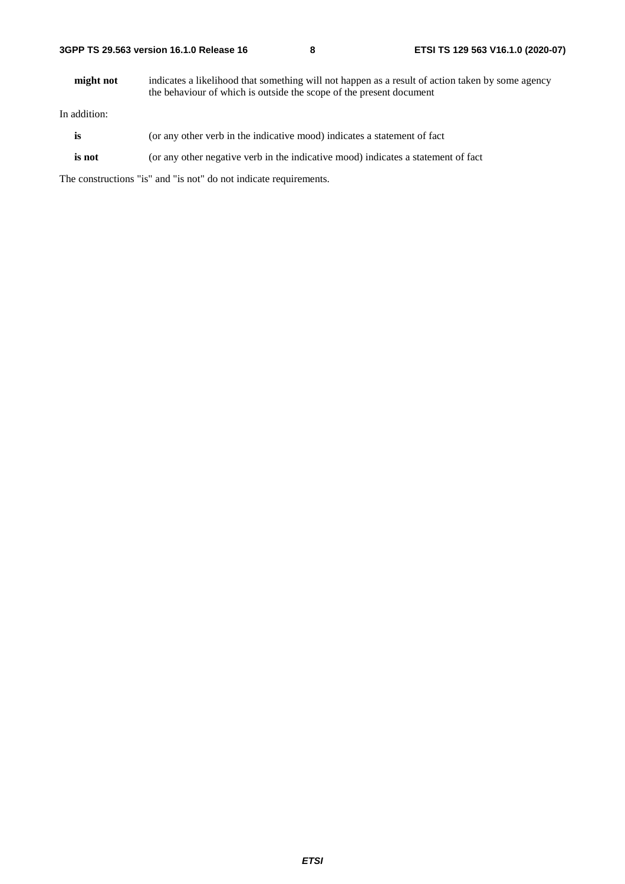**might not** indicates a likelihood that something will not happen as a result of action taken by some agency the behaviour of which is outside the scope of the present document

In addition:

**is** (or any other verb in the indicative mood) indicates a statement of fact

**is not** (or any other negative verb in the indicative mood) indicates a statement of fact

The constructions "is" and "is not" do not indicate requirements.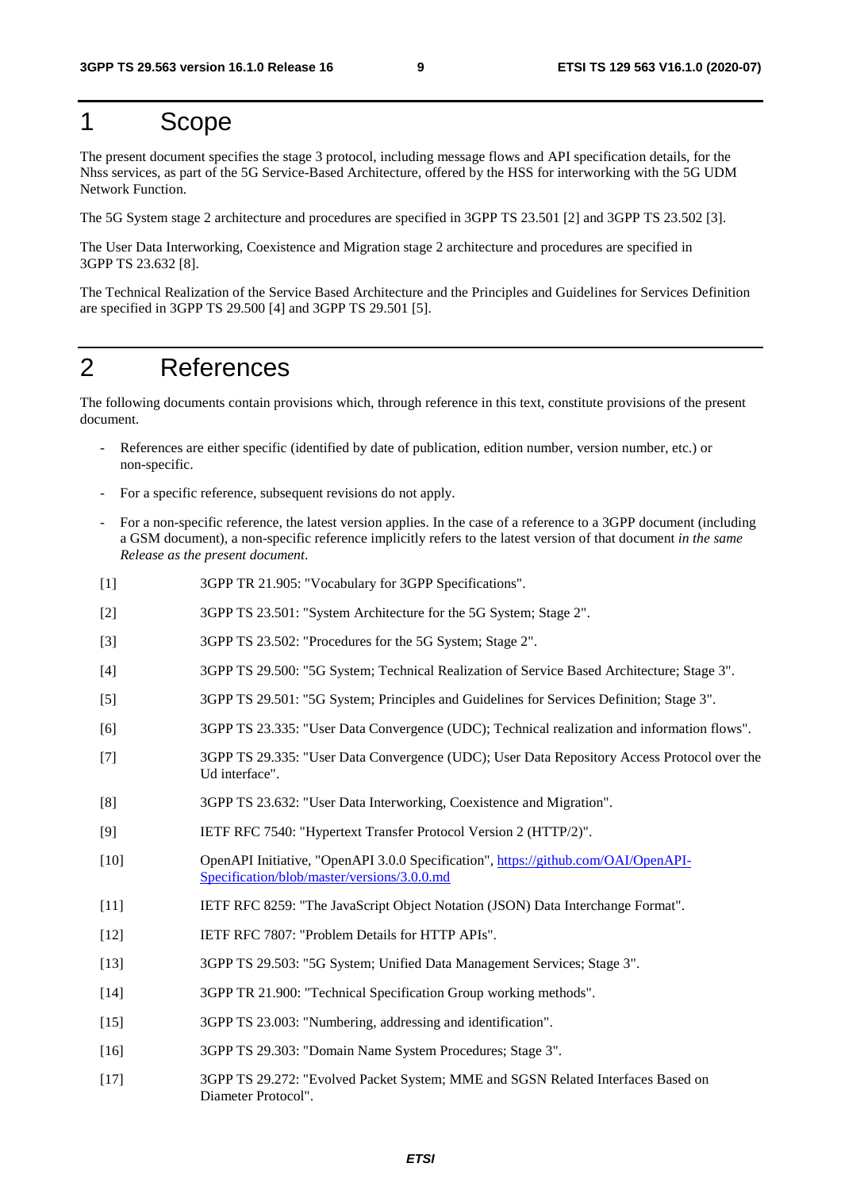# 1 Scope

The present document specifies the stage 3 protocol, including message flows and API specification details, for the Nhss services, as part of the 5G Service-Based Architecture, offered by the HSS for interworking with the 5G UDM Network Function.

The 5G System stage 2 architecture and procedures are specified in 3GPP TS 23.501 [2] and 3GPP TS 23.502 [3].

The User Data Interworking, Coexistence and Migration stage 2 architecture and procedures are specified in 3GPP TS 23.632 [8].

The Technical Realization of the Service Based Architecture and the Principles and Guidelines for Services Definition are specified in 3GPP TS 29.500 [4] and 3GPP TS 29.501 [5].

# 2 References

The following documents contain provisions which, through reference in this text, constitute provisions of the present document.

- References are either specific (identified by date of publication, edition number, version number, etc.) or non-specific.
- For a specific reference, subsequent revisions do not apply.
- For a non-specific reference, the latest version applies. In the case of a reference to a 3GPP document (including a GSM document), a non-specific reference implicitly refers to the latest version of that document *in the same Release as the present document*.

[1] 3GPP TR 21.905: "Vocabulary for 3GPP Specifications".

[2] 3GPP TS 23.501: "System Architecture for the 5G System; Stage 2".

[3] 3GPP TS 23.502: "Procedures for the 5G System; Stage 2".

[4] 3GPP TS 29.500: "5G System; Technical Realization of Service Based Architecture; Stage 3".

[5] 3GPP TS 29.501: "5G System; Principles and Guidelines for Services Definition; Stage 3".

[6] 3GPP TS 23.335: "User Data Convergence (UDC); Technical realization and information flows".

[7] 3GPP TS 29.335: "User Data Convergence (UDC); User Data Repository Access Protocol over the Ud interface".

[8] 3GPP TS 23.632: "User Data Interworking, Coexistence and Migration".

[9] IETF RFC 7540: "Hypertext Transfer Protocol Version 2 (HTTP/2)".

[10] OpenAPI Initiative, "OpenAPI 3.0.0 Specification", https://github.com/OAI/OpenAPI-Specification/blob/master/versions/3.0.0.md

[11] IETF RFC 8259: "The JavaScript Object Notation (JSON) Data Interchange Format".

[12] IETF RFC 7807: "Problem Details for HTTP APIs".

[13] 3GPP TS 29.503: "5G System; Unified Data Management Services; Stage 3".

[14] 3GPP TR 21.900: "Technical Specification Group working methods".

[15] 3GPP TS 23.003: "Numbering, addressing and identification".

[16] 3GPP TS 29.303: "Domain Name System Procedures; Stage 3".

[17] 3GPP TS 29.272: "Evolved Packet System; MME and SGSN Related Interfaces Based on Diameter Protocol".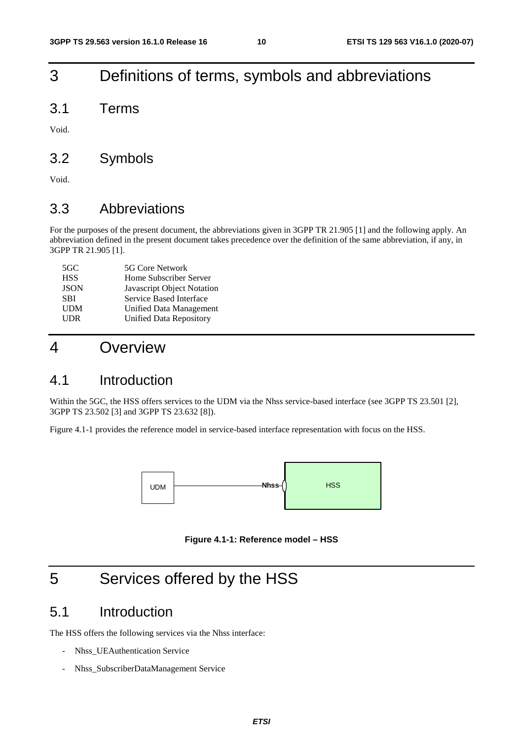# 3 Definitions of terms, symbols and abbreviations

## 3.1 Terms

Void.

## 3.2 Symbols

Void.

## 3.3 Abbreviations

For the purposes of the present document, the abbreviations given in 3GPP TR 21.905 [1] and the following apply. An abbreviation defined in the present document takes precedence over the definition of the same abbreviation, if any, in 3GPP TR 21.905 [1].

| | |
|---|---|
| 5GC | 5G Core Network |
| HSS | Home Subscriber Server |
| JSON | Javascript Object Notation |
| SBI | Service Based Interface |
| UDM | Unified Data Management |
| UDR | Unified Data Repository |

# 4 Overview

## 4.1 Introduction

Within the 5GC, the HSS offers services to the UDM via the Nhss service-based interface (see 3GPP TS 23.501 [2], 3GPP TS 23.502 [3] and 3GPP TS 23.632 [8]).

Figure 4.1-1 provides the reference model in service-based interface representation with focus on the HSS.

UDM —— Nhss —— HSS

**Figure 4.1-1: Reference model – HSS**

# 5 Services offered by the HSS

## 5.1 Introduction

The HSS offers the following services via the Nhss interface:

- Nhss_UEAuthentication Service
- Nhss_SubscriberDataManagement Service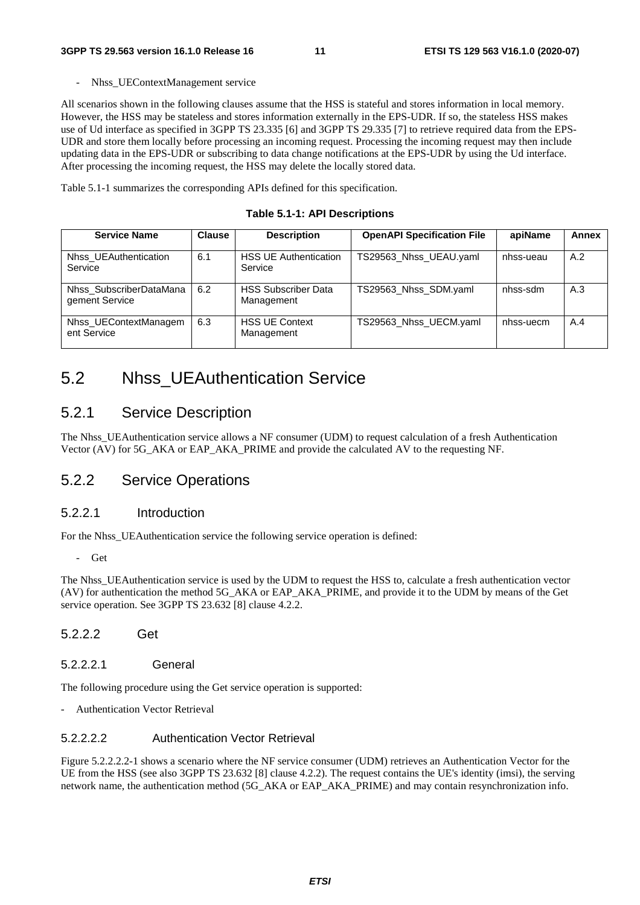- Nhss_UEContextManagement service

All scenarios shown in the following clauses assume that the HSS is stateful and stores information in local memory. However, the HSS may be stateless and stores information externally in the EPS-UDR. If so, the stateless HSS makes use of Ud interface as specified in 3GPP TS 23.335 [6] and 3GPP TS 29.335 [7] to retrieve required data from the EPS-UDR and store them locally before processing an incoming request. Processing the incoming request may then include updating data in the EPS-UDR or subscribing to data change notifications at the EPS-UDR by using the Ud interface. After processing the incoming request, the HSS may delete the locally stored data.

Table 5.1-1 summarizes the corresponding APIs defined for this specification.

**Table 5.1-1: API Descriptions**

| Service Name | Clause | Description | OpenAPI Specification File | apiName | Annex |
|---|---|---|---|---|---|
| Nhss_UEAuthentication Service | 6.1 | HSS UE Authentication Service | TS29563_Nhss_UEAU.yaml | nhss-ueau | A.2 |
| Nhss_SubscriberDataManagement Service | 6.2 | HSS Subscriber Data Management | TS29563_Nhss_SDM.yaml | nhss-sdm | A.3 |
| Nhss_UEContextManagement Service | 6.3 | HSS UE Context Management | TS29563_Nhss_UECM.yaml | nhss-uecm | A.4 |

## 5.2 Nhss_UEAuthentication Service

### 5.2.1 Service Description

The Nhss_UEAuthentication service allows a NF consumer (UDM) to request calculation of a fresh Authentication Vector (AV) for 5G_AKA or EAP_AKA_PRIME and provide the calculated AV to the requesting NF.

### 5.2.2 Service Operations

#### 5.2.2.1 Introduction

For the Nhss_UEAuthentication service the following service operation is defined:

- Get

The Nhss_UEAuthentication service is used by the UDM to request the HSS to, calculate a fresh authentication vector (AV) for authentication the method 5G_AKA or EAP_AKA_PRIME, and provide it to the UDM by means of the Get service operation. See 3GPP TS 23.632 [8] clause 4.2.2.

#### 5.2.2.2 Get

##### 5.2.2.2.1 General

The following procedure using the Get service operation is supported:

- Authentication Vector Retrieval

##### 5.2.2.2.2 Authentication Vector Retrieval

Figure 5.2.2.2.2-1 shows a scenario where the NF service consumer (UDM) retrieves an Authentication Vector for the UE from the HSS (see also 3GPP TS 23.632 [8] clause 4.2.2). The request contains the UE's identity (imsi), the serving network name, the authentication method (5G_AKA or EAP_AKA_PRIME) and may contain resynchronization info.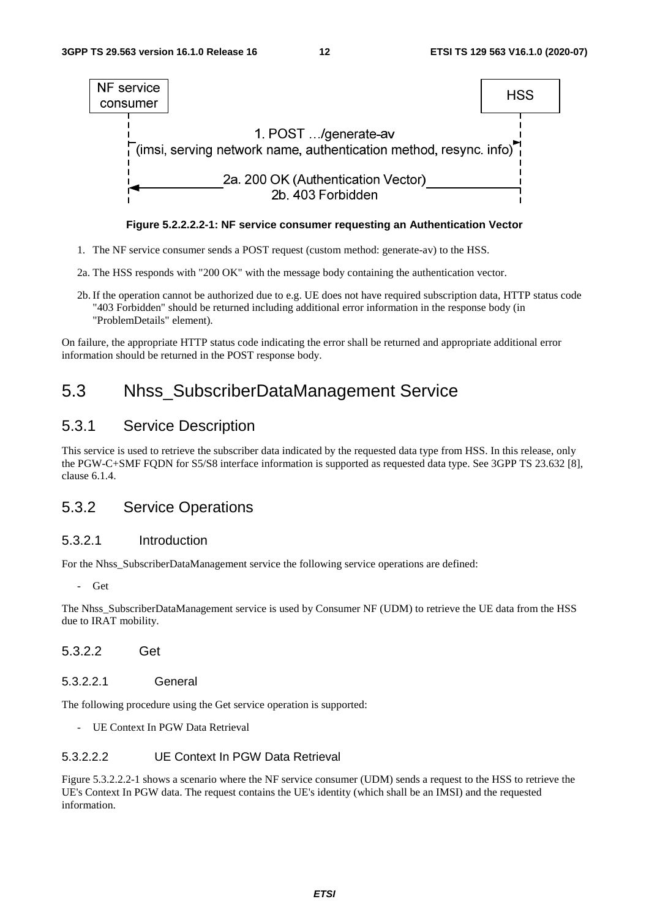NF service consumer → HSS

1. POST …/generate-av (imsi, serving network name, authentication method, resync. info)

2a. 200 OK (Authentication Vector)
2b. 403 Forbidden

**Figure 5.2.2.2.2-1: NF service consumer requesting an Authentication Vector**

1. The NF service consumer sends a POST request (custom method: generate-av) to the HSS.

2a. The HSS responds with "200 OK" with the message body containing the authentication vector.

2b. If the operation cannot be authorized due to e.g. UE does not have required subscription data, HTTP status code "403 Forbidden" should be returned including additional error information in the response body (in "ProblemDetails" element).

On failure, the appropriate HTTP status code indicating the error shall be returned and appropriate additional error information should be returned in the POST response body.

# 5.3 Nhss_SubscriberDataManagement Service

## 5.3.1 Service Description

This service is used to retrieve the subscriber data indicated by the requested data type from HSS. In this release, only the PGW-C+SMF FQDN for S5/S8 interface information is supported as requested data type. See 3GPP TS 23.632 [8], clause 6.1.4.

## 5.3.2 Service Operations

### 5.3.2.1 Introduction

For the Nhss_SubscriberDataManagement service the following service operations are defined:

- Get

The Nhss_SubscriberDataManagement service is used by Consumer NF (UDM) to retrieve the UE data from the HSS due to IRAT mobility.

### 5.3.2.2 Get

#### 5.3.2.2.1 General

The following procedure using the Get service operation is supported:

- UE Context In PGW Data Retrieval

#### 5.3.2.2.2 UE Context In PGW Data Retrieval

Figure 5.3.2.2.2-1 shows a scenario where the NF service consumer (UDM) sends a request to the HSS to retrieve the UE's Context In PGW data. The request contains the UE's identity (which shall be an IMSI) and the requested information.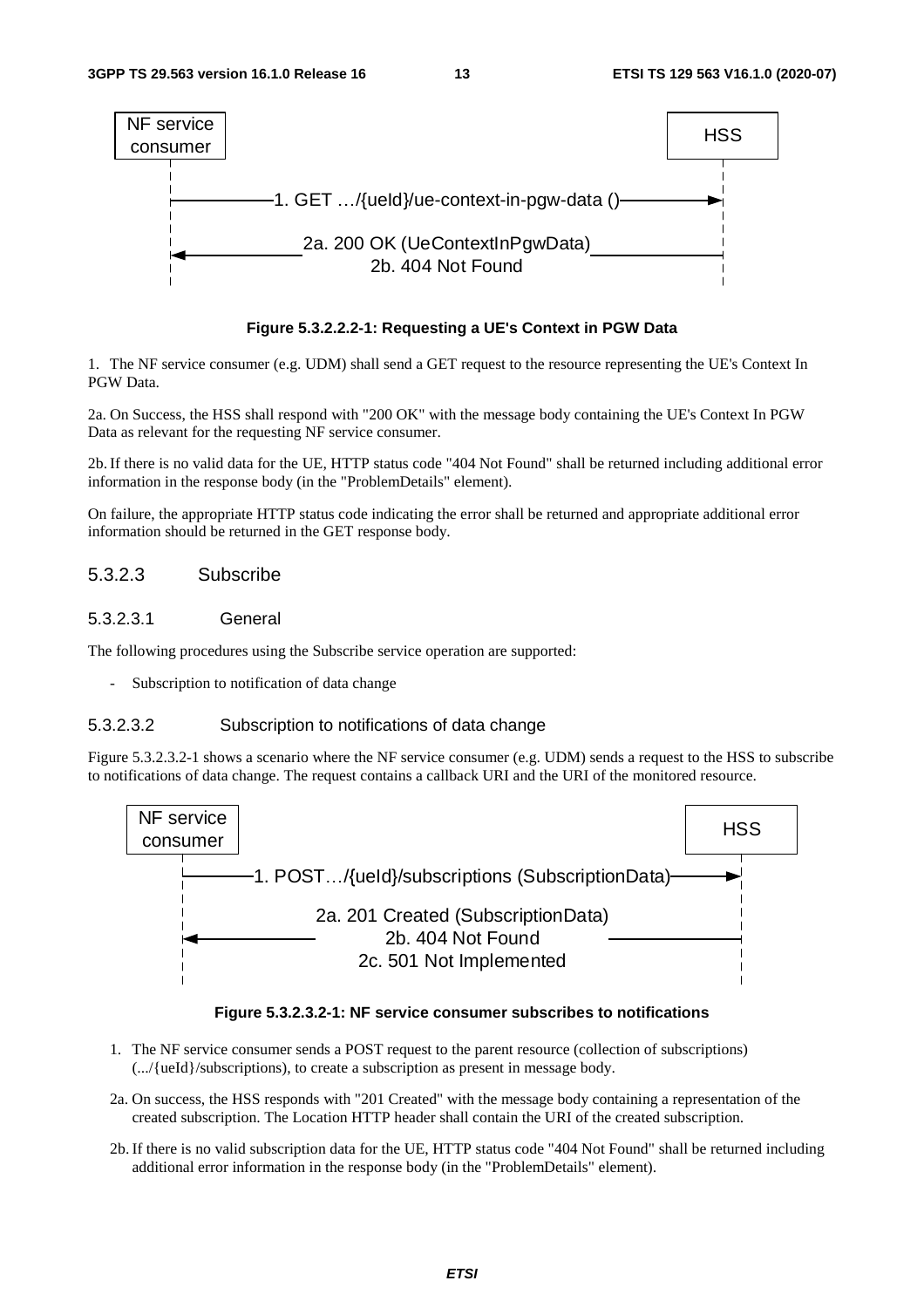NF service consumer → HSS: 1. GET …/{ueId}/ue-context-in-pgw-data ()

HSS → NF service consumer: 2a. 200 OK (UeContextInPgwData) / 2b. 404 Not Found

**Figure 5.3.2.2.2-1: Requesting a UE's Context in PGW Data**

1. The NF service consumer (e.g. UDM) shall send a GET request to the resource representing the UE's Context In PGW Data.

2a. On Success, the HSS shall respond with "200 OK" with the message body containing the UE's Context In PGW Data as relevant for the requesting NF service consumer.

2b. If there is no valid data for the UE, HTTP status code "404 Not Found" shall be returned including additional error information in the response body (in the "ProblemDetails" element).

On failure, the appropriate HTTP status code indicating the error shall be returned and appropriate additional error information should be returned in the GET response body.

### 5.3.2.3 Subscribe

#### 5.3.2.3.1 General

The following procedures using the Subscribe service operation are supported:

- Subscription to notification of data change

#### 5.3.2.3.2 Subscription to notifications of data change

Figure 5.3.2.3.2-1 shows a scenario where the NF service consumer (e.g. UDM) sends a request to the HSS to subscribe to notifications of data change. The request contains a callback URI and the URI of the monitored resource.

NF service consumer → HSS: 1. POST…/{ueId}/subscriptions (SubscriptionData)

HSS → NF service consumer: 2a. 201 Created (SubscriptionData) / 2b. 404 Not Found / 2c. 501 Not Implemented

**Figure 5.3.2.3.2-1: NF service consumer subscribes to notifications**

1. The NF service consumer sends a POST request to the parent resource (collection of subscriptions) (.../{ueId}/subscriptions), to create a subscription as present in message body.

2a. On success, the HSS responds with "201 Created" with the message body containing a representation of the created subscription. The Location HTTP header shall contain the URI of the created subscription.

2b. If there is no valid subscription data for the UE, HTTP status code "404 Not Found" shall be returned including additional error information in the response body (in the "ProblemDetails" element).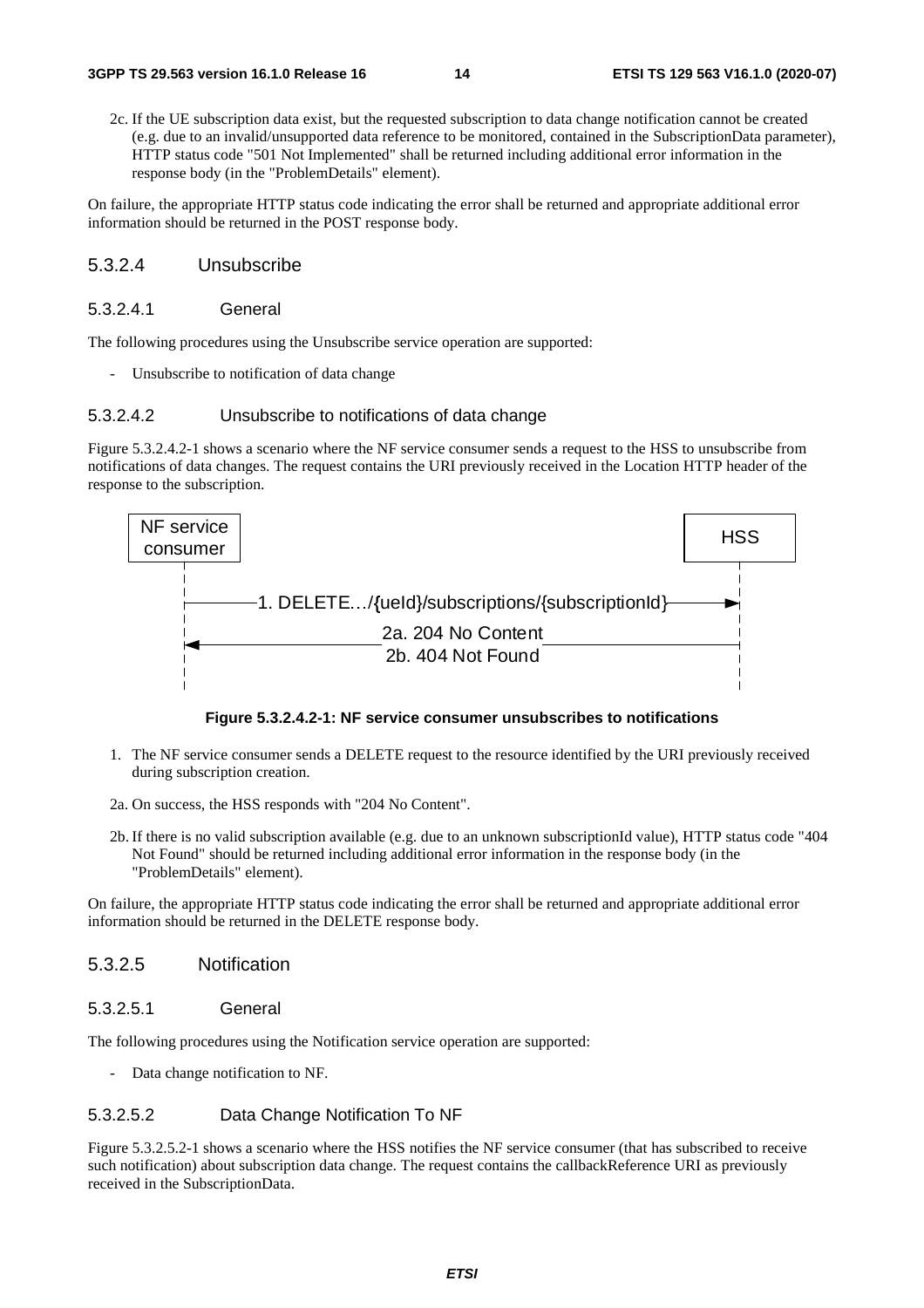2c. If the UE subscription data exist, but the requested subscription to data change notification cannot be created (e.g. due to an invalid/unsupported data reference to be monitored, contained in the SubscriptionData parameter), HTTP status code "501 Not Implemented" shall be returned including additional error information in the response body (in the "ProblemDetails" element).

On failure, the appropriate HTTP status code indicating the error shall be returned and appropriate additional error information should be returned in the POST response body.

#### 5.3.2.4 Unsubscribe

##### 5.3.2.4.1 General

The following procedures using the Unsubscribe service operation are supported:

- Unsubscribe to notification of data change

##### 5.3.2.4.2 Unsubscribe to notifications of data change

Figure 5.3.2.4.2-1 shows a scenario where the NF service consumer sends a request to the HSS to unsubscribe from notifications of data changes. The request contains the URI previously received in the Location HTTP header of the response to the subscription.

NF service consumer | HSS

1. DELETE…/{ueId}/subscriptions/{subscriptionId}

2a. 204 No Content
2b. 404 Not Found

**Figure 5.3.2.4.2-1: NF service consumer unsubscribes to notifications**

1. The NF service consumer sends a DELETE request to the resource identified by the URI previously received during subscription creation.

2a. On success, the HSS responds with "204 No Content".

2b. If there is no valid subscription available (e.g. due to an unknown subscriptionId value), HTTP status code "404 Not Found" should be returned including additional error information in the response body (in the "ProblemDetails" element).

On failure, the appropriate HTTP status code indicating the error shall be returned and appropriate additional error information should be returned in the DELETE response body.

#### 5.3.2.5 Notification

##### 5.3.2.5.1 General

The following procedures using the Notification service operation are supported:

- Data change notification to NF.

##### 5.3.2.5.2 Data Change Notification To NF

Figure 5.3.2.5.2-1 shows a scenario where the HSS notifies the NF service consumer (that has subscribed to receive such notification) about subscription data change. The request contains the callbackReference URI as previously received in the SubscriptionData.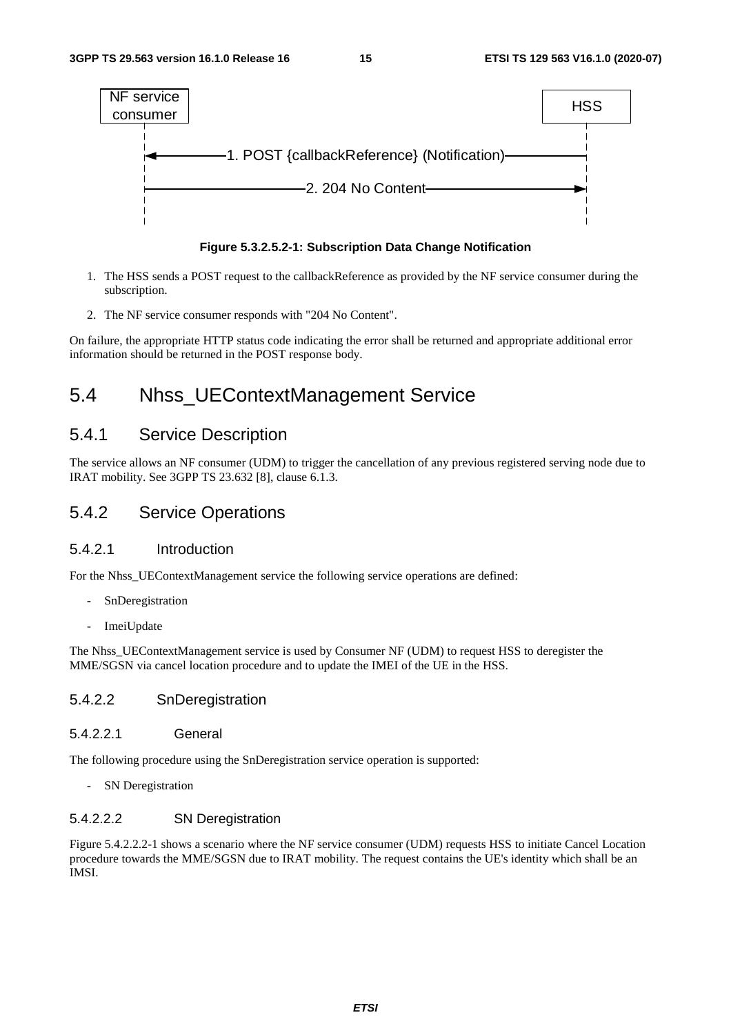NF service consumer | HSS

1. POST {callbackReference} (Notification)
2. 204 No Content

**Figure 5.3.2.5.2-1: Subscription Data Change Notification**

1. The HSS sends a POST request to the callbackReference as provided by the NF service consumer during the subscription.
2. The NF service consumer responds with "204 No Content".

On failure, the appropriate HTTP status code indicating the error shall be returned and appropriate additional error information should be returned in the POST response body.

## 5.4 Nhss_UEContextManagement Service

### 5.4.1 Service Description

The service allows an NF consumer (UDM) to trigger the cancellation of any previous registered serving node due to IRAT mobility. See 3GPP TS 23.632 [8], clause 6.1.3.

### 5.4.2 Service Operations

#### 5.4.2.1 Introduction

For the Nhss_UEContextManagement service the following service operations are defined:

- SnDeregistration
- ImeiUpdate

The Nhss_UEContextManagement service is used by Consumer NF (UDM) to request HSS to deregister the MME/SGSN via cancel location procedure and to update the IMEI of the UE in the HSS.

#### 5.4.2.2 SnDeregistration

##### 5.4.2.2.1 General

The following procedure using the SnDeregistration service operation is supported:

- SN Deregistration

##### 5.4.2.2.2 SN Deregistration

Figure 5.4.2.2.2-1 shows a scenario where the NF service consumer (UDM) requests HSS to initiate Cancel Location procedure towards the MME/SGSN due to IRAT mobility. The request contains the UE's identity which shall be an IMSI.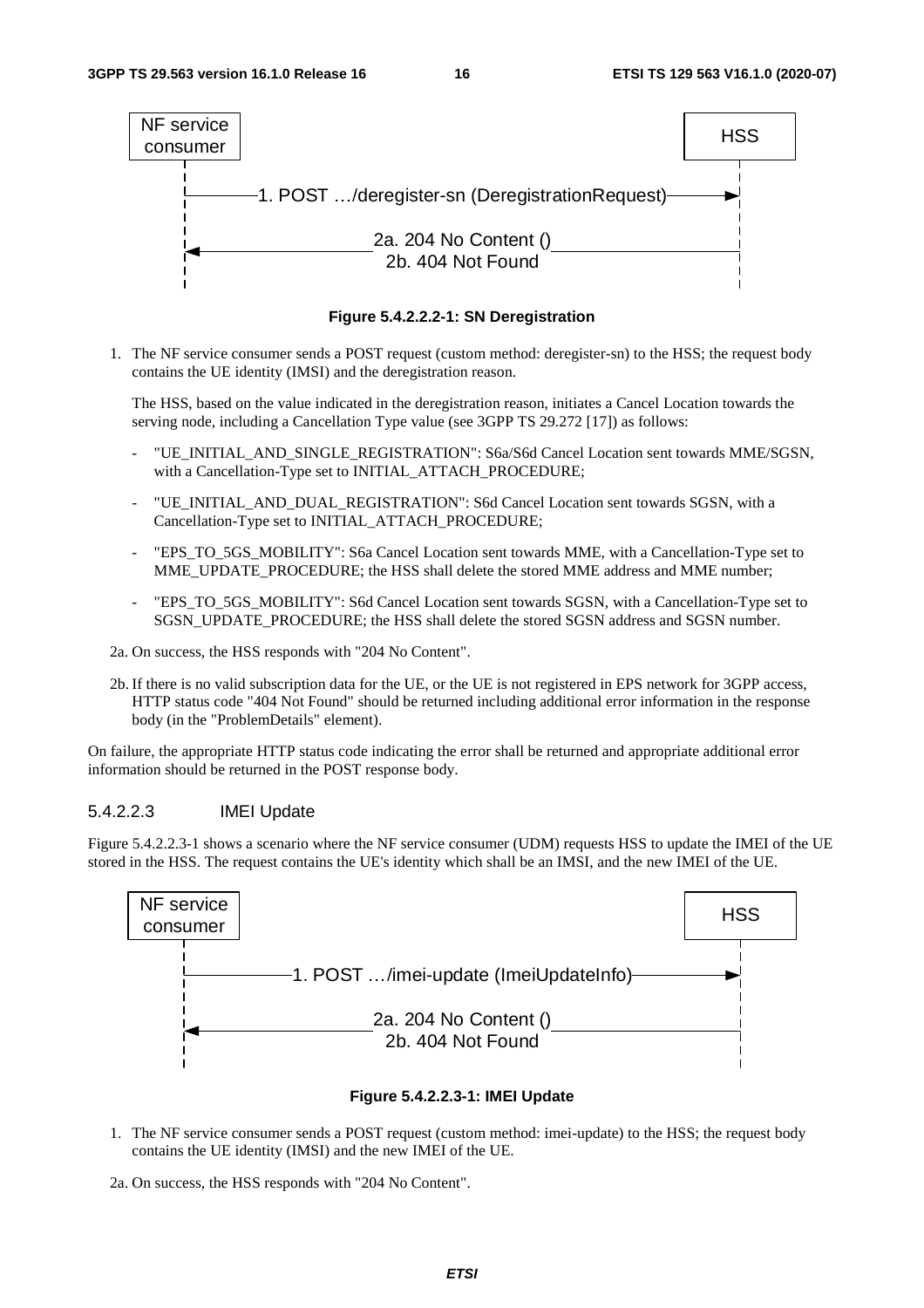Figure 5.4.2.2.2-1: SN Deregistration

1. The NF service consumer sends a POST request (custom method: deregister-sn) to the HSS; the request body contains the UE identity (IMSI) and the deregistration reason.

   The HSS, based on the value indicated in the deregistration reason, initiates a Cancel Location towards the serving node, including a Cancellation Type value (see 3GPP TS 29.272 [17]) as follows:

   - "UE_INITIAL_AND_SINGLE_REGISTRATION": S6a/S6d Cancel Location sent towards MME/SGSN, with a Cancellation-Type set to INITIAL_ATTACH_PROCEDURE;
   - "UE_INITIAL_AND_DUAL_REGISTRATION": S6d Cancel Location sent towards SGSN, with a Cancellation-Type set to INITIAL_ATTACH_PROCEDURE;
   - "EPS_TO_5GS_MOBILITY": S6a Cancel Location sent towards MME, with a Cancellation-Type set to MME_UPDATE_PROCEDURE; the HSS shall delete the stored MME address and MME number;
   - "EPS_TO_5GS_MOBILITY": S6d Cancel Location sent towards SGSN, with a Cancellation-Type set to SGSN_UPDATE_PROCEDURE; the HSS shall delete the stored SGSN address and SGSN number.

2a. On success, the HSS responds with "204 No Content".

2b. If there is no valid subscription data for the UE, or the UE is not registered in EPS network for 3GPP access, HTTP status code "404 Not Found" should be returned including additional error information in the response body (in the "ProblemDetails" element).

On failure, the appropriate HTTP status code indicating the error shall be returned and appropriate additional error information should be returned in the POST response body.

#### 5.4.2.2.3 IMEI Update

Figure 5.4.2.2.3-1 shows a scenario where the NF service consumer (UDM) requests HSS to update the IMEI of the UE stored in the HSS. The request contains the UE's identity which shall be an IMSI, and the new IMEI of the UE.

Figure 5.4.2.2.3-1: IMEI Update

1. The NF service consumer sends a POST request (custom method: imei-update) to the HSS; the request body contains the UE identity (IMSI) and the new IMEI of the UE.

2a. On success, the HSS responds with "204 No Content".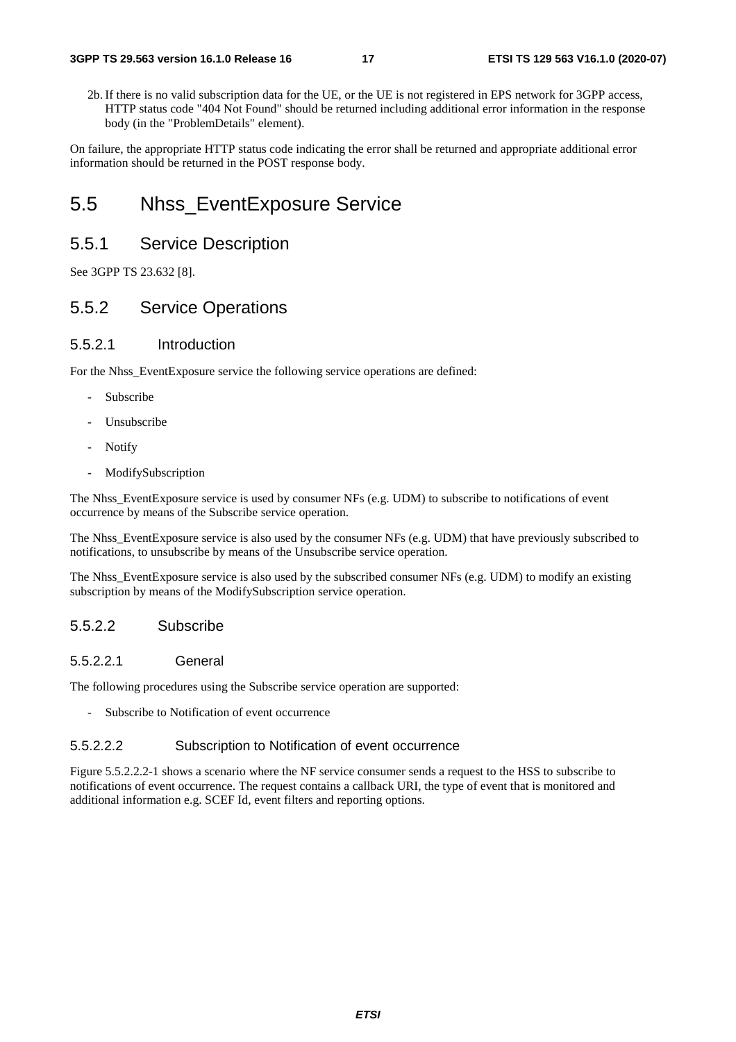2b. If there is no valid subscription data for the UE, or the UE is not registered in EPS network for 3GPP access, HTTP status code "404 Not Found" should be returned including additional error information in the response body (in the "ProblemDetails" element).

On failure, the appropriate HTTP status code indicating the error shall be returned and appropriate additional error information should be returned in the POST response body.

# 5.5 Nhss_EventExposure Service

## 5.5.1 Service Description

See 3GPP TS 23.632 [8].

## 5.5.2 Service Operations

### 5.5.2.1 Introduction

For the Nhss_EventExposure service the following service operations are defined:

- Subscribe
- Unsubscribe
- Notify
- ModifySubscription

The Nhss_EventExposure service is used by consumer NFs (e.g. UDM) to subscribe to notifications of event occurrence by means of the Subscribe service operation.

The Nhss_EventExposure service is also used by the consumer NFs (e.g. UDM) that have previously subscribed to notifications, to unsubscribe by means of the Unsubscribe service operation.

The Nhss_EventExposure service is also used by the subscribed consumer NFs (e.g. UDM) to modify an existing subscription by means of the ModifySubscription service operation.

### 5.5.2.2 Subscribe

#### 5.5.2.2.1 General

The following procedures using the Subscribe service operation are supported:

- Subscribe to Notification of event occurrence

#### 5.5.2.2.2 Subscription to Notification of event occurrence

Figure 5.5.2.2.2-1 shows a scenario where the NF service consumer sends a request to the HSS to subscribe to notifications of event occurrence. The request contains a callback URI, the type of event that is monitored and additional information e.g. SCEF Id, event filters and reporting options.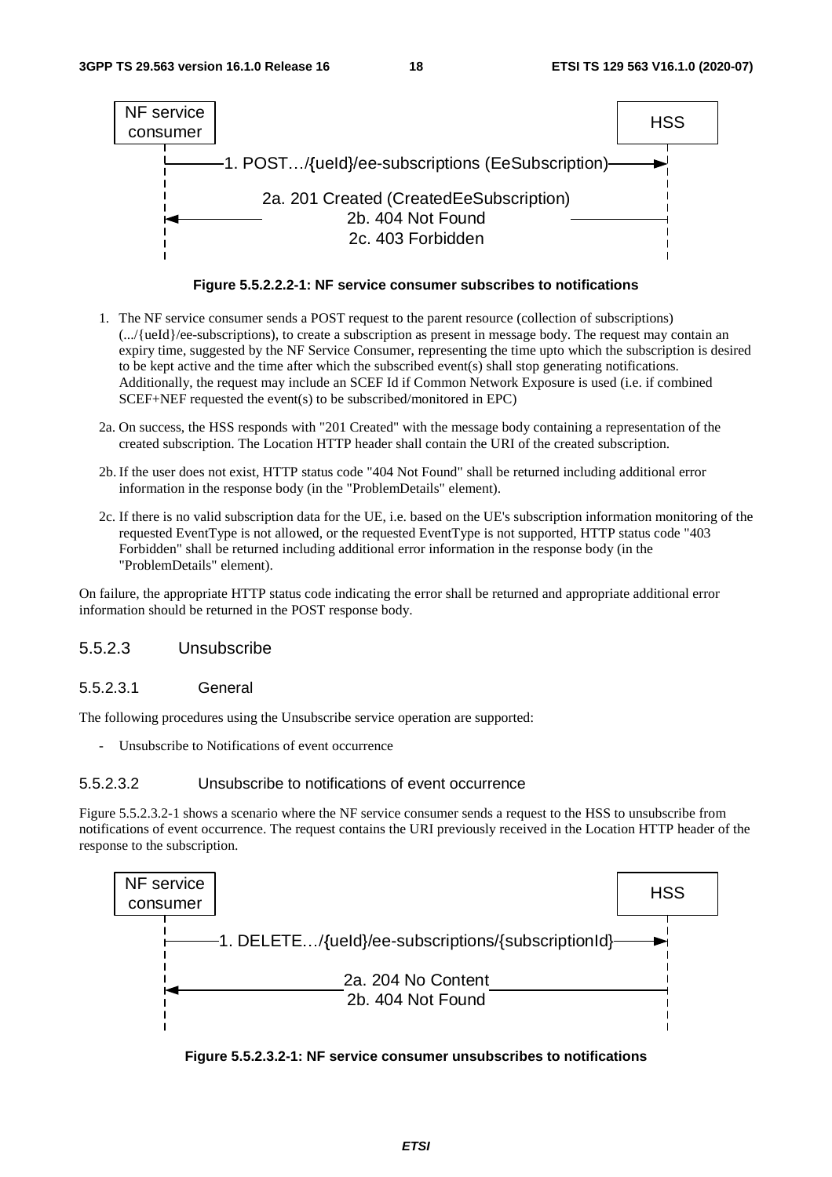Figure 5.5.2.2.2-1: NF service consumer subscribes to notifications

1. The NF service consumer sends a POST request to the parent resource (collection of subscriptions) (.../{ueId}/ee-subscriptions), to create a subscription as present in message body. The request may contain an expiry time, suggested by the NF Service Consumer, representing the time upto which the subscription is desired to be kept active and the time after which the subscribed event(s) shall stop generating notifications. Additionally, the request may include an SCEF Id if Common Network Exposure is used (i.e. if combined SCEF+NEF requested the event(s) to be subscribed/monitored in EPC)

2a. On success, the HSS responds with "201 Created" with the message body containing a representation of the created subscription. The Location HTTP header shall contain the URI of the created subscription.

2b. If the user does not exist, HTTP status code "404 Not Found" shall be returned including additional error information in the response body (in the "ProblemDetails" element).

2c. If there is no valid subscription data for the UE, i.e. based on the UE's subscription information monitoring of the requested EventType is not allowed, or the requested EventType is not supported, HTTP status code "403 Forbidden" shall be returned including additional error information in the response body (in the "ProblemDetails" element).

On failure, the appropriate HTTP status code indicating the error shall be returned and appropriate additional error information should be returned in the POST response body.

### 5.5.2.3 Unsubscribe

#### 5.5.2.3.1 General

The following procedures using the Unsubscribe service operation are supported:

- Unsubscribe to Notifications of event occurrence

#### 5.5.2.3.2 Unsubscribe to notifications of event occurrence

Figure 5.5.2.3.2-1 shows a scenario where the NF service consumer sends a request to the HSS to unsubscribe from notifications of event occurrence. The request contains the URI previously received in the Location HTTP header of the response to the subscription.

Figure 5.5.2.3.2-1: NF service consumer unsubscribes to notifications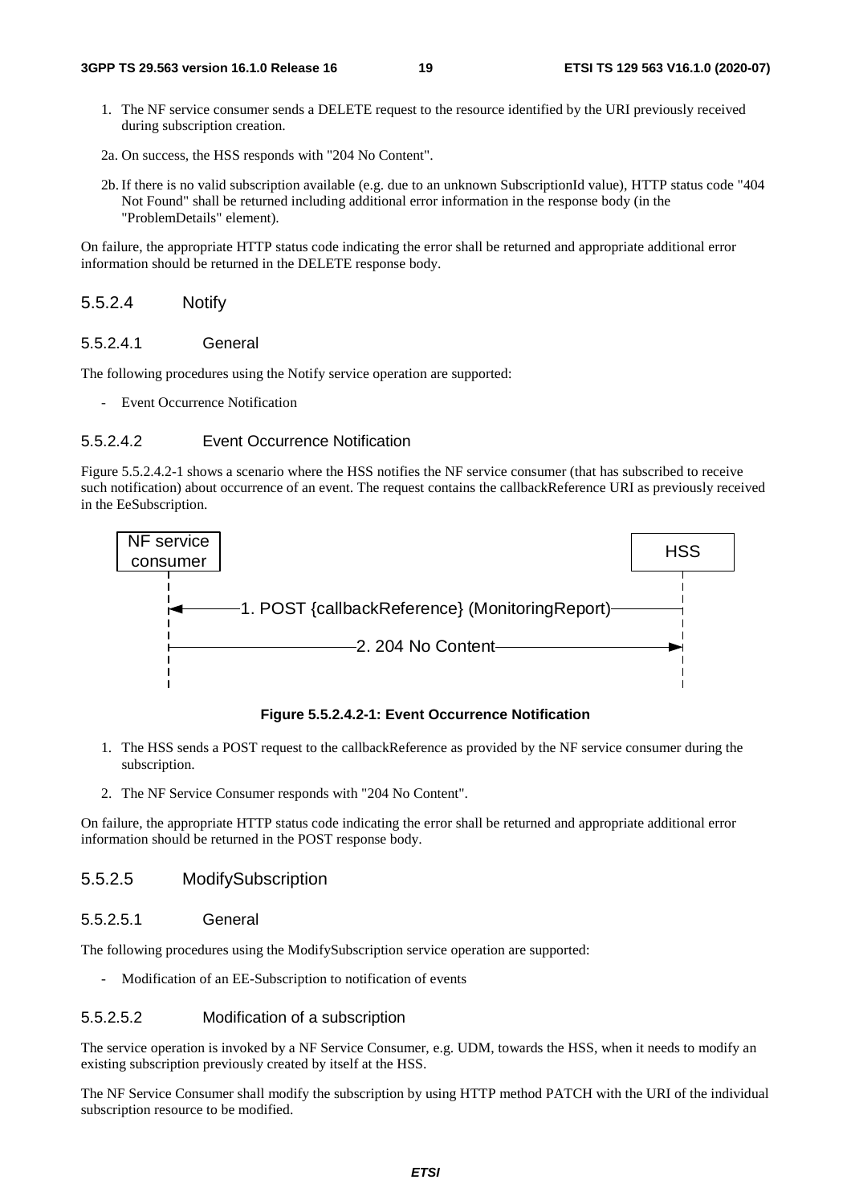1. The NF service consumer sends a DELETE request to the resource identified by the URI previously received during subscription creation.

2a. On success, the HSS responds with "204 No Content".

2b. If there is no valid subscription available (e.g. due to an unknown SubscriptionId value), HTTP status code "404 Not Found" shall be returned including additional error information in the response body (in the "ProblemDetails" element).

On failure, the appropriate HTTP status code indicating the error shall be returned and appropriate additional error information should be returned in the DELETE response body.

#### 5.5.2.4 Notify

##### 5.5.2.4.1 General

The following procedures using the Notify service operation are supported:

- Event Occurrence Notification

##### 5.5.2.4.2 Event Occurrence Notification

Figure 5.5.2.4.2-1 shows a scenario where the HSS notifies the NF service consumer (that has subscribed to receive such notification) about occurrence of an event. The request contains the callbackReference URI as previously received in the EeSubscription.

NF service consumer | HSS

1. POST {callbackReference} (MonitoringReport)

2. 204 No Content

**Figure 5.5.2.4.2-1: Event Occurrence Notification**

1. The HSS sends a POST request to the callbackReference as provided by the NF service consumer during the subscription.

2. The NF Service Consumer responds with "204 No Content".

On failure, the appropriate HTTP status code indicating the error shall be returned and appropriate additional error information should be returned in the POST response body.

#### 5.5.2.5 ModifySubscription

##### 5.5.2.5.1 General

The following procedures using the ModifySubscription service operation are supported:

- Modification of an EE-Subscription to notification of events

##### 5.5.2.5.2 Modification of a subscription

The service operation is invoked by a NF Service Consumer, e.g. UDM, towards the HSS, when it needs to modify an existing subscription previously created by itself at the HSS.

The NF Service Consumer shall modify the subscription by using HTTP method PATCH with the URI of the individual subscription resource to be modified.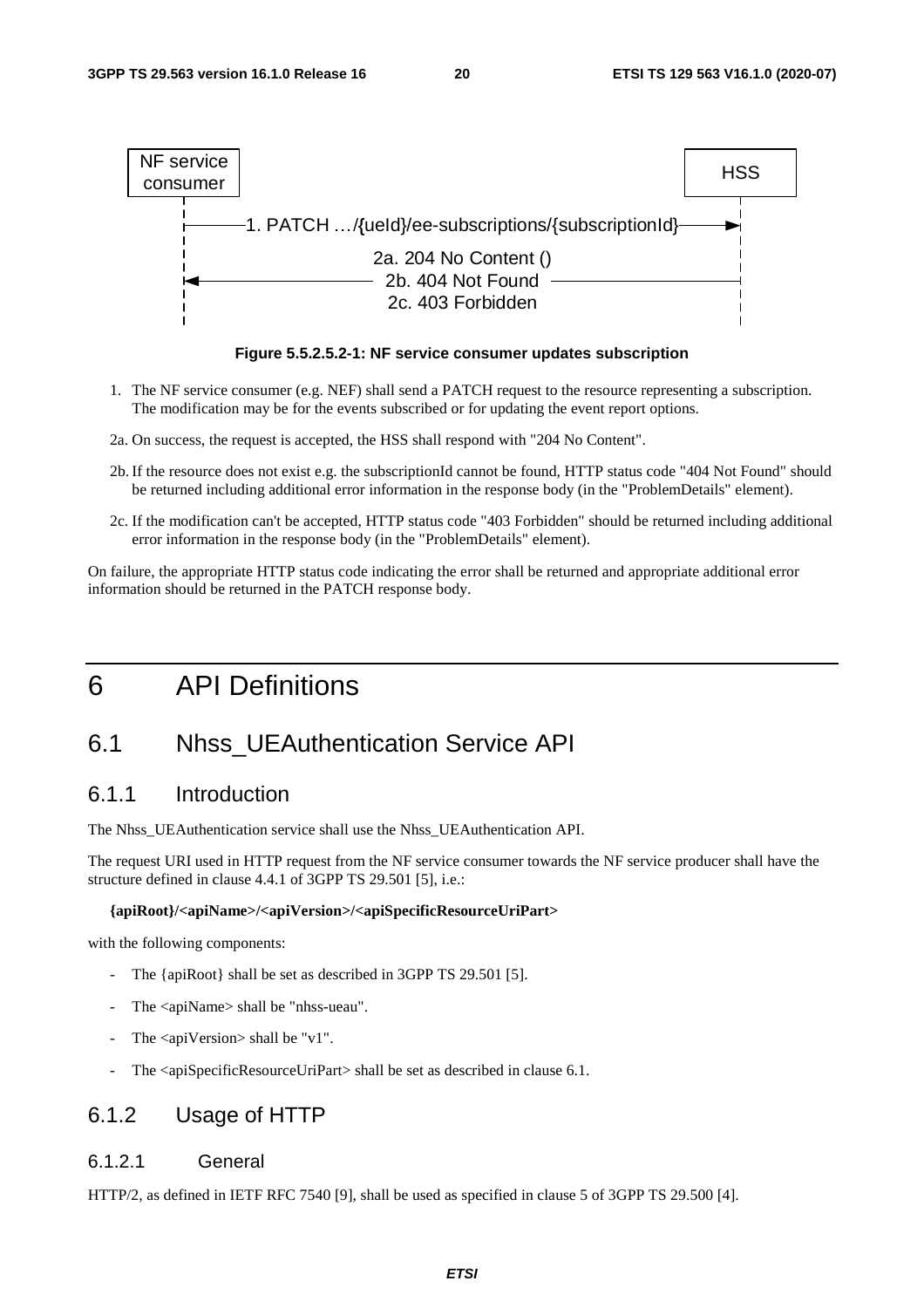Figure 5.5.2.5.2-1: NF service consumer updates subscription

1. The NF service consumer (e.g. NEF) shall send a PATCH request to the resource representing a subscription. The modification may be for the events subscribed or for updating the event report options.

2a. On success, the request is accepted, the HSS shall respond with "204 No Content".

2b. If the resource does not exist e.g. the subscriptionId cannot be found, HTTP status code "404 Not Found" should be returned including additional error information in the response body (in the "ProblemDetails" element).

2c. If the modification can't be accepted, HTTP status code "403 Forbidden" should be returned including additional error information in the response body (in the "ProblemDetails" element).

On failure, the appropriate HTTP status code indicating the error shall be returned and appropriate additional error information should be returned in the PATCH response body.

# 6 API Definitions

## 6.1 Nhss_UEAuthentication Service API

### 6.1.1 Introduction

The Nhss_UEAuthentication service shall use the Nhss_UEAuthentication API.

The request URI used in HTTP request from the NF service consumer towards the NF service producer shall have the structure defined in clause 4.4.1 of 3GPP TS 29.501 [5], i.e.:

**{apiRoot}/<apiName>/<apiVersion>/<apiSpecificResourceUriPart>**

with the following components:

- The {apiRoot} shall be set as described in 3GPP TS 29.501 [5].
- The <apiName> shall be "nhss-ueau".
- The <apiVersion> shall be "v1".
- The <apiSpecificResourceUriPart> shall be set as described in clause 6.1.

### 6.1.2 Usage of HTTP

#### 6.1.2.1 General

HTTP/2, as defined in IETF RFC 7540 [9], shall be used as specified in clause 5 of 3GPP TS 29.500 [4].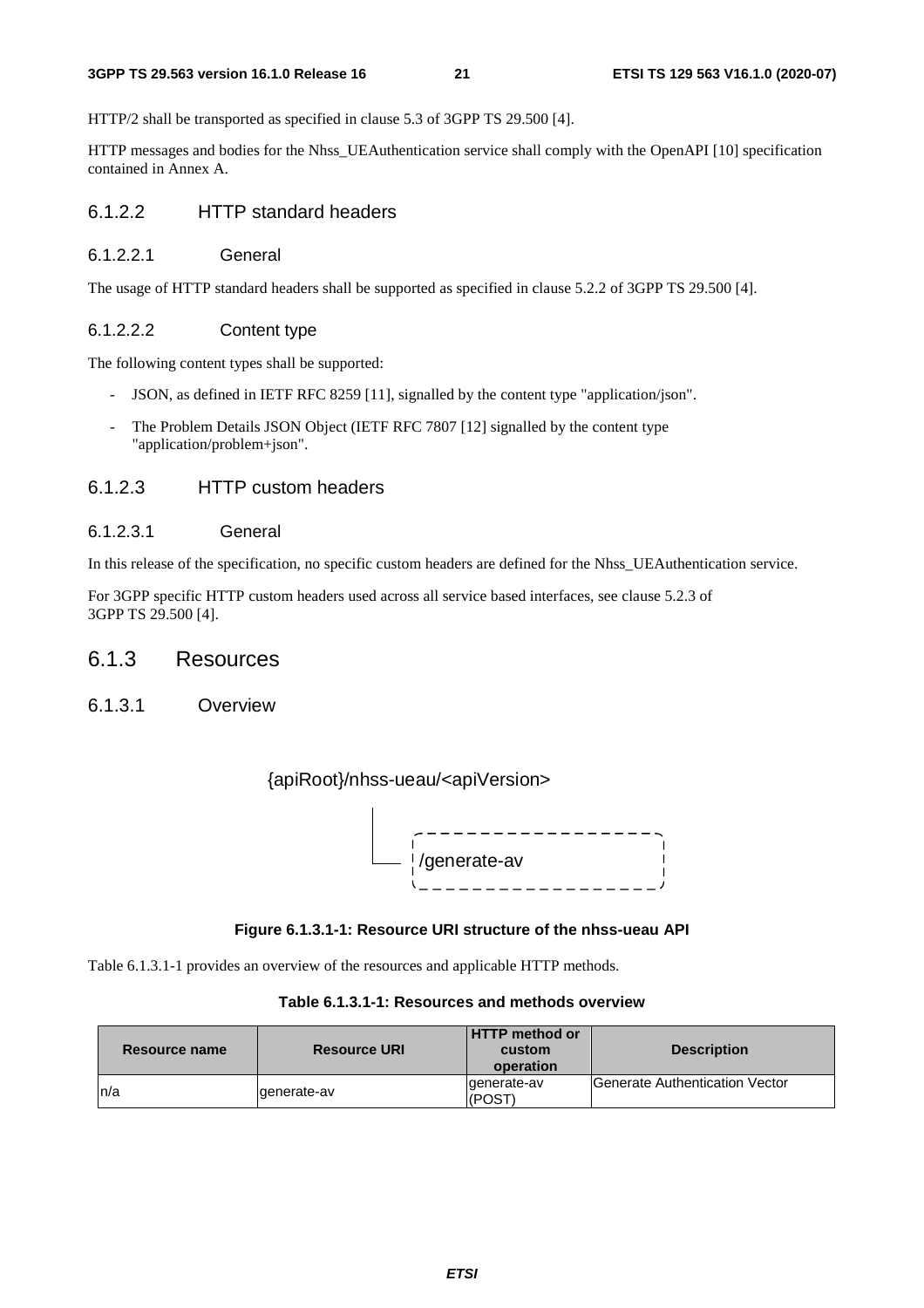HTTP/2 shall be transported as specified in clause 5.3 of 3GPP TS 29.500 [4].

HTTP messages and bodies for the Nhss_UEAuthentication service shall comply with the OpenAPI [10] specification contained in Annex A.

### 6.1.2.2 HTTP standard headers

#### 6.1.2.2.1 General

The usage of HTTP standard headers shall be supported as specified in clause 5.2.2 of 3GPP TS 29.500 [4].

#### 6.1.2.2.2 Content type

The following content types shall be supported:

- JSON, as defined in IETF RFC 8259 [11], signalled by the content type "application/json".
- The Problem Details JSON Object (IETF RFC 7807 [12] signalled by the content type "application/problem+json".

### 6.1.2.3 HTTP custom headers

#### 6.1.2.3.1 General

In this release of the specification, no specific custom headers are defined for the Nhss_UEAuthentication service.

For 3GPP specific HTTP custom headers used across all service based interfaces, see clause 5.2.3 of 3GPP TS 29.500 [4].

## 6.1.3 Resources

### 6.1.3.1 Overview

{apiRoot}/nhss-ueau/<apiVersion>

/generate-av

**Figure 6.1.3.1-1: Resource URI structure of the nhss-ueau API**

Table 6.1.3.1-1 provides an overview of the resources and applicable HTTP methods.

**Table 6.1.3.1-1: Resources and methods overview**

| Resource name | Resource URI | HTTP method or custom operation | Description |
|---|---|---|---|
| n/a | generate-av | generate-av (POST) | Generate Authentication Vector |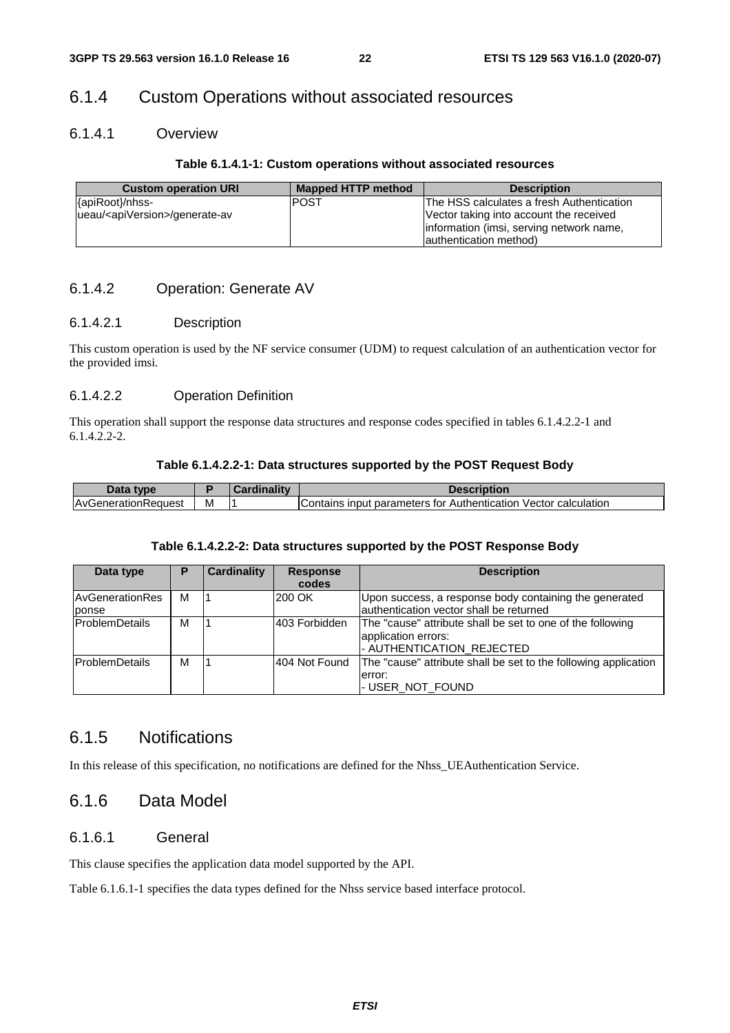## 6.1.4 Custom Operations without associated resources

### 6.1.4.1 Overview

**Table 6.1.4.1-1: Custom operations without associated resources**

| Custom operation URI | Mapped HTTP method | Description |
|---|---|---|
| {apiRoot}/nhss-ueau/<apiVersion>/generate-av | POST | The HSS calculates a fresh Authentication Vector taking into account the received information (imsi, serving network name, authentication method) |

### 6.1.4.2 Operation: Generate AV

#### 6.1.4.2.1 Description

This custom operation is used by the NF service consumer (UDM) to request calculation of an authentication vector for the provided imsi.

#### 6.1.4.2.2 Operation Definition

This operation shall support the response data structures and response codes specified in tables 6.1.4.2.2-1 and 6.1.4.2.2-2.

**Table 6.1.4.2.2-1: Data structures supported by the POST Request Body**

| Data type | P | Cardinality | Description |
|---|---|---|---|
| AvGenerationRequest | M | 1 | Contains input parameters for Authentication Vector calculation |

**Table 6.1.4.2.2-2: Data structures supported by the POST Response Body**

| Data type | P | Cardinality | Response codes | Description |
|---|---|---|---|---|
| AvGenerationResponse | M | 1 | 200 OK | Upon success, a response body containing the generated authentication vector shall be returned |
| ProblemDetails | M | 1 | 403 Forbidden | The "cause" attribute shall be set to one of the following application errors:<br>- AUTHENTICATION_REJECTED |
| ProblemDetails | M | 1 | 404 Not Found | The "cause" attribute shall be set to the following application error:<br>- USER_NOT_FOUND |

## 6.1.5 Notifications

In this release of this specification, no notifications are defined for the Nhss_UEAuthentication Service.

## 6.1.6 Data Model

### 6.1.6.1 General

This clause specifies the application data model supported by the API.

Table 6.1.6.1-1 specifies the data types defined for the Nhss service based interface protocol.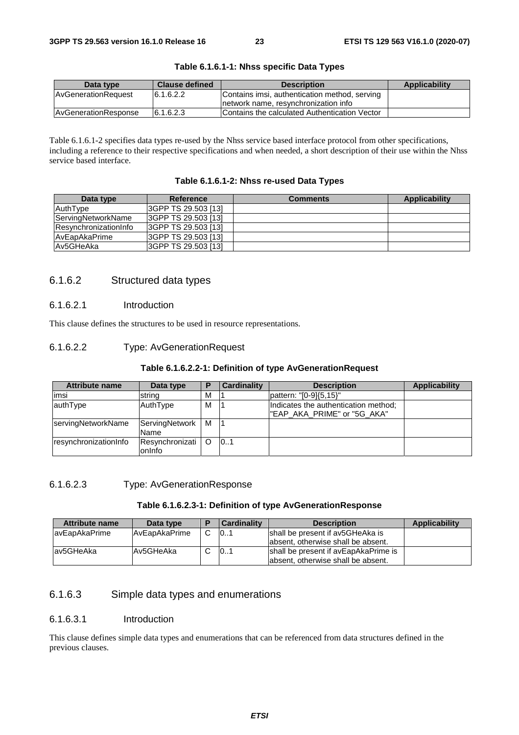**Table 6.1.6.1-1: Nhss specific Data Types**

| Data type | Clause defined | Description | Applicability |
|---|---|---|---|
| AvGenerationRequest | 6.1.6.2.2 | Contains imsi, authentication method, serving network name, resynchronization info | |
| AvGenerationResponse | 6.1.6.2.3 | Contains the calculated Authentication Vector | |

Table 6.1.6.1-2 specifies data types re-used by the Nhss service based interface protocol from other specifications, including a reference to their respective specifications and when needed, a short description of their use within the Nhss service based interface.

**Table 6.1.6.1-2: Nhss re-used Data Types**

| Data type | Reference | Comments | Applicability |
|---|---|---|---|
| AuthType | 3GPP TS 29.503 [13] | | |
| ServingNetworkName | 3GPP TS 29.503 [13] | | |
| ResynchronizationInfo | 3GPP TS 29.503 [13] | | |
| AvEapAkaPrime | 3GPP TS 29.503 [13] | | |
| Av5GHeAka | 3GPP TS 29.503 [13] | | |

### 6.1.6.2 Structured data types

#### 6.1.6.2.1 Introduction

This clause defines the structures to be used in resource representations.

#### 6.1.6.2.2 Type: AvGenerationRequest

**Table 6.1.6.2.2-1: Definition of type AvGenerationRequest**

| Attribute name | Data type | P | Cardinality | Description | Applicability |
|---|---|---|---|---|---|
| imsi | string | M | 1 | pattern: "[0-9]{5,15}" | |
| authType | AuthType | M | 1 | Indicates the authentication method; "EAP_AKA_PRIME" or "5G_AKA" | |
| servingNetworkName | ServingNetworkName | M | 1 | | |
| resynchronizationInfo | ResynchronizationInfo | O | 0..1 | | |

#### 6.1.6.2.3 Type: AvGenerationResponse

**Table 6.1.6.2.3-1: Definition of type AvGenerationResponse**

| Attribute name | Data type | P | Cardinality | Description | Applicability |
|---|---|---|---|---|---|
| avEapAkaPrime | AvEapAkaPrime | C | 0..1 | shall be present if av5GHeAka is absent, otherwise shall be absent. | |
| av5GHeAka | Av5GHeAka | C | 0..1 | shall be present if avEapAkaPrime is absent, otherwise shall be absent. | |

### 6.1.6.3 Simple data types and enumerations

#### 6.1.6.3.1 Introduction

This clause defines simple data types and enumerations that can be referenced from data structures defined in the previous clauses.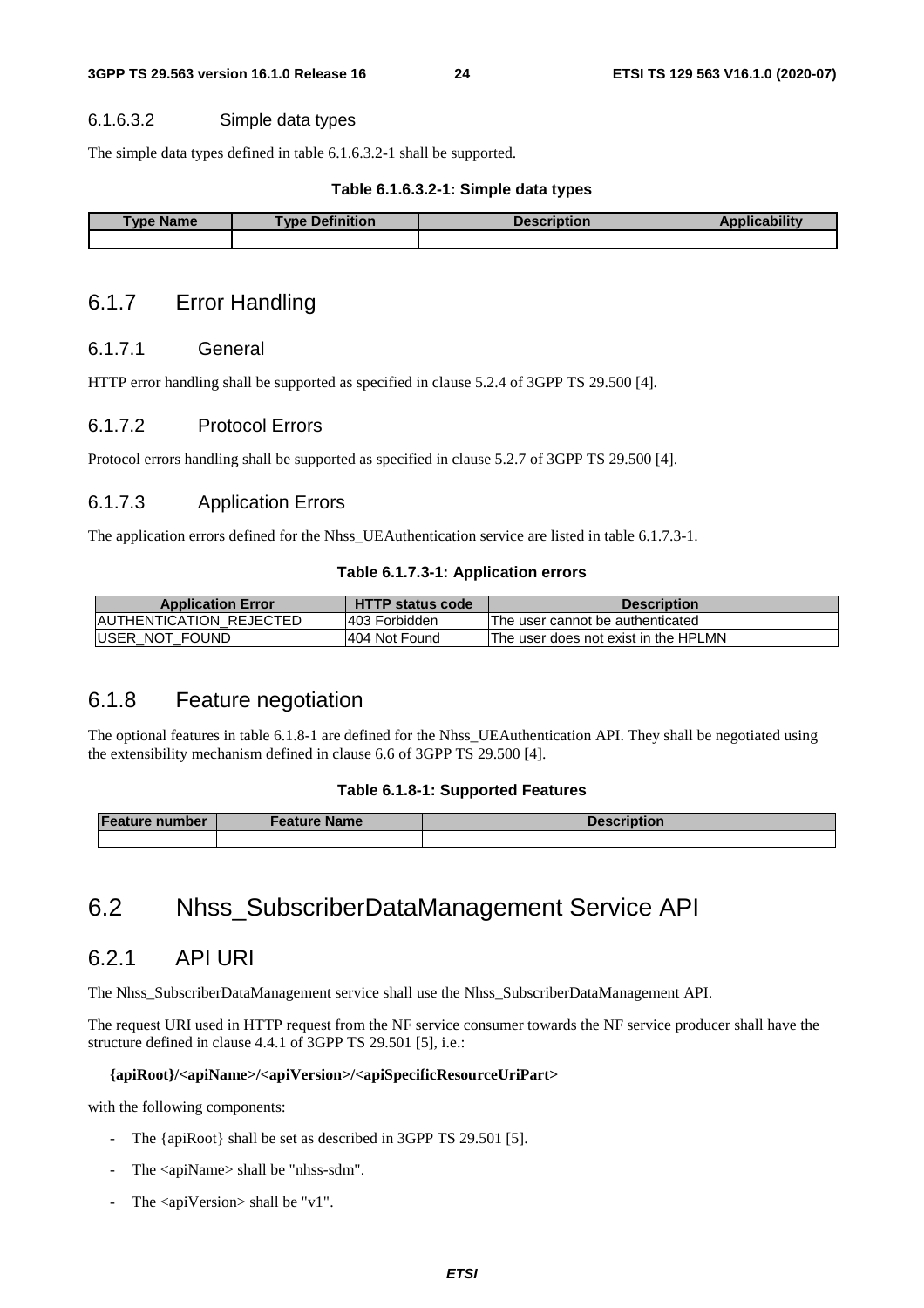#### 6.1.6.3.2 Simple data types

The simple data types defined in table 6.1.6.3.2-1 shall be supported.

**Table 6.1.6.3.2-1: Simple data types**

| Type Name | Type Definition | Description | Applicability |
| --- | --- | --- | --- |
| | | | |

### 6.1.7 Error Handling

#### 6.1.7.1 General

HTTP error handling shall be supported as specified in clause 5.2.4 of 3GPP TS 29.500 [4].

#### 6.1.7.2 Protocol Errors

Protocol errors handling shall be supported as specified in clause 5.2.7 of 3GPP TS 29.500 [4].

#### 6.1.7.3 Application Errors

The application errors defined for the Nhss_UEAuthentication service are listed in table 6.1.7.3-1.

**Table 6.1.7.3-1: Application errors**

| Application Error | HTTP status code | Description |
| --- | --- | --- |
| AUTHENTICATION_REJECTED | 403 Forbidden | The user cannot be authenticated |
| USER_NOT_FOUND | 404 Not Found | The user does not exist in the HPLMN |

### 6.1.8 Feature negotiation

The optional features in table 6.1.8-1 are defined for the Nhss_UEAuthentication API. They shall be negotiated using the extensibility mechanism defined in clause 6.6 of 3GPP TS 29.500 [4].

**Table 6.1.8-1: Supported Features**

| Feature number | Feature Name | Description |
| --- | --- | --- |
| | | |

## 6.2 Nhss_SubscriberDataManagement Service API

### 6.2.1 API URI

The Nhss_SubscriberDataManagement service shall use the Nhss_SubscriberDataManagement API.

The request URI used in HTTP request from the NF service consumer towards the NF service producer shall have the structure defined in clause 4.4.1 of 3GPP TS 29.501 [5], i.e.:

**{apiRoot}/<apiName>/<apiVersion>/<apiSpecificResourceUriPart>**

with the following components:

- The {apiRoot} shall be set as described in 3GPP TS 29.501 [5].
- The <apiName> shall be "nhss-sdm".
- The <apiVersion> shall be "v1".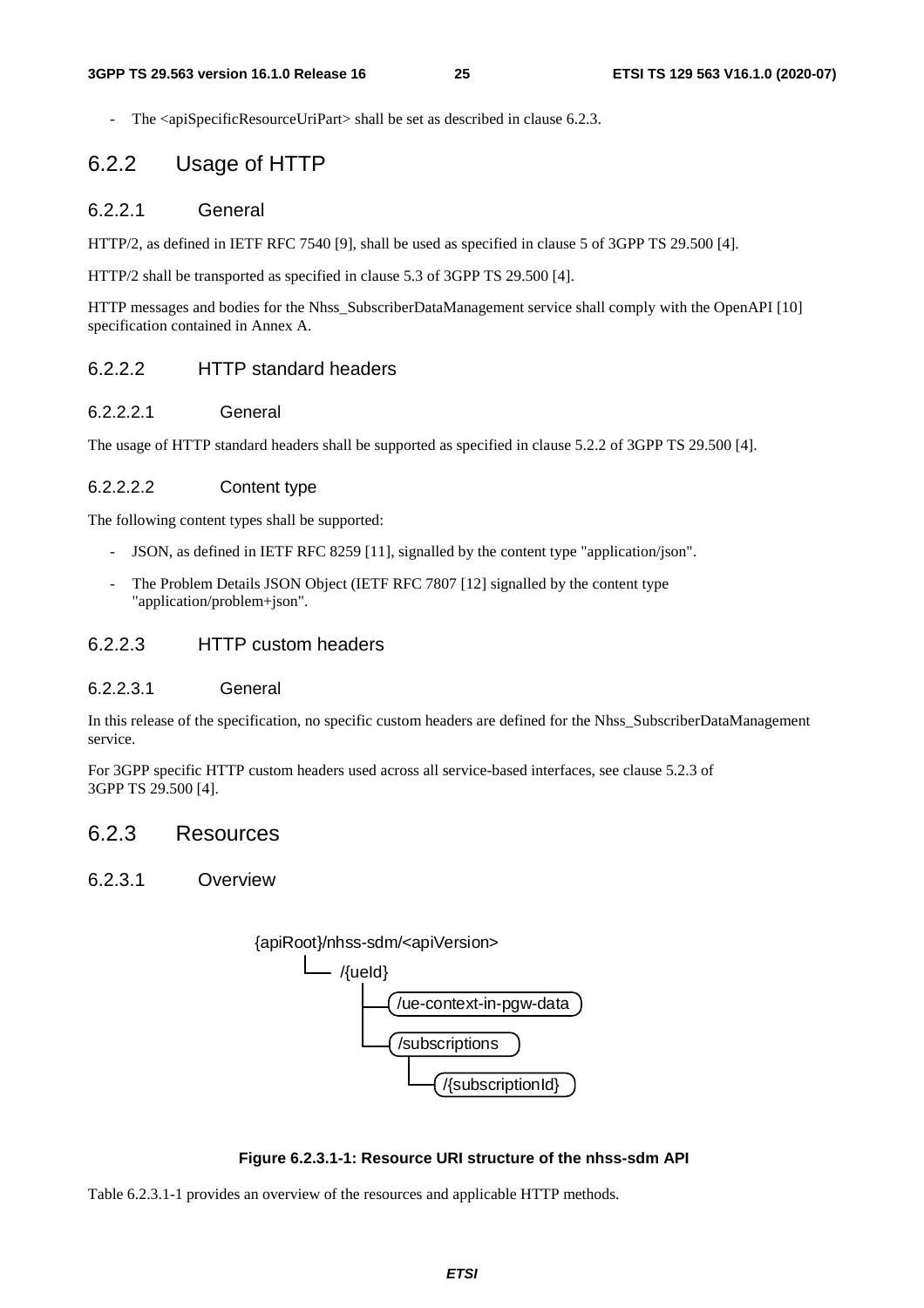- The <apiSpecificResourceUriPart> shall be set as described in clause 6.2.3.

## 6.2.2 Usage of HTTP

### 6.2.2.1 General

HTTP/2, as defined in IETF RFC 7540 [9], shall be used as specified in clause 5 of 3GPP TS 29.500 [4].

HTTP/2 shall be transported as specified in clause 5.3 of 3GPP TS 29.500 [4].

HTTP messages and bodies for the Nhss_SubscriberDataManagement service shall comply with the OpenAPI [10] specification contained in Annex A.

### 6.2.2.2 HTTP standard headers

#### 6.2.2.2.1 General

The usage of HTTP standard headers shall be supported as specified in clause 5.2.2 of 3GPP TS 29.500 [4].

#### 6.2.2.2.2 Content type

The following content types shall be supported:

- JSON, as defined in IETF RFC 8259 [11], signalled by the content type "application/json".
- The Problem Details JSON Object (IETF RFC 7807 [12] signalled by the content type "application/problem+json".

### 6.2.2.3 HTTP custom headers

#### 6.2.2.3.1 General

In this release of the specification, no specific custom headers are defined for the Nhss_SubscriberDataManagement service.

For 3GPP specific HTTP custom headers used across all service-based interfaces, see clause 5.2.3 of 3GPP TS 29.500 [4].

## 6.2.3 Resources

### 6.2.3.1 Overview

```
{apiRoot}/nhss-sdm/<apiVersion>
└── /{ueId}
    ├── /ue-context-in-pgw-data
    └── /subscriptions
        └── /{subscriptionId}
```

**Figure 6.2.3.1-1: Resource URI structure of the nhss-sdm API**

Table 6.2.3.1-1 provides an overview of the resources and applicable HTTP methods.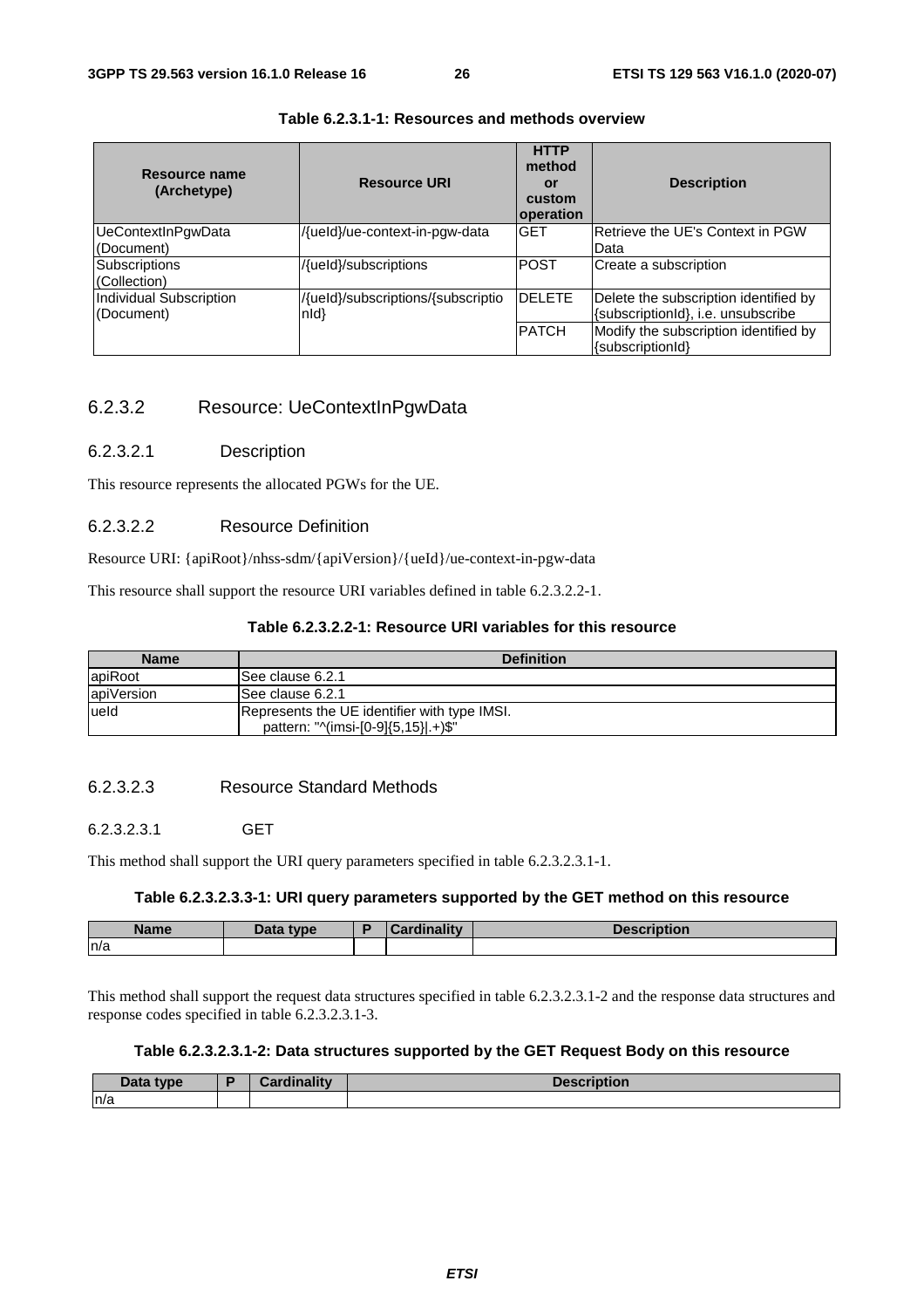**Table 6.2.3.1-1: Resources and methods overview**

| Resource name (Archetype) | Resource URI | HTTP method or custom operation | Description |
|---|---|---|---|
| UeContextInPgwData (Document) | /{ueId}/ue-context-in-pgw-data | GET | Retrieve the UE's Context in PGW Data |
| Subscriptions (Collection) | /{ueId}/subscriptions | POST | Create a subscription |
| Individual Subscription (Document) | /{ueId}/subscriptions/{subscriptionId} | DELETE | Delete the subscription identified by {subscriptionId}, i.e. unsubscribe |
| | | PATCH | Modify the subscription identified by {subscriptionId} |

### 6.2.3.2 Resource: UeContextInPgwData

#### 6.2.3.2.1 Description

This resource represents the allocated PGWs for the UE.

#### 6.2.3.2.2 Resource Definition

Resource URI: {apiRoot}/nhss-sdm/{apiVersion}/{ueId}/ue-context-in-pgw-data

This resource shall support the resource URI variables defined in table 6.2.3.2.2-1.

**Table 6.2.3.2.2-1: Resource URI variables for this resource**

| Name | Definition |
|---|---|
| apiRoot | See clause 6.2.1 |
| apiVersion | See clause 6.2.1 |
| ueId | Represents the UE identifier with type IMSI.<br>pattern: "^(imsi-[0-9]{5,15}\|.+)$" |

#### 6.2.3.2.3 Resource Standard Methods

##### 6.2.3.2.3.1 GET

This method shall support the URI query parameters specified in table 6.2.3.2.3.1-1.

**Table 6.2.3.2.3.3-1: URI query parameters supported by the GET method on this resource**

| Name | Data type | P | Cardinality | Description |
|---|---|---|---|---|
| n/a | | | | |

This method shall support the request data structures specified in table 6.2.3.2.3.1-2 and the response data structures and response codes specified in table 6.2.3.2.3.1-3.

**Table 6.2.3.2.3.1-2: Data structures supported by the GET Request Body on this resource**

| Data type | P | Cardinality | Description |
|---|---|---|---|
| n/a | | | |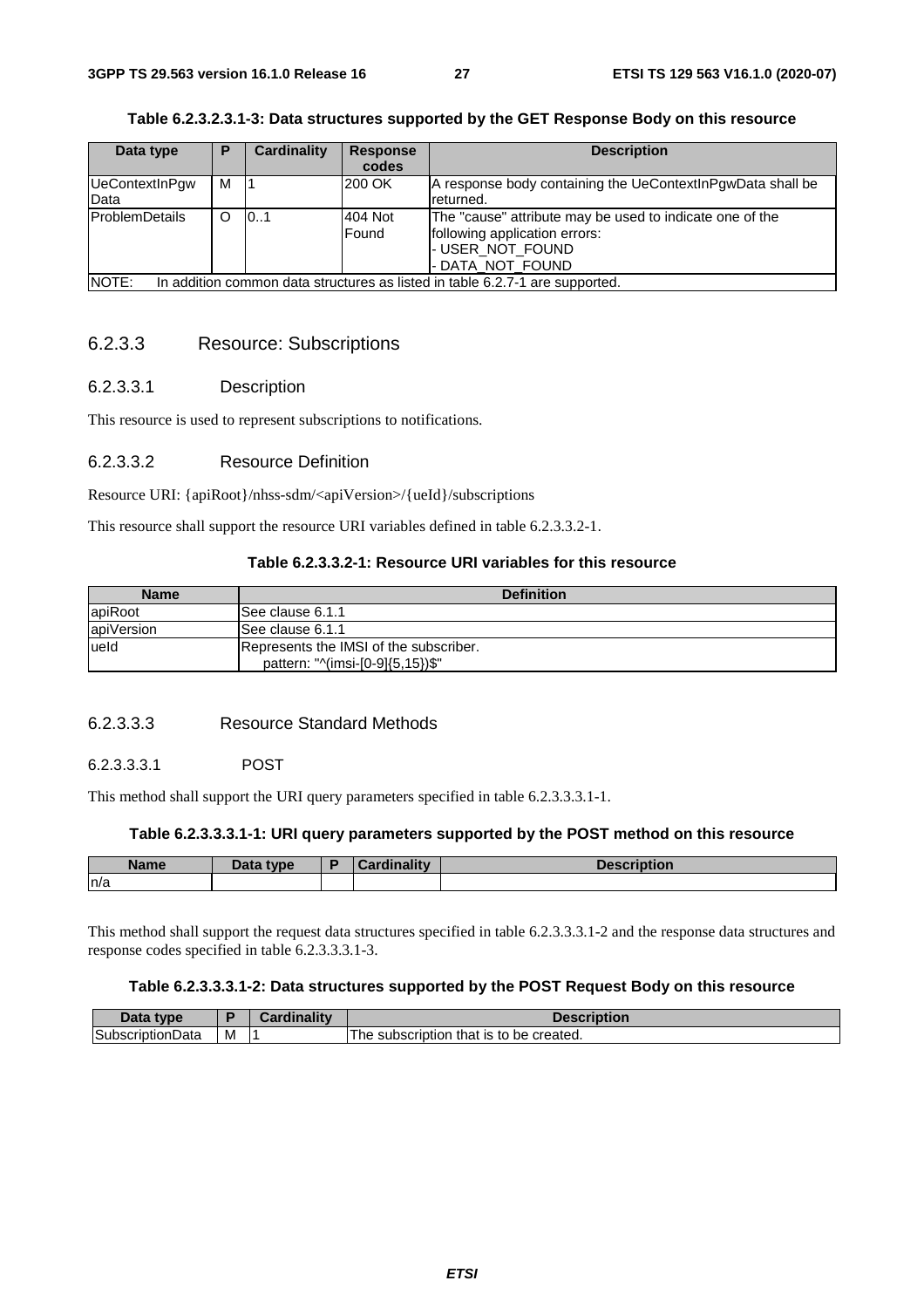**Table 6.2.3.2.3.1-3: Data structures supported by the GET Response Body on this resource**

| Data type | P | Cardinality | Response codes | Description |
| --- | --- | --- | --- | --- |
| UeContextInPgwData | M | 1 | 200 OK | A response body containing the UeContextInPgwData shall be returned. |
| ProblemDetails | O | 0..1 | 404 Not Found | The "cause" attribute may be used to indicate one of the following application errors:<br>- USER_NOT_FOUND<br>- DATA_NOT_FOUND |
| NOTE: In addition common data structures as listed in table 6.2.7-1 are supported. | | | | |

### 6.2.3.3 Resource: Subscriptions

#### 6.2.3.3.1 Description

This resource is used to represent subscriptions to notifications.

#### 6.2.3.3.2 Resource Definition

Resource URI: {apiRoot}/nhss-sdm/<apiVersion>/{ueId}/subscriptions

This resource shall support the resource URI variables defined in table 6.2.3.3.2-1.

**Table 6.2.3.3.2-1: Resource URI variables for this resource**

| Name | Definition |
| --- | --- |
| apiRoot | See clause 6.1.1 |
| apiVersion | See clause 6.1.1 |
| ueId | Represents the IMSI of the subscriber.<br>pattern: "^(imsi-[0-9]{5,15})$" |

#### 6.2.3.3.3 Resource Standard Methods

##### 6.2.3.3.3.1 POST

This method shall support the URI query parameters specified in table 6.2.3.3.3.1-1.

**Table 6.2.3.3.3.1-1: URI query parameters supported by the POST method on this resource**

| Name | Data type | P | Cardinality | Description |
| --- | --- | --- | --- | --- |
| n/a | | | | |

This method shall support the request data structures specified in table 6.2.3.3.3.1-2 and the response data structures and response codes specified in table 6.2.3.3.3.1-3.

**Table 6.2.3.3.3.1-2: Data structures supported by the POST Request Body on this resource**

| Data type | P | Cardinality | Description |
| --- | --- | --- | --- |
| SubscriptionData | M | 1 | The subscription that is to be created. |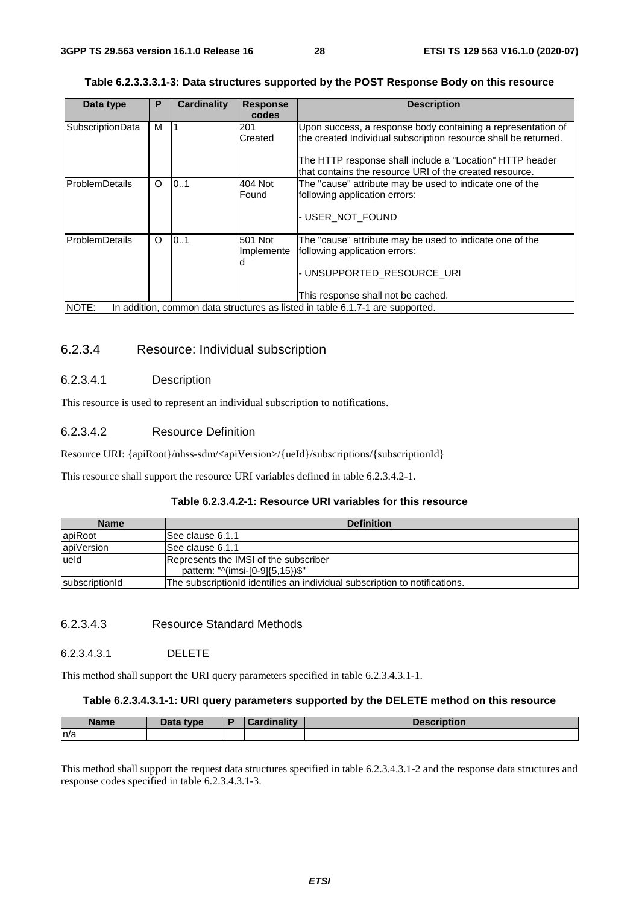**Table 6.2.3.3.3.1-3: Data structures supported by the POST Response Body on this resource**

| Data type | P | Cardinality | Response codes | Description |
| --- | --- | --- | --- | --- |
| SubscriptionData | M | 1 | 201 Created | Upon success, a response body containing a representation of the created Individual subscription resource shall be returned.<br><br>The HTTP response shall include a "Location" HTTP header that contains the resource URI of the created resource. |
| ProblemDetails | O | 0..1 | 404 Not Found | The "cause" attribute may be used to indicate one of the following application errors:<br><br>- USER_NOT_FOUND |
| ProblemDetails | O | 0..1 | 501 Not Implemented | The "cause" attribute may be used to indicate one of the following application errors:<br><br>- UNSUPPORTED_RESOURCE_URI<br><br>This response shall not be cached. |
| NOTE: In addition, common data structures as listed in table 6.1.7-1 are supported. | | | | |

### 6.2.3.4 Resource: Individual subscription

#### 6.2.3.4.1 Description

This resource is used to represent an individual subscription to notifications.

#### 6.2.3.4.2 Resource Definition

Resource URI: {apiRoot}/nhss-sdm/<apiVersion>/{ueId}/subscriptions/{subscriptionId}

This resource shall support the resource URI variables defined in table 6.2.3.4.2-1.

**Table 6.2.3.4.2-1: Resource URI variables for this resource**

| Name | Definition |
| --- | --- |
| apiRoot | See clause 6.1.1 |
| apiVersion | See clause 6.1.1 |
| ueId | Represents the IMSI of the subscriber<br>pattern: "^(imsi-[0-9]{5,15})$" |
| subscriptionId | The subscriptionId identifies an individual subscription to notifications. |

#### 6.2.3.4.3 Resource Standard Methods

##### 6.2.3.4.3.1 DELETE

This method shall support the URI query parameters specified in table 6.2.3.4.3.1-1.

**Table 6.2.3.4.3.1-1: URI query parameters supported by the DELETE method on this resource**

| Name | Data type | P | Cardinality | Description |
| --- | --- | --- | --- | --- |
| n/a | | | | |

This method shall support the request data structures specified in table 6.2.3.4.3.1-2 and the response data structures and response codes specified in table 6.2.3.4.3.1-3.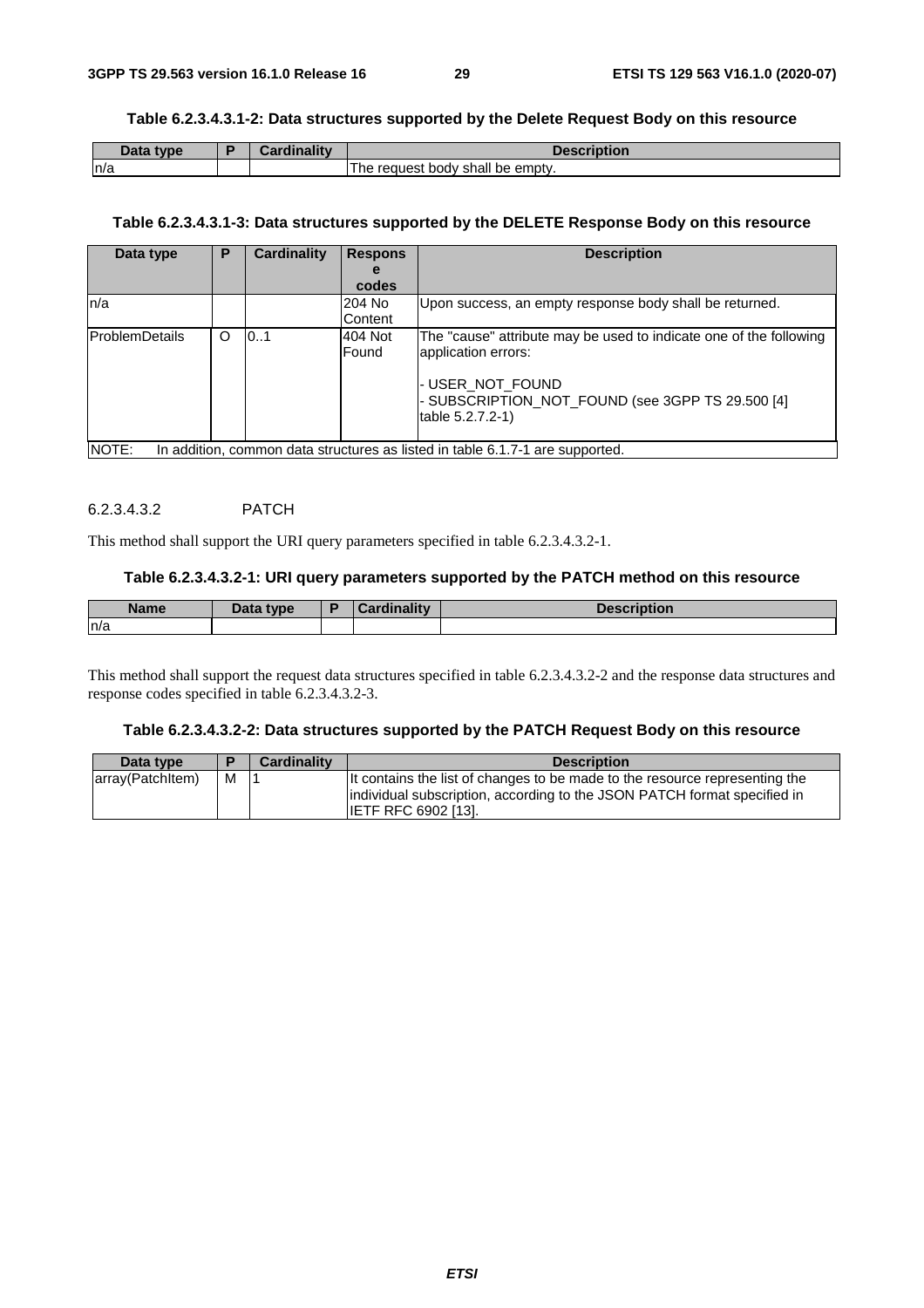**Table 6.2.3.4.3.1-2: Data structures supported by the Delete Request Body on this resource**

| Data type | P | Cardinality | Description |
| --- | --- | --- | --- |
| n/a | | | The request body shall be empty. |

**Table 6.2.3.4.3.1-3: Data structures supported by the DELETE Response Body on this resource**

| Data type | P | Cardinality | Response codes | Description |
| --- | --- | --- | --- | --- |
| n/a | | | 204 No Content | Upon success, an empty response body shall be returned. |
| ProblemDetails | O | 0..1 | 404 Not Found | The "cause" attribute may be used to indicate one of the following application errors:<br><br>- USER_NOT_FOUND<br>- SUBSCRIPTION_NOT_FOUND (see 3GPP TS 29.500 [4] table 5.2.7.2-1) |
| NOTE: In addition, common data structures as listed in table 6.1.7-1 are supported. | | | | |

#### 6.2.3.4.3.2 PATCH

This method shall support the URI query parameters specified in table 6.2.3.4.3.2-1.

**Table 6.2.3.4.3.2-1: URI query parameters supported by the PATCH method on this resource**

| Name | Data type | P | Cardinality | Description |
| --- | --- | --- | --- | --- |
| n/a | | | | |

This method shall support the request data structures specified in table 6.2.3.4.3.2-2 and the response data structures and response codes specified in table 6.2.3.4.3.2-3.

**Table 6.2.3.4.3.2-2: Data structures supported by the PATCH Request Body on this resource**

| Data type | P | Cardinality | Description |
| --- | --- | --- | --- |
| array(PatchItem) | M | 1 | It contains the list of changes to be made to the resource representing the individual subscription, according to the JSON PATCH format specified in IETF RFC 6902 [13]. |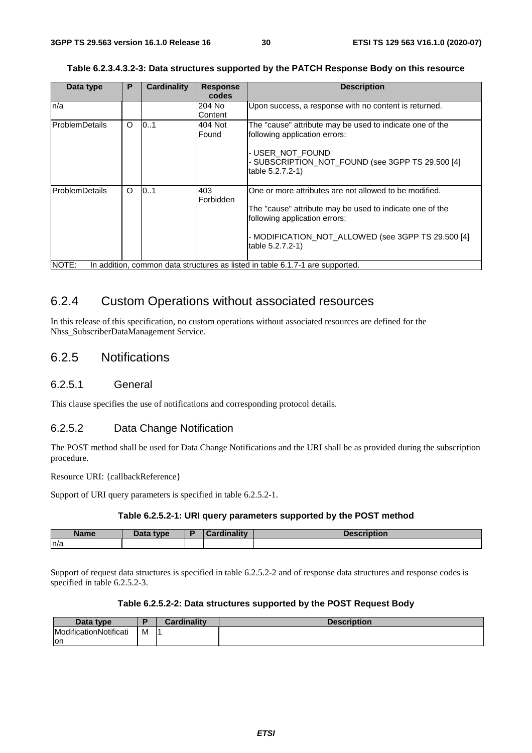**Table 6.2.3.4.3.2-3: Data structures supported by the PATCH Response Body on this resource**

| Data type | P | Cardinality | Response codes | Description |
|---|---|---|---|---|
| n/a | | | 204 No Content | Upon success, a response with no content is returned. |
| ProblemDetails | O | 0..1 | 404 Not Found | The "cause" attribute may be used to indicate one of the following application errors:<br><br>- USER_NOT_FOUND<br>- SUBSCRIPTION_NOT_FOUND (see 3GPP TS 29.500 [4] table 5.2.7.2-1) |
| ProblemDetails | O | 0..1 | 403 Forbidden | One or more attributes are not allowed to be modified.<br><br>The "cause" attribute may be used to indicate one of the following application errors:<br><br>- MODIFICATION_NOT_ALLOWED (see 3GPP TS 29.500 [4] table 5.2.7.2-1) |
| NOTE: In addition, common data structures as listed in table 6.1.7-1 are supported. | | | | |

## 6.2.4 Custom Operations without associated resources

In this release of this specification, no custom operations without associated resources are defined for the Nhss_SubscriberDataManagement Service.

## 6.2.5 Notifications

### 6.2.5.1 General

This clause specifies the use of notifications and corresponding protocol details.

### 6.2.5.2 Data Change Notification

The POST method shall be used for Data Change Notifications and the URI shall be as provided during the subscription procedure.

Resource URI: {callbackReference}

Support of URI query parameters is specified in table 6.2.5.2-1.

**Table 6.2.5.2-1: URI query parameters supported by the POST method**

| Name | Data type | P | Cardinality | Description |
|---|---|---|---|---|
| n/a | | | | |

Support of request data structures is specified in table 6.2.5.2-2 and of response data structures and response codes is specified in table 6.2.5.2-3.

**Table 6.2.5.2-2: Data structures supported by the POST Request Body**

| Data type | P | Cardinality | Description |
|---|---|---|---|
| ModificationNotification | M | 1 | |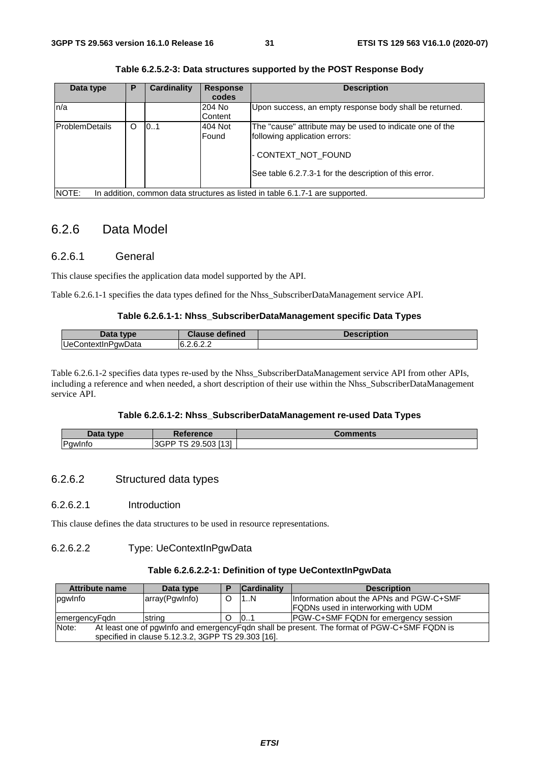**Table 6.2.5.2-3: Data structures supported by the POST Response Body**

| Data type | P | Cardinality | Response codes | Description |
|---|---|---|---|---|
| n/a | | | 204 No Content | Upon success, an empty response body shall be returned. |
| ProblemDetails | O | 0..1 | 404 Not Found | The "cause" attribute may be used to indicate one of the following application errors:<br><br>- CONTEXT_NOT_FOUND<br><br>See table 6.2.7.3-1 for the description of this error. |
| NOTE: In addition, common data structures as listed in table 6.1.7-1 are supported. | | | | |

## 6.2.6 Data Model

### 6.2.6.1 General

This clause specifies the application data model supported by the API.

Table 6.2.6.1-1 specifies the data types defined for the Nhss_SubscriberDataManagement service API.

**Table 6.2.6.1-1: Nhss_SubscriberDataManagement specific Data Types**

| Data type | Clause defined | Description |
|---|---|---|
| UeContextInPgwData | 6.2.6.2.2 | |

Table 6.2.6.1-2 specifies data types re-used by the Nhss_SubscriberDataManagement service API from other APIs, including a reference and when needed, a short description of their use within the Nhss_SubscriberDataManagement service API.

**Table 6.2.6.1-2: Nhss_SubscriberDataManagement re-used Data Types**

| Data type | Reference | Comments |
|---|---|---|
| PgwInfo | 3GPP TS 29.503 [13] | |

### 6.2.6.2 Structured data types

#### 6.2.6.2.1 Introduction

This clause defines the data structures to be used in resource representations.

#### 6.2.6.2.2 Type: UeContextInPgwData

**Table 6.2.6.2.2-1: Definition of type UeContextInPgwData**

| Attribute name | Data type | P | Cardinality | Description |
|---|---|---|---|---|
| pgwInfo | array(PgwInfo) | O | 1..N | Information about the APNs and PGW-C+SMF FQDNs used in interworking with UDM |
| emergencyFqdn | string | O | 0..1 | PGW-C+SMF FQDN for emergency session |
| Note: At least one of pgwInfo and emergencyFqdn shall be present. The format of PGW-C+SMF FQDN is specified in clause 5.12.3.2, 3GPP TS 29.303 [16]. | | | | |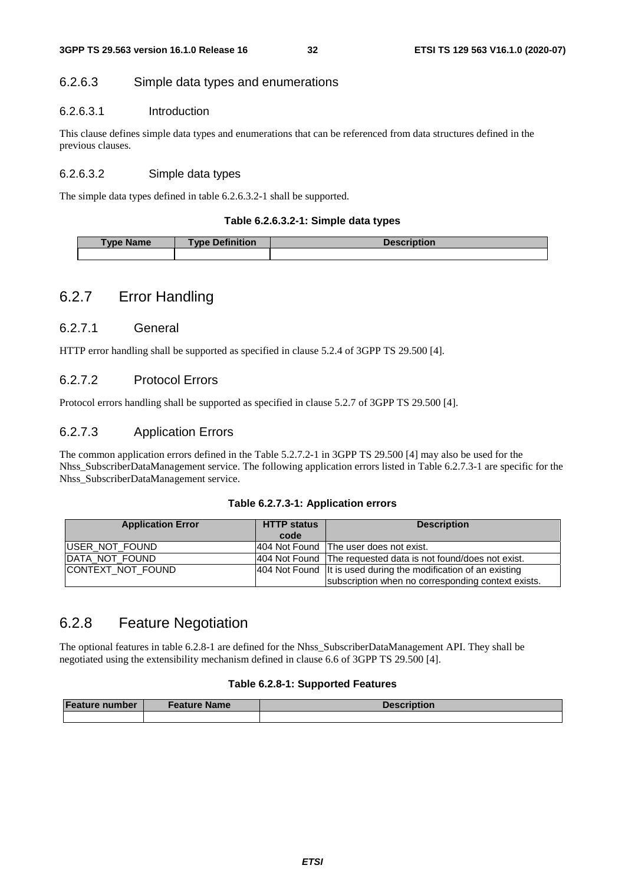### 6.2.6.3 Simple data types and enumerations

#### 6.2.6.3.1 Introduction

This clause defines simple data types and enumerations that can be referenced from data structures defined in the previous clauses.

#### 6.2.6.3.2 Simple data types

The simple data types defined in table 6.2.6.3.2-1 shall be supported.

**Table 6.2.6.3.2-1: Simple data types**

| Type Name | Type Definition | Description |
| --- | --- | --- |
| | | |

## 6.2.7 Error Handling

### 6.2.7.1 General

HTTP error handling shall be supported as specified in clause 5.2.4 of 3GPP TS 29.500 [4].

### 6.2.7.2 Protocol Errors

Protocol errors handling shall be supported as specified in clause 5.2.7 of 3GPP TS 29.500 [4].

### 6.2.7.3 Application Errors

The common application errors defined in the Table 5.2.7.2-1 in 3GPP TS 29.500 [4] may also be used for the Nhss_SubscriberDataManagement service. The following application errors listed in Table 6.2.7.3-1 are specific for the Nhss_SubscriberDataManagement service.

**Table 6.2.7.3-1: Application errors**

| Application Error | HTTP status code | Description |
| --- | --- | --- |
| USER_NOT_FOUND | 404 Not Found | The user does not exist. |
| DATA_NOT_FOUND | 404 Not Found | The requested data is not found/does not exist. |
| CONTEXT_NOT_FOUND | 404 Not Found | It is used during the modification of an existing subscription when no corresponding context exists. |

## 6.2.8 Feature Negotiation

The optional features in table 6.2.8-1 are defined for the Nhss_SubscriberDataManagement API. They shall be negotiated using the extensibility mechanism defined in clause 6.6 of 3GPP TS 29.500 [4].

**Table 6.2.8-1: Supported Features**

| Feature number | Feature Name | Description |
| --- | --- | --- |
| | | |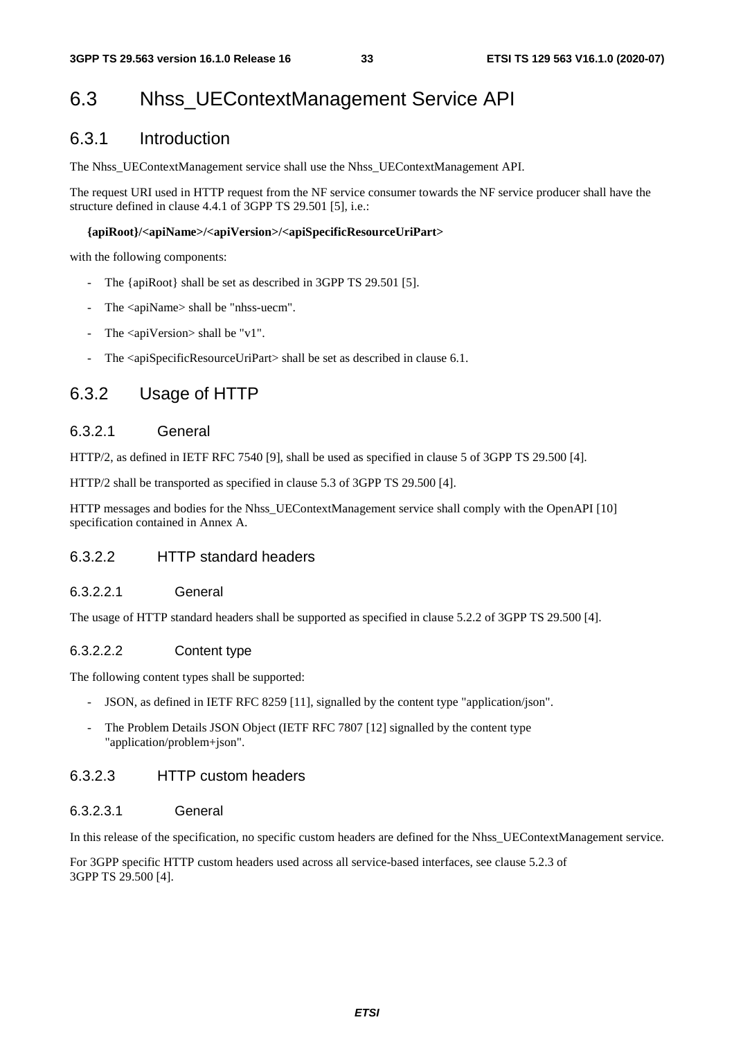# 6.3 Nhss_UEContextManagement Service API

## 6.3.1 Introduction

The Nhss_UEContextManagement service shall use the Nhss_UEContextManagement API.

The request URI used in HTTP request from the NF service consumer towards the NF service producer shall have the structure defined in clause 4.4.1 of 3GPP TS 29.501 [5], i.e.:

**{apiRoot}/<apiName>/<apiVersion>/<apiSpecificResourceUriPart>**

with the following components:

- The {apiRoot} shall be set as described in 3GPP TS 29.501 [5].
- The <apiName> shall be "nhss-uecm".
- The <apiVersion> shall be "v1".
- The <apiSpecificResourceUriPart> shall be set as described in clause 6.1.

## 6.3.2 Usage of HTTP

### 6.3.2.1 General

HTTP/2, as defined in IETF RFC 7540 [9], shall be used as specified in clause 5 of 3GPP TS 29.500 [4].

HTTP/2 shall be transported as specified in clause 5.3 of 3GPP TS 29.500 [4].

HTTP messages and bodies for the Nhss_UEContextManagement service shall comply with the OpenAPI [10] specification contained in Annex A.

### 6.3.2.2 HTTP standard headers

#### 6.3.2.2.1 General

The usage of HTTP standard headers shall be supported as specified in clause 5.2.2 of 3GPP TS 29.500 [4].

#### 6.3.2.2.2 Content type

The following content types shall be supported:

- JSON, as defined in IETF RFC 8259 [11], signalled by the content type "application/json".
- The Problem Details JSON Object (IETF RFC 7807 [12] signalled by the content type "application/problem+json".

### 6.3.2.3 HTTP custom headers

#### 6.3.2.3.1 General

In this release of the specification, no specific custom headers are defined for the Nhss_UEContextManagement service.

For 3GPP specific HTTP custom headers used across all service-based interfaces, see clause 5.2.3 of 3GPP TS 29.500 [4].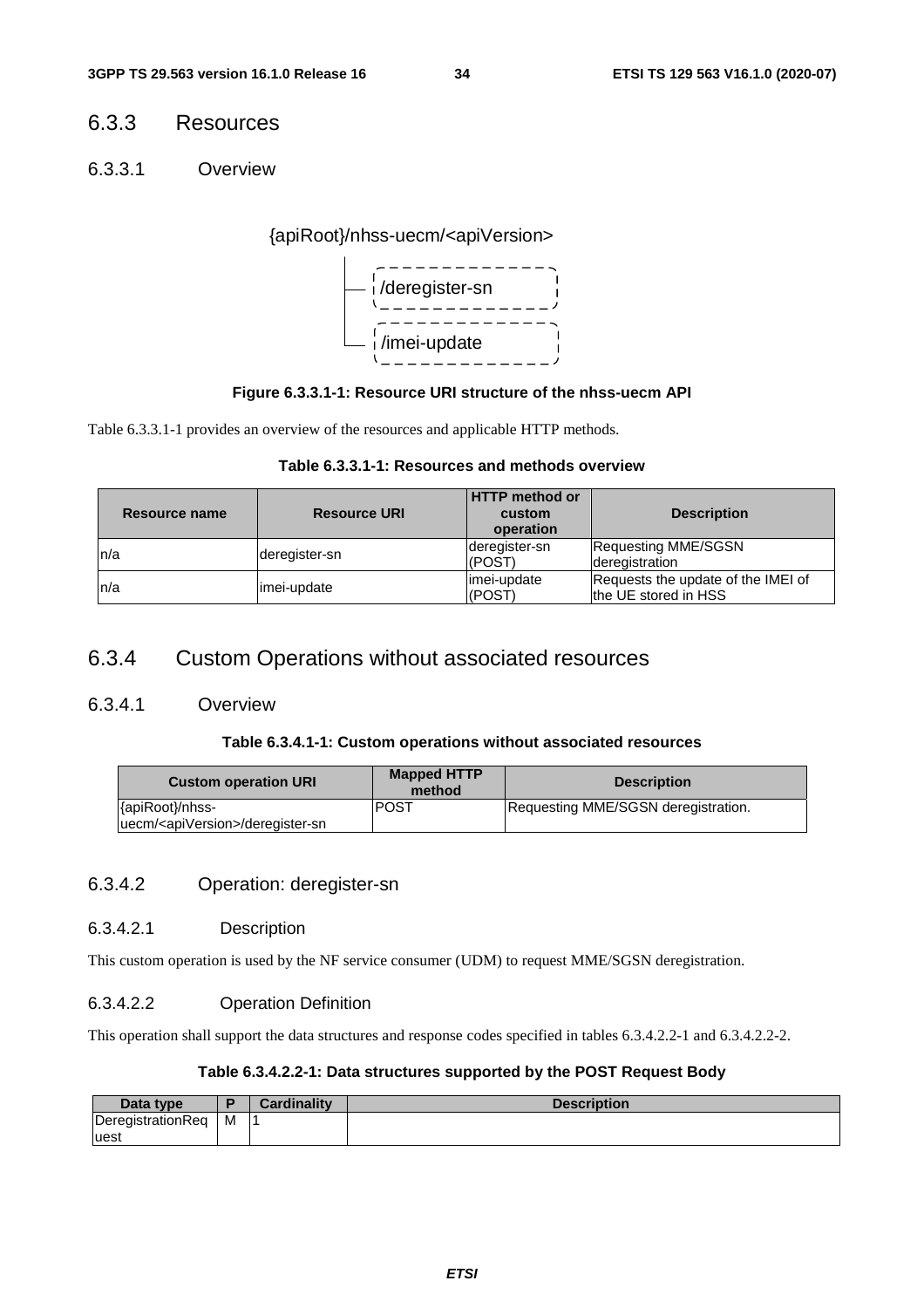### 6.3.3 Resources

#### 6.3.3.1 Overview

```
{apiRoot}/nhss-uecm/<apiVersion>
    |
    |-- /deregister-sn
    |
    |-- /imei-update
```

**Figure 6.3.3.1-1: Resource URI structure of the nhss-uecm API**

Table 6.3.3.1-1 provides an overview of the resources and applicable HTTP methods.

**Table 6.3.3.1-1: Resources and methods overview**

| Resource name | Resource URI | HTTP method or custom operation | Description |
|---|---|---|---|
| n/a | deregister-sn | deregister-sn (POST) | Requesting MME/SGSN deregistration |
| n/a | imei-update | imei-update (POST) | Requests the update of the IMEI of the UE stored in HSS |

### 6.3.4 Custom Operations without associated resources

#### 6.3.4.1 Overview

**Table 6.3.4.1-1: Custom operations without associated resources**

| Custom operation URI | Mapped HTTP method | Description |
|---|---|---|
| {apiRoot}/nhss-uecm/<apiVersion>/deregister-sn | POST | Requesting MME/SGSN deregistration. |

#### 6.3.4.2 Operation: deregister-sn

##### 6.3.4.2.1 Description

This custom operation is used by the NF service consumer (UDM) to request MME/SGSN deregistration.

##### 6.3.4.2.2 Operation Definition

This operation shall support the data structures and response codes specified in tables 6.3.4.2.2-1 and 6.3.4.2.2-2.

**Table 6.3.4.2.2-1: Data structures supported by the POST Request Body**

| Data type | P | Cardinality | Description |
|---|---|---|---|
| DeregistrationRequest | M | 1 | |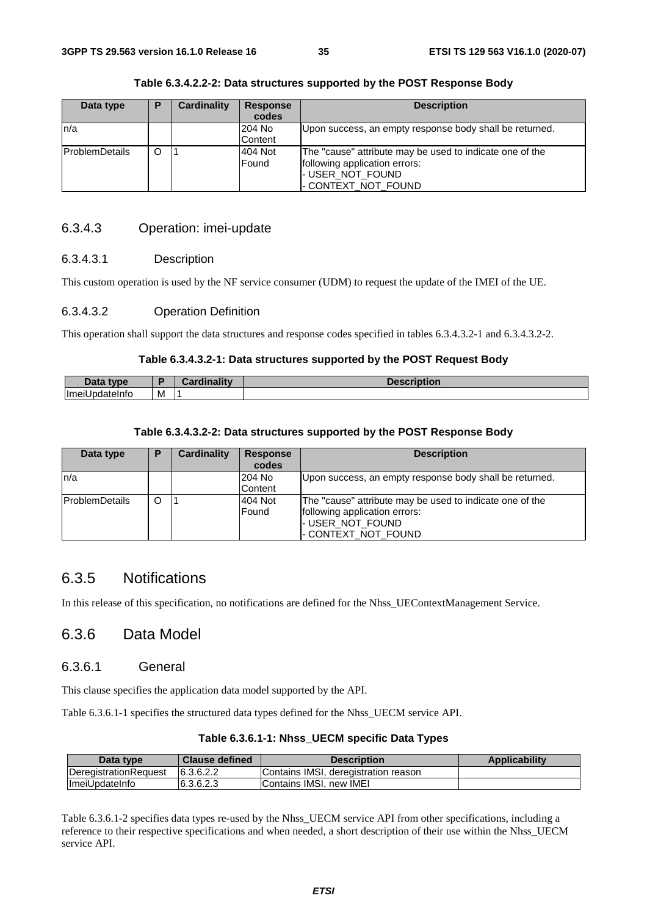**Table 6.3.4.2.2-2: Data structures supported by the POST Response Body**

| Data type | P | Cardinality | Response codes | Description |
|---|---|---|---|---|
| n/a | | | 204 No Content | Upon success, an empty response body shall be returned. |
| ProblemDetails | O | 1 | 404 Not Found | The "cause" attribute may be used to indicate one of the following application errors:<br>- USER_NOT_FOUND<br>- CONTEXT_NOT_FOUND |

### 6.3.4.3 Operation: imei-update

#### 6.3.4.3.1 Description

This custom operation is used by the NF service consumer (UDM) to request the update of the IMEI of the UE.

#### 6.3.4.3.2 Operation Definition

This operation shall support the data structures and response codes specified in tables 6.3.4.3.2-1 and 6.3.4.3.2-2.

**Table 6.3.4.3.2-1: Data structures supported by the POST Request Body**

| Data type | P | Cardinality | Description |
|---|---|---|---|
| ImeiUpdateInfo | M | 1 | |

**Table 6.3.4.3.2-2: Data structures supported by the POST Response Body**

| Data type | P | Cardinality | Response codes | Description |
|---|---|---|---|---|
| n/a | | | 204 No Content | Upon success, an empty response body shall be returned. |
| ProblemDetails | O | 1 | 404 Not Found | The "cause" attribute may be used to indicate one of the following application errors:<br>- USER_NOT_FOUND<br>- CONTEXT_NOT_FOUND |

## 6.3.5 Notifications

In this release of this specification, no notifications are defined for the Nhss_UEContextManagement Service.

## 6.3.6 Data Model

### 6.3.6.1 General

This clause specifies the application data model supported by the API.

Table 6.3.6.1-1 specifies the structured data types defined for the Nhss_UECM service API.

**Table 6.3.6.1-1: Nhss_UECM specific Data Types**

| Data type | Clause defined | Description | Applicability |
|---|---|---|---|
| DeregistrationRequest | 6.3.6.2.2 | Contains IMSI, deregistration reason | |
| ImeiUpdateInfo | 6.3.6.2.3 | Contains IMSI, new IMEI | |

Table 6.3.6.1-2 specifies data types re-used by the Nhss_UECM service API from other specifications, including a reference to their respective specifications and when needed, a short description of their use within the Nhss_UECM service API.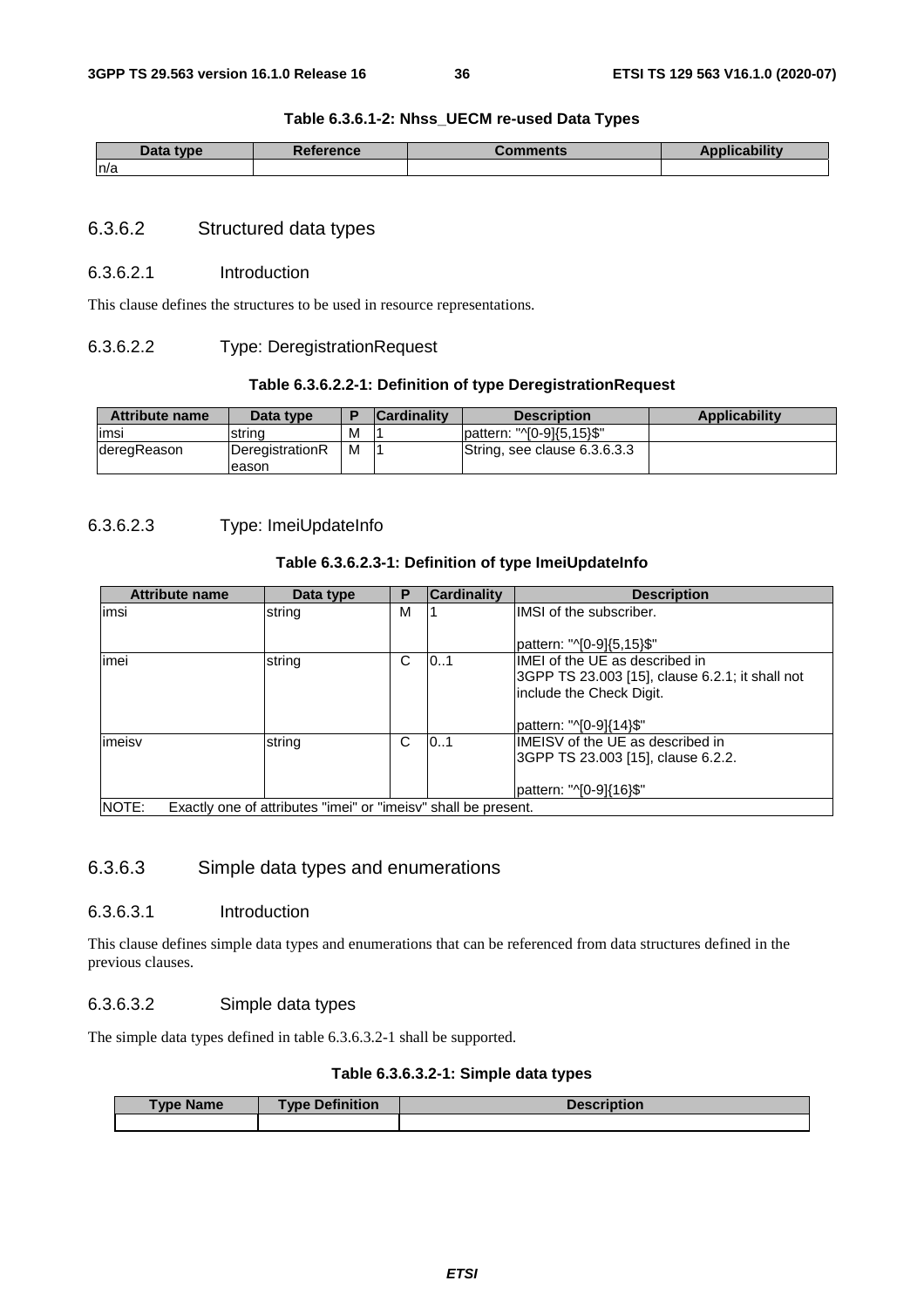**Table 6.3.6.1-2: Nhss_UECM re-used Data Types**

| Data type | Reference | Comments | Applicability |
| --- | --- | --- | --- |
| n/a | | | |

### 6.3.6.2 Structured data types

#### 6.3.6.2.1 Introduction

This clause defines the structures to be used in resource representations.

#### 6.3.6.2.2 Type: DeregistrationRequest

**Table 6.3.6.2.2-1: Definition of type DeregistrationRequest**

| Attribute name | Data type | P | Cardinality | Description | Applicability |
| --- | --- | --- | --- | --- | --- |
| imsi | string | M | 1 | pattern: "^[0-9]{5,15}$" | |
| deregReason | DeregistrationReason | M | 1 | String, see clause 6.3.6.3.3 | |

#### 6.3.6.2.3 Type: ImeiUpdateInfo

**Table 6.3.6.2.3-1: Definition of type ImeiUpdateInfo**

| Attribute name | Data type | P | Cardinality | Description |
| --- | --- | --- | --- | --- |
| imsi | string | M | 1 | IMSI of the subscriber.<br><br>pattern: "^[0-9]{5,15}$" |
| imei | string | C | 0..1 | IMEI of the UE as described in 3GPP TS 23.003 [15], clause 6.2.1; it shall not include the Check Digit.<br><br>pattern: "^[0-9]{14}$" |
| imeisv | string | C | 0..1 | IMEISV of the UE as described in 3GPP TS 23.003 [15], clause 6.2.2.<br><br>pattern: "^[0-9]{16}$" |
| NOTE: Exactly one of attributes "imei" or "imeisv" shall be present. | | | | |

### 6.3.6.3 Simple data types and enumerations

#### 6.3.6.3.1 Introduction

This clause defines simple data types and enumerations that can be referenced from data structures defined in the previous clauses.

#### 6.3.6.3.2 Simple data types

The simple data types defined in table 6.3.6.3.2-1 shall be supported.

**Table 6.3.6.3.2-1: Simple data types**

| Type Name | Type Definition | Description |
| --- | --- | --- |
| | | |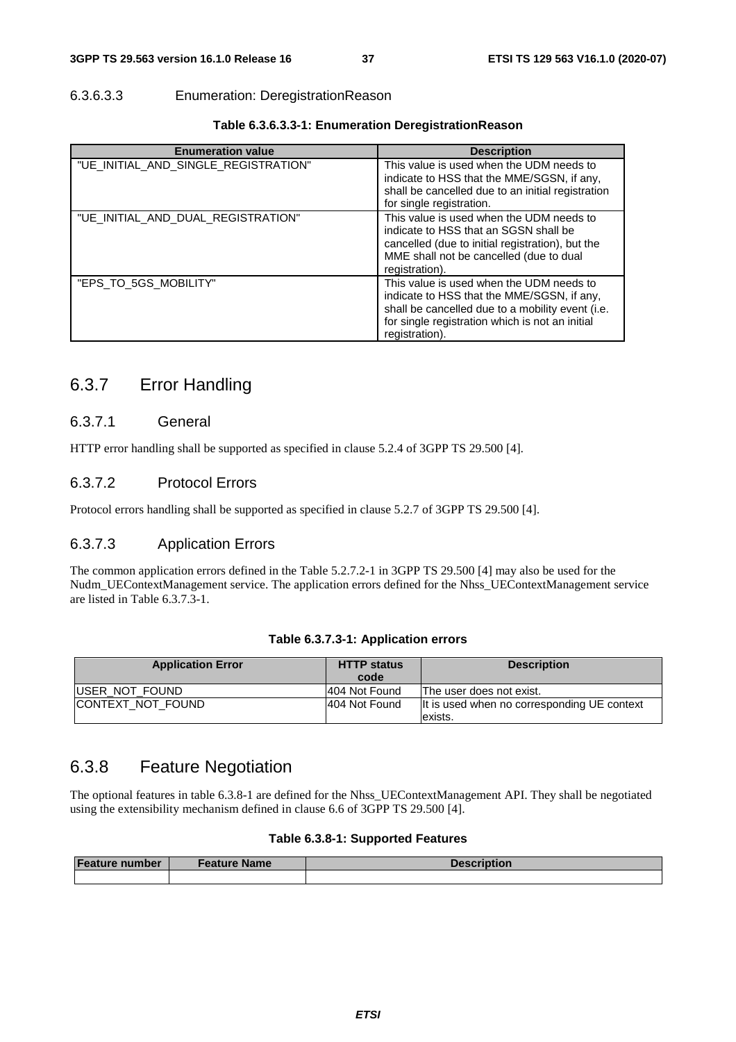#### 6.3.6.3.3 Enumeration: DeregistrationReason

**Table 6.3.6.3.3-1: Enumeration DeregistrationReason**

| Enumeration value | Description |
|---|---|
| "UE_INITIAL_AND_SINGLE_REGISTRATION" | This value is used when the UDM needs to indicate to HSS that the MME/SGSN, if any, shall be cancelled due to an initial registration for single registration. |
| "UE_INITIAL_AND_DUAL_REGISTRATION" | This value is used when the UDM needs to indicate to HSS that an SGSN shall be cancelled (due to initial registration), but the MME shall not be cancelled (due to dual registration). |
| "EPS_TO_5GS_MOBILITY" | This value is used when the UDM needs to indicate to HSS that the MME/SGSN, if any, shall be cancelled due to a mobility event (i.e. for single registration which is not an initial registration). |

## 6.3.7 Error Handling

### 6.3.7.1 General

HTTP error handling shall be supported as specified in clause 5.2.4 of 3GPP TS 29.500 [4].

### 6.3.7.2 Protocol Errors

Protocol errors handling shall be supported as specified in clause 5.2.7 of 3GPP TS 29.500 [4].

### 6.3.7.3 Application Errors

The common application errors defined in the Table 5.2.7.2-1 in 3GPP TS 29.500 [4] may also be used for the Nudm_UEContextManagement service. The application errors defined for the Nhss_UEContextManagement service are listed in Table 6.3.7.3-1.

**Table 6.3.7.3-1: Application errors**

| Application Error | HTTP status code | Description |
|---|---|---|
| USER_NOT_FOUND | 404 Not Found | The user does not exist. |
| CONTEXT_NOT_FOUND | 404 Not Found | It is used when no corresponding UE context exists. |

## 6.3.8 Feature Negotiation

The optional features in table 6.3.8-1 are defined for the Nhss_UEContextManagement API. They shall be negotiated using the extensibility mechanism defined in clause 6.6 of 3GPP TS 29.500 [4].

**Table 6.3.8-1: Supported Features**

| Feature number | Feature Name | Description |
|---|---|---|
| | | |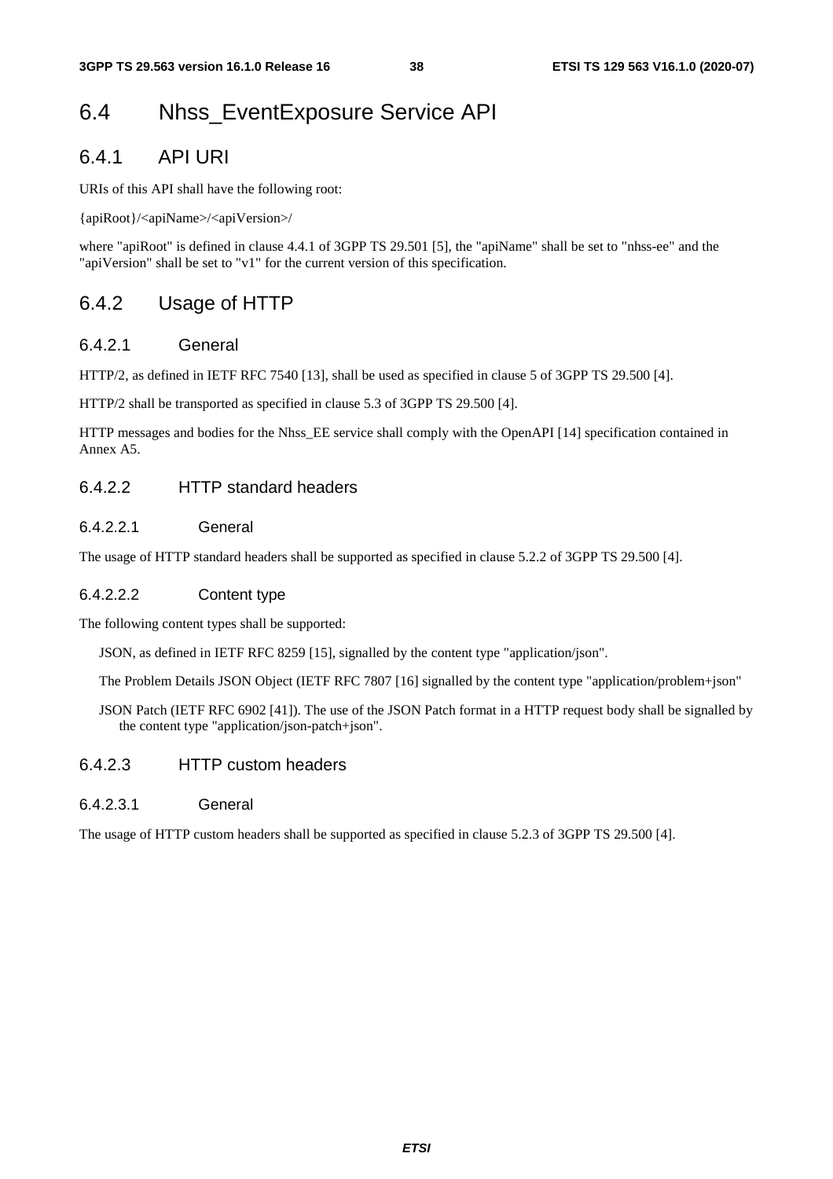# 6.4 Nhss_EventExposure Service API

## 6.4.1 API URI

URIs of this API shall have the following root:

{apiRoot}/<apiName>/<apiVersion>/

where "apiRoot" is defined in clause 4.4.1 of 3GPP TS 29.501 [5], the "apiName" shall be set to "nhss-ee" and the "apiVersion" shall be set to "v1" for the current version of this specification.

## 6.4.2 Usage of HTTP

### 6.4.2.1 General

HTTP/2, as defined in IETF RFC 7540 [13], shall be used as specified in clause 5 of 3GPP TS 29.500 [4].

HTTP/2 shall be transported as specified in clause 5.3 of 3GPP TS 29.500 [4].

HTTP messages and bodies for the Nhss_EE service shall comply with the OpenAPI [14] specification contained in Annex A5.

### 6.4.2.2 HTTP standard headers

#### 6.4.2.2.1 General

The usage of HTTP standard headers shall be supported as specified in clause 5.2.2 of 3GPP TS 29.500 [4].

#### 6.4.2.2.2 Content type

The following content types shall be supported:

JSON, as defined in IETF RFC 8259 [15], signalled by the content type "application/json".

The Problem Details JSON Object (IETF RFC 7807 [16] signalled by the content type "application/problem+json"

JSON Patch (IETF RFC 6902 [41]). The use of the JSON Patch format in a HTTP request body shall be signalled by the content type "application/json-patch+json".

### 6.4.2.3 HTTP custom headers

#### 6.4.2.3.1 General

The usage of HTTP custom headers shall be supported as specified in clause 5.2.3 of 3GPP TS 29.500 [4].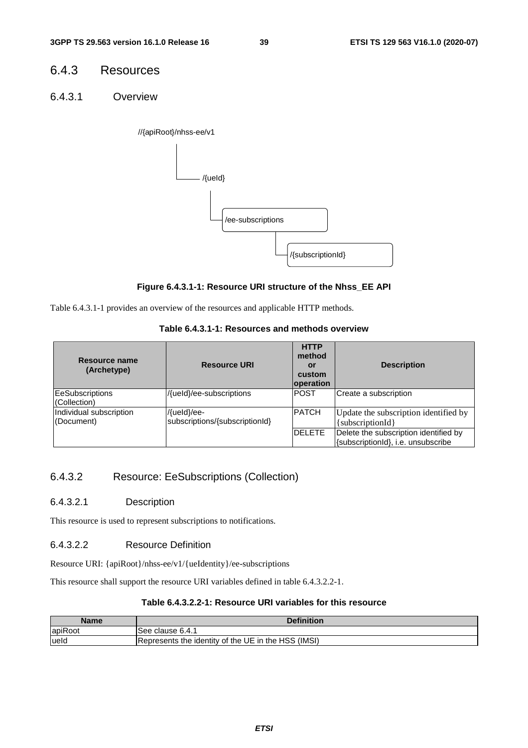## 6.4.3 Resources

### 6.4.3.1 Overview

//{apiRoot}/nhss-ee/v1

/{ueId}

/ee-subscriptions

/{subscriptionId}

**Figure 6.4.3.1-1: Resource URI structure of the Nhss_EE API**

Table 6.4.3.1-1 provides an overview of the resources and applicable HTTP methods.

**Table 6.4.3.1-1: Resources and methods overview**

| Resource name (Archetype) | Resource URI | HTTP method or custom operation | Description |
|---|---|---|---|
| EeSubscriptions (Collection) | /{ueId}/ee-subscriptions | POST | Create a subscription |
| Individual subscription (Document) | /{ueId}/ee-subscriptions/{subscriptionId} | PATCH | Update the subscription identified by {subscriptionId} |
| | | DELETE | Delete the subscription identified by {subscriptionId}, i.e. unsubscribe |

### 6.4.3.2 Resource: EeSubscriptions (Collection)

#### 6.4.3.2.1 Description

This resource is used to represent subscriptions to notifications.

#### 6.4.3.2.2 Resource Definition

Resource URI: {apiRoot}/nhss-ee/v1/{ueIdentity}/ee-subscriptions

This resource shall support the resource URI variables defined in table 6.4.3.2.2-1.

**Table 6.4.3.2.2-1: Resource URI variables for this resource**

| Name | Definition |
|---|---|
| apiRoot | See clause 6.4.1 |
| ueId | Represents the identity of the UE in the HSS (IMSI) |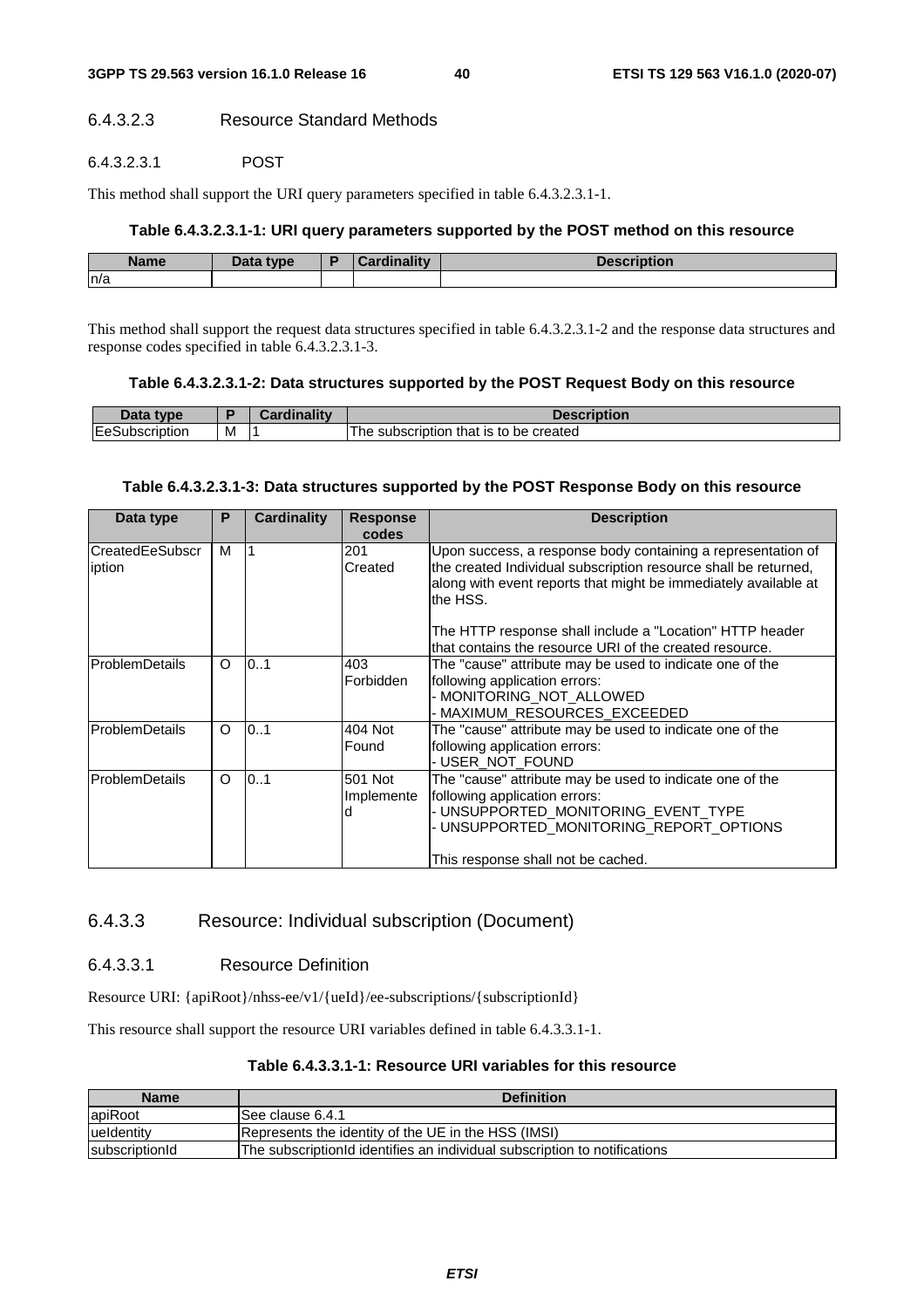#### 6.4.3.2.3 Resource Standard Methods

##### 6.4.3.2.3.1 POST

This method shall support the URI query parameters specified in table 6.4.3.2.3.1-1.

**Table 6.4.3.2.3.1-1: URI query parameters supported by the POST method on this resource**

| Name | Data type | P | Cardinality | Description |
| --- | --- | --- | --- | --- |
| n/a | | | | |

This method shall support the request data structures specified in table 6.4.3.2.3.1-2 and the response data structures and response codes specified in table 6.4.3.2.3.1-3.

**Table 6.4.3.2.3.1-2: Data structures supported by the POST Request Body on this resource**

| Data type | P | Cardinality | Description |
| --- | --- | --- | --- |
| EeSubscription | M | 1 | The subscription that is to be created |

**Table 6.4.3.2.3.1-3: Data structures supported by the POST Response Body on this resource**

| Data type | P | Cardinality | Response codes | Description |
| --- | --- | --- | --- | --- |
| CreatedEeSubscription | M | 1 | 201 Created | Upon success, a response body containing a representation of the created Individual subscription resource shall be returned, along with event reports that might be immediately available at the HSS.<br><br>The HTTP response shall include a "Location" HTTP header that contains the resource URI of the created resource. |
| ProblemDetails | O | 0..1 | 403 Forbidden | The "cause" attribute may be used to indicate one of the following application errors:<br>- MONITORING_NOT_ALLOWED<br>- MAXIMUM_RESOURCES_EXCEEDED |
| ProblemDetails | O | 0..1 | 404 Not Found | The "cause" attribute may be used to indicate one of the following application errors:<br>- USER_NOT_FOUND |
| ProblemDetails | O | 0..1 | 501 Not Implemented | The "cause" attribute may be used to indicate one of the following application errors:<br>- UNSUPPORTED_MONITORING_EVENT_TYPE<br>- UNSUPPORTED_MONITORING_REPORT_OPTIONS<br><br>This response shall not be cached. |

### 6.4.3.3 Resource: Individual subscription (Document)

#### 6.4.3.3.1 Resource Definition

Resource URI: {apiRoot}/nhss-ee/v1/{ueId}/ee-subscriptions/{subscriptionId}

This resource shall support the resource URI variables defined in table 6.4.3.3.1-1.

**Table 6.4.3.3.1-1: Resource URI variables for this resource**

| Name | Definition |
| --- | --- |
| apiRoot | See clause 6.4.1 |
| ueIdentity | Represents the identity of the UE in the HSS (IMSI) |
| subscriptionId | The subscriptionId identifies an individual subscription to notifications |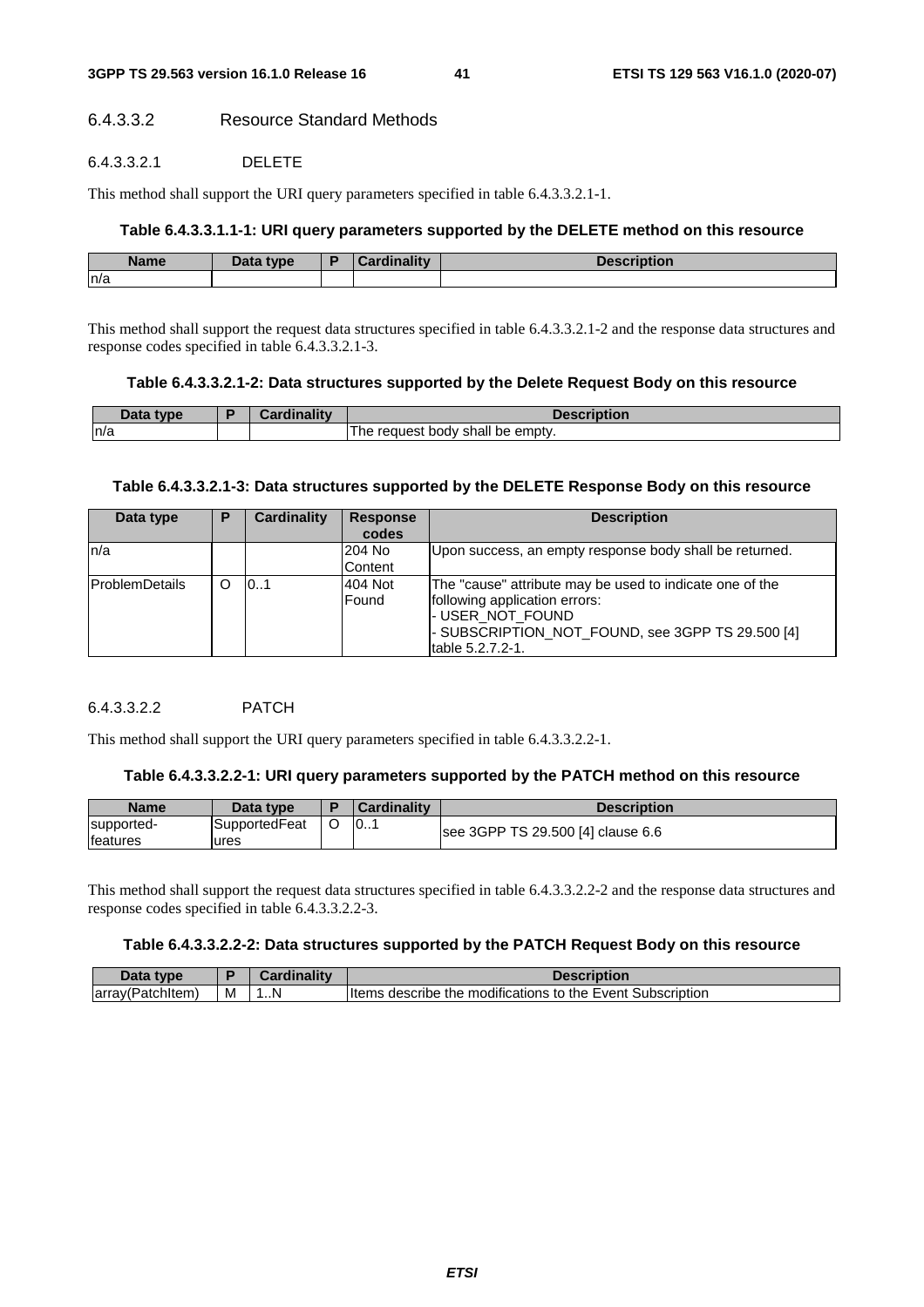#### 6.4.3.3.2 Resource Standard Methods

##### 6.4.3.3.2.1 DELETE

This method shall support the URI query parameters specified in table 6.4.3.3.2.1-1.

**Table 6.4.3.3.1.1-1: URI query parameters supported by the DELETE method on this resource**

| Name | Data type | P | Cardinality | Description |
|---|---|---|---|---|
| n/a | | | | |

This method shall support the request data structures specified in table 6.4.3.3.2.1-2 and the response data structures and response codes specified in table 6.4.3.3.2.1-3.

**Table 6.4.3.3.2.1-2: Data structures supported by the Delete Request Body on this resource**

| Data type | P | Cardinality | Description |
|---|---|---|---|
| n/a | | | The request body shall be empty. |

**Table 6.4.3.3.2.1-3: Data structures supported by the DELETE Response Body on this resource**

| Data type | P | Cardinality | Response codes | Description |
|---|---|---|---|---|
| n/a | | | 204 No Content | Upon success, an empty response body shall be returned. |
| ProblemDetails | O | 0..1 | 404 Not Found | The "cause" attribute may be used to indicate one of the following application errors:<br>- USER_NOT_FOUND<br>- SUBSCRIPTION_NOT_FOUND, see 3GPP TS 29.500 [4] table 5.2.7.2-1. |

##### 6.4.3.3.2.2 PATCH

This method shall support the URI query parameters specified in table 6.4.3.3.2.2-1.

**Table 6.4.3.3.2.2-1: URI query parameters supported by the PATCH method on this resource**

| Name | Data type | P | Cardinality | Description |
|---|---|---|---|---|
| supported-features | SupportedFeatures | O | 0..1 | see 3GPP TS 29.500 [4] clause 6.6 |

This method shall support the request data structures specified in table 6.4.3.3.2.2-2 and the response data structures and response codes specified in table 6.4.3.3.2.2-3.

**Table 6.4.3.3.2.2-2: Data structures supported by the PATCH Request Body on this resource**

| Data type | P | Cardinality | Description |
|---|---|---|---|
| array(PatchItem) | M | 1..N | Items describe the modifications to the Event Subscription |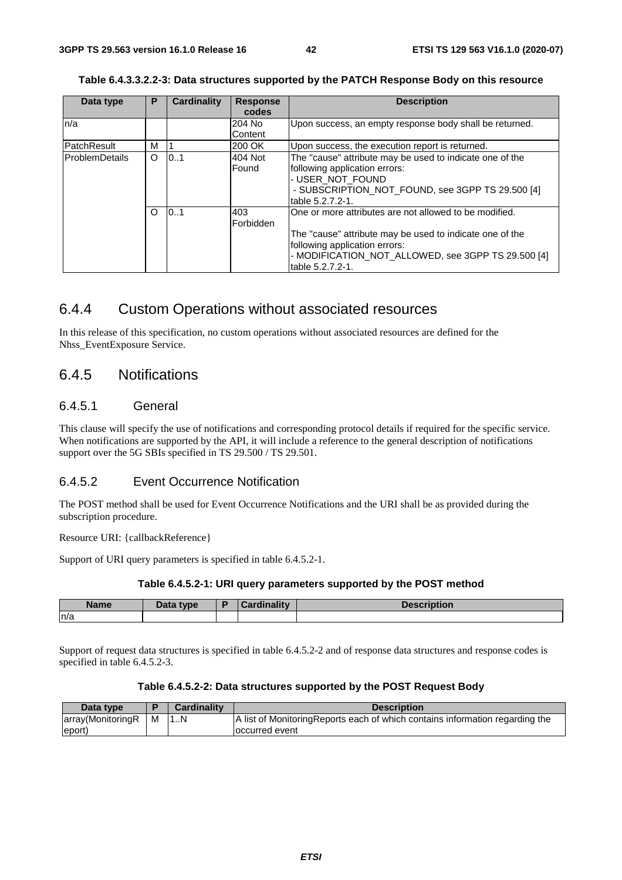**Table 6.4.3.3.2.2-3: Data structures supported by the PATCH Response Body on this resource**

| Data type | P | Cardinality | Response codes | Description |
|---|---|---|---|---|
| n/a | | | 204 No Content | Upon success, an empty response body shall be returned. |
| PatchResult | M | 1 | 200 OK | Upon success, the execution report is returned. |
| ProblemDetails | O | 0..1 | 404 Not Found | The "cause" attribute may be used to indicate one of the following application errors:<br>- USER_NOT_FOUND<br>- SUBSCRIPTION_NOT_FOUND, see 3GPP TS 29.500 [4] table 5.2.7.2-1. |
| | O | 0..1 | 403 Forbidden | One or more attributes are not allowed to be modified.<br><br>The "cause" attribute may be used to indicate one of the following application errors:<br>- MODIFICATION_NOT_ALLOWED, see 3GPP TS 29.500 [4] table 5.2.7.2-1. |

## 6.4.4 Custom Operations without associated resources

In this release of this specification, no custom operations without associated resources are defined for the Nhss_EventExposure Service.

## 6.4.5 Notifications

### 6.4.5.1 General

This clause will specify the use of notifications and corresponding protocol details if required for the specific service. When notifications are supported by the API, it will include a reference to the general description of notifications support over the 5G SBIs specified in TS 29.500 / TS 29.501.

### 6.4.5.2 Event Occurrence Notification

The POST method shall be used for Event Occurrence Notifications and the URI shall be as provided during the subscription procedure.

Resource URI: {callbackReference}

Support of URI query parameters is specified in table 6.4.5.2-1.

**Table 6.4.5.2-1: URI query parameters supported by the POST method**

| Name | Data type | P | Cardinality | Description |
|---|---|---|---|---|
| n/a | | | | |

Support of request data structures is specified in table 6.4.5.2-2 and of response data structures and response codes is specified in table 6.4.5.2-3.

**Table 6.4.5.2-2: Data structures supported by the POST Request Body**

| Data type | P | Cardinality | Description |
|---|---|---|---|
| array(MonitoringReport) | M | 1..N | A list of MonitoringReports each of which contains information regarding the occurred event |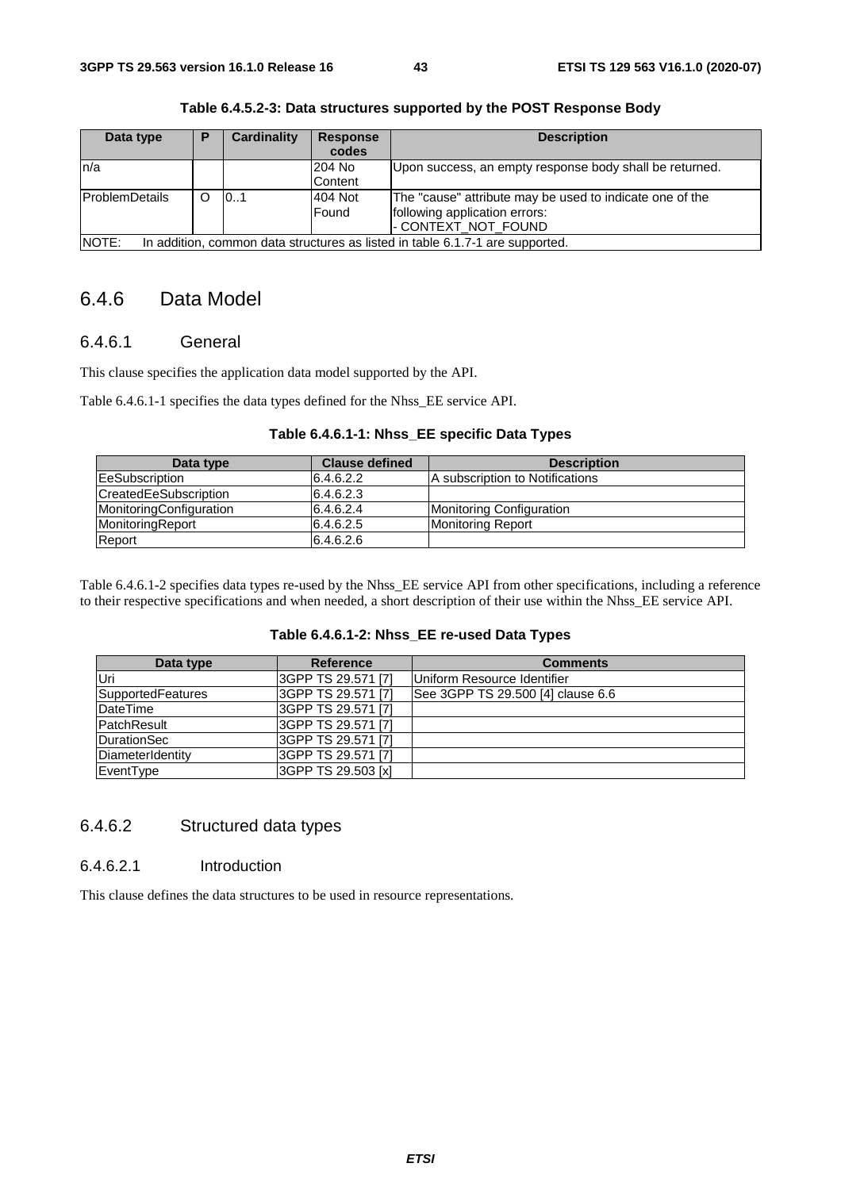**Table 6.4.5.2-3: Data structures supported by the POST Response Body**

| Data type | P | Cardinality | Response codes | Description |
| --- | --- | --- | --- | --- |
| n/a | | | 204 No Content | Upon success, an empty response body shall be returned. |
| ProblemDetails | O | 0..1 | 404 Not Found | The "cause" attribute may be used to indicate one of the following application errors:<br>- CONTEXT_NOT_FOUND |
| NOTE: In addition, common data structures as listed in table 6.1.7-1 are supported. | | | | |

## 6.4.6 Data Model

### 6.4.6.1 General

This clause specifies the application data model supported by the API.

Table 6.4.6.1-1 specifies the data types defined for the Nhss_EE service API.

**Table 6.4.6.1-1: Nhss_EE specific Data Types**

| Data type | Clause defined | Description |
| --- | --- | --- |
| EeSubscription | 6.4.6.2.2 | A subscription to Notifications |
| CreatedEeSubscription | 6.4.6.2.3 | |
| MonitoringConfiguration | 6.4.6.2.4 | Monitoring Configuration |
| MonitoringReport | 6.4.6.2.5 | Monitoring Report |
| Report | 6.4.6.2.6 | |

Table 6.4.6.1-2 specifies data types re-used by the Nhss_EE service API from other specifications, including a reference to their respective specifications and when needed, a short description of their use within the Nhss_EE service API.

**Table 6.4.6.1-2: Nhss_EE re-used Data Types**

| Data type | Reference | Comments |
| --- | --- | --- |
| Uri | 3GPP TS 29.571 [7] | Uniform Resource Identifier |
| SupportedFeatures | 3GPP TS 29.571 [7] | See 3GPP TS 29.500 [4] clause 6.6 |
| DateTime | 3GPP TS 29.571 [7] | |
| PatchResult | 3GPP TS 29.571 [7] | |
| DurationSec | 3GPP TS 29.571 [7] | |
| DiameterIdentity | 3GPP TS 29.571 [7] | |
| EventType | 3GPP TS 29.503 [x] | |

### 6.4.6.2 Structured data types

#### 6.4.6.2.1 Introduction

This clause defines the data structures to be used in resource representations.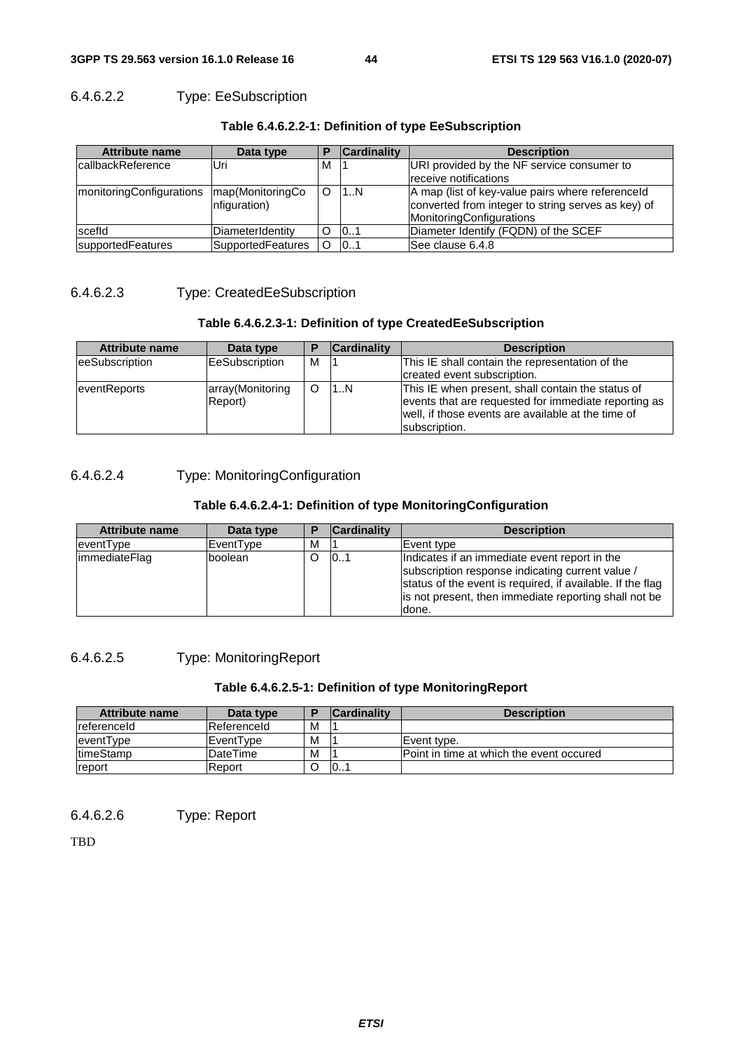#### 6.4.6.2.2 Type: EeSubscription

**Table 6.4.6.2.2-1: Definition of type EeSubscription**

| Attribute name | Data type | P | Cardinality | Description |
|---|---|---|---|---|
| callbackReference | Uri | M | 1 | URI provided by the NF service consumer to receive notifications |
| monitoringConfigurations | map(MonitoringConfiguration) | O | 1..N | A map (list of key-value pairs where referenceId converted from integer to string serves as key) of MonitoringConfigurations |
| scefId | DiameterIdentity | O | 0..1 | Diameter Identify (FQDN) of the SCEF |
| supportedFeatures | SupportedFeatures | O | 0..1 | See clause 6.4.8 |

#### 6.4.6.2.3 Type: CreatedEeSubscription

**Table 6.4.6.2.3-1: Definition of type CreatedEeSubscription**

| Attribute name | Data type | P | Cardinality | Description |
|---|---|---|---|---|
| eeSubscription | EeSubscription | M | 1 | This IE shall contain the representation of the created event subscription. |
| eventReports | array(MonitoringReport) | O | 1..N | This IE when present, shall contain the status of events that are requested for immediate reporting as well, if those events are available at the time of subscription. |

#### 6.4.6.2.4 Type: MonitoringConfiguration

**Table 6.4.6.2.4-1: Definition of type MonitoringConfiguration**

| Attribute name | Data type | P | Cardinality | Description |
|---|---|---|---|---|
| eventType | EventType | M | 1 | Event type |
| immediateFlag | boolean | O | 0..1 | Indicates if an immediate event report in the subscription response indicating current value / status of the event is required, if available. If the flag is not present, then immediate reporting shall not be done. |

#### 6.4.6.2.5 Type: MonitoringReport

**Table 6.4.6.2.5-1: Definition of type MonitoringReport**

| Attribute name | Data type | P | Cardinality | Description |
|---|---|---|---|---|
| referenceId | ReferenceId | M | 1 | |
| eventType | EventType | M | 1 | Event type. |
| timeStamp | DateTime | M | 1 | Point in time at which the event occured |
| report | Report | O | 0..1 | |

#### 6.4.6.2.6 Type: Report

TBD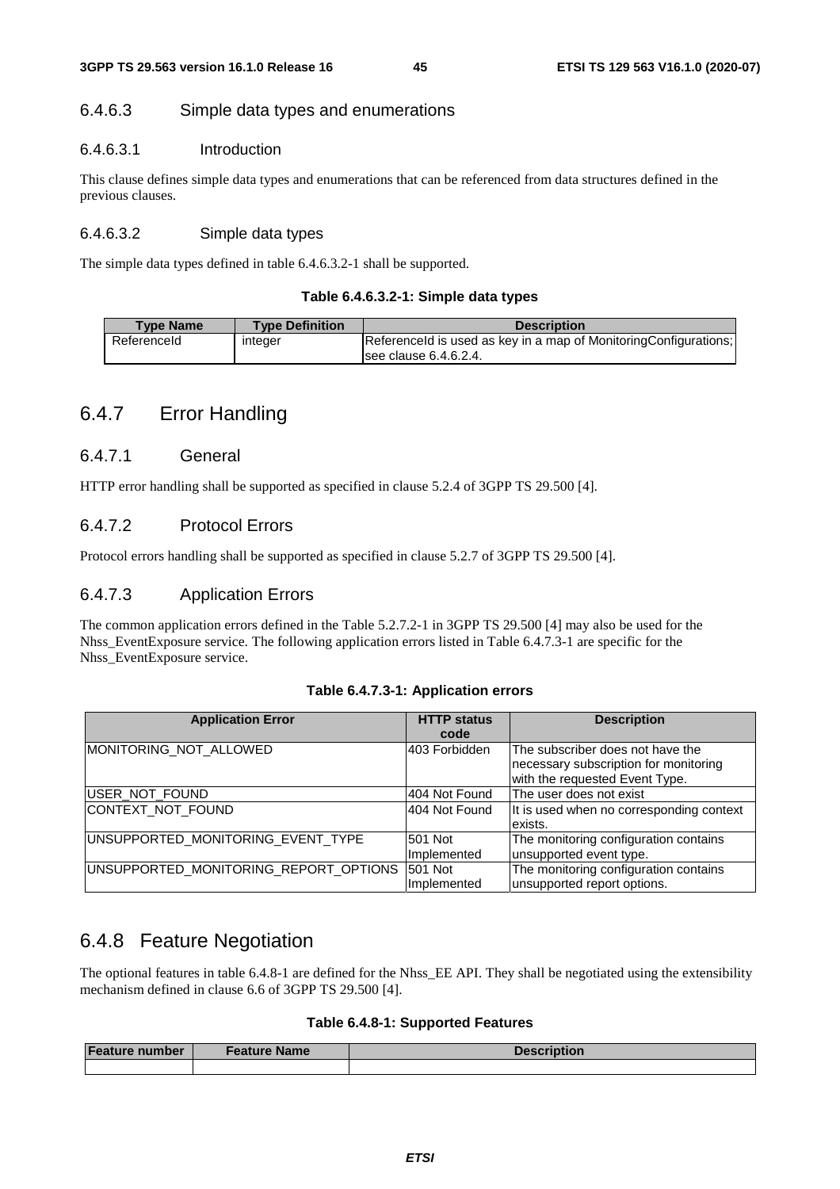#### 6.4.6.3 Simple data types and enumerations

##### 6.4.6.3.1 Introduction

This clause defines simple data types and enumerations that can be referenced from data structures defined in the previous clauses.

##### 6.4.6.3.2 Simple data types

The simple data types defined in table 6.4.6.3.2-1 shall be supported.

**Table 6.4.6.3.2-1: Simple data types**

| Type Name | Type Definition | Description |
| --- | --- | --- |
| ReferenceId | integer | ReferenceId is used as key in a map of MonitoringConfigurations; see clause 6.4.6.2.4. |

## 6.4.7 Error Handling

### 6.4.7.1 General

HTTP error handling shall be supported as specified in clause 5.2.4 of 3GPP TS 29.500 [4].

### 6.4.7.2 Protocol Errors

Protocol errors handling shall be supported as specified in clause 5.2.7 of 3GPP TS 29.500 [4].

### 6.4.7.3 Application Errors

The common application errors defined in the Table 5.2.7.2-1 in 3GPP TS 29.500 [4] may also be used for the Nhss_EventExposure service. The following application errors listed in Table 6.4.7.3-1 are specific for the Nhss_EventExposure service.

**Table 6.4.7.3-1: Application errors**

| Application Error | HTTP status code | Description |
| --- | --- | --- |
| MONITORING_NOT_ALLOWED | 403 Forbidden | The subscriber does not have the necessary subscription for monitoring with the requested Event Type. |
| USER_NOT_FOUND | 404 Not Found | The user does not exist |
| CONTEXT_NOT_FOUND | 404 Not Found | It is used when no corresponding context exists. |
| UNSUPPORTED_MONITORING_EVENT_TYPE | 501 Not Implemented | The monitoring configuration contains unsupported event type. |
| UNSUPPORTED_MONITORING_REPORT_OPTIONS | 501 Not Implemented | The monitoring configuration contains unsupported report options. |

## 6.4.8 Feature Negotiation

The optional features in table 6.4.8-1 are defined for the Nhss_EE API. They shall be negotiated using the extensibility mechanism defined in clause 6.6 of 3GPP TS 29.500 [4].

**Table 6.4.8-1: Supported Features**

| Feature number | Feature Name | Description |
| --- | --- | --- |
| | | |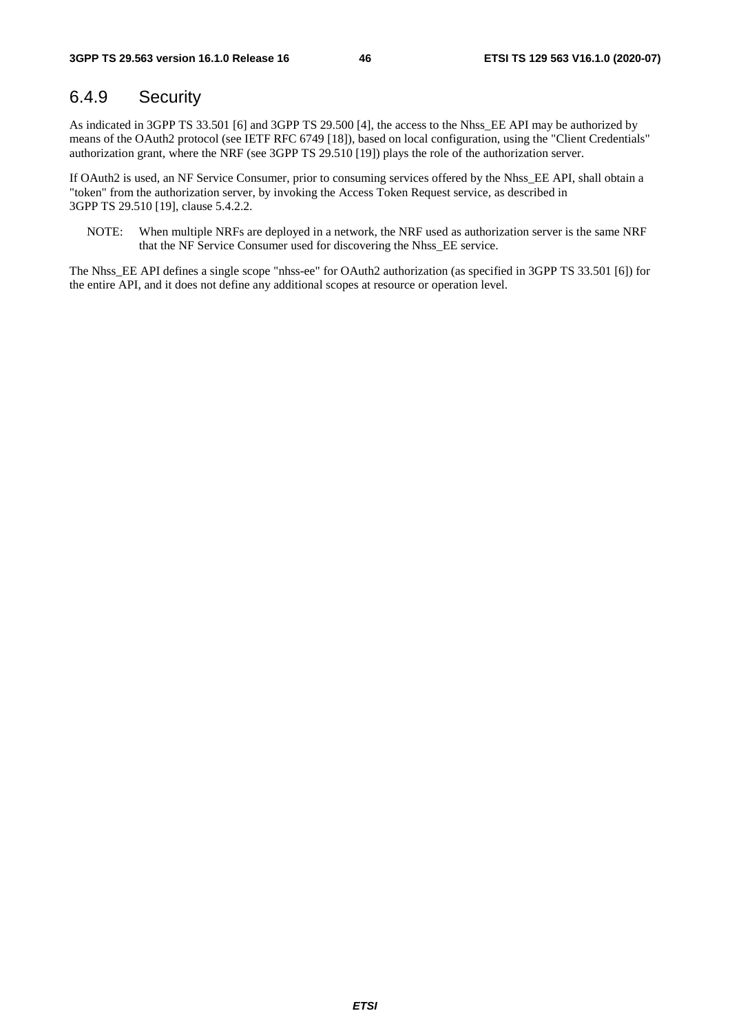### 6.4.9 Security

As indicated in 3GPP TS 33.501 [6] and 3GPP TS 29.500 [4], the access to the Nhss_EE API may be authorized by means of the OAuth2 protocol (see IETF RFC 6749 [18]), based on local configuration, using the "Client Credentials" authorization grant, where the NRF (see 3GPP TS 29.510 [19]) plays the role of the authorization server.

If OAuth2 is used, an NF Service Consumer, prior to consuming services offered by the Nhss_EE API, shall obtain a "token" from the authorization server, by invoking the Access Token Request service, as described in 3GPP TS 29.510 [19], clause 5.4.2.2.

NOTE: When multiple NRFs are deployed in a network, the NRF used as authorization server is the same NRF that the NF Service Consumer used for discovering the Nhss_EE service.

The Nhss_EE API defines a single scope "nhss-ee" for OAuth2 authorization (as specified in 3GPP TS 33.501 [6]) for the entire API, and it does not define any additional scopes at resource or operation level.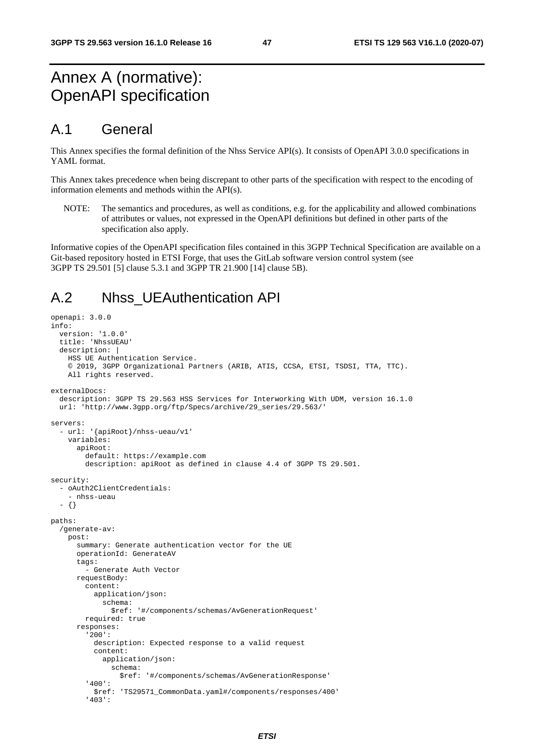# Annex A (normative): OpenAPI specification

## A.1 General

This Annex specifies the formal definition of the Nhss Service API(s). It consists of OpenAPI 3.0.0 specifications in YAML format.

This Annex takes precedence when being discrepant to other parts of the specification with respect to the encoding of information elements and methods within the API(s).

NOTE: The semantics and procedures, as well as conditions, e.g. for the applicability and allowed combinations of attributes or values, not expressed in the OpenAPI definitions but defined in other parts of the specification also apply.

Informative copies of the OpenAPI specification files contained in this 3GPP Technical Specification are available on a Git-based repository hosted in ETSI Forge, that uses the GitLab software version control system (see 3GPP TS 29.501 [5] clause 5.3.1 and 3GPP TR 21.900 [14] clause 5B).

## A.2 Nhss_UEAuthentication API

```
openapi: 3.0.0
info:
  version: '1.0.0'
  title: 'NhssUEAU'
  description: |
    HSS UE Authentication Service.
    © 2019, 3GPP Organizational Partners (ARIB, ATIS, CCSA, ETSI, TSDSI, TTA, TTC).
    All rights reserved.

externalDocs:
  description: 3GPP TS 29.563 HSS Services for Interworking With UDM, version 16.1.0
  url: 'http://www.3gpp.org/ftp/Specs/archive/29_series/29.563/'

servers:
  - url: '{apiRoot}/nhss-ueau/v1'
    variables:
      apiRoot:
        default: https://example.com
        description: apiRoot as defined in clause 4.4 of 3GPP TS 29.501.

security:
  - oAuth2ClientCredentials:
    - nhss-ueau
  - {}

paths:
  /generate-av:
    post:
      summary: Generate authentication vector for the UE
      operationId: GenerateAV
      tags:
        - Generate Auth Vector
      requestBody:
        content:
          application/json:
            schema:
              $ref: '#/components/schemas/AvGenerationRequest'
        required: true
      responses:
        '200':
          description: Expected response to a valid request
          content:
            application/json:
              schema:
                $ref: '#/components/schemas/AvGenerationResponse'
        '400':
          $ref: 'TS29571_CommonData.yaml#/components/responses/400'
        '403':
```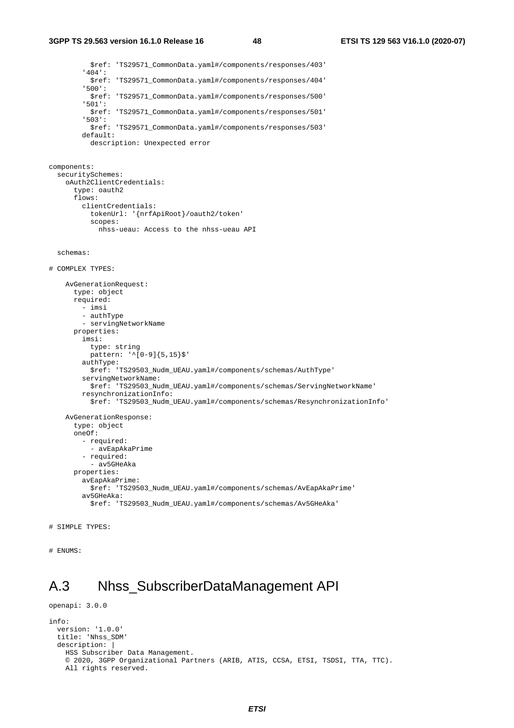```
          $ref: 'TS29571_CommonData.yaml#/components/responses/403'
        '404':
          $ref: 'TS29571_CommonData.yaml#/components/responses/404'
        '500':
          $ref: 'TS29571_CommonData.yaml#/components/responses/500'
        '501':
          $ref: 'TS29571_CommonData.yaml#/components/responses/501'
        '503':
          $ref: 'TS29571_CommonData.yaml#/components/responses/503'
        default:
          description: Unexpected error


components:
  securitySchemes:
    oAuth2ClientCredentials:
      type: oauth2
      flows:
        clientCredentials:
          tokenUrl: '{nrfApiRoot}/oauth2/token'
          scopes:
            nhss-ueau: Access to the nhss-ueau API


  schemas:

# COMPLEX TYPES:

    AvGenerationRequest:
      type: object
      required:
        - imsi
        - authType
        - servingNetworkName
      properties:
        imsi:
          type: string
          pattern: '^[0-9]{5,15}$'
        authType:
          $ref: 'TS29503_Nudm_UEAU.yaml#/components/schemas/AuthType'
        servingNetworkName:
          $ref: 'TS29503_Nudm_UEAU.yaml#/components/schemas/ServingNetworkName'
        resynchronizationInfo:
          $ref: 'TS29503_Nudm_UEAU.yaml#/components/schemas/ResynchronizationInfo'

    AvGenerationResponse:
      type: object
      oneOf:
        - required:
          - avEapAkaPrime
        - required:
          - av5GHeAka
      properties:
        avEapAkaPrime:
          $ref: 'TS29503_Nudm_UEAU.yaml#/components/schemas/AvEapAkaPrime'
        av5GHeAka:
          $ref: 'TS29503_Nudm_UEAU.yaml#/components/schemas/Av5GHeAka'


# SIMPLE TYPES:


# ENUMS:
```

## A.3 Nhss_SubscriberDataManagement API

```
openapi: 3.0.0

info:
  version: '1.0.0'
  title: 'Nhss_SDM'
  description: |
    HSS Subscriber Data Management.
    © 2020, 3GPP Organizational Partners (ARIB, ATIS, CCSA, ETSI, TSDSI, TTA, TTC).
    All rights reserved.
```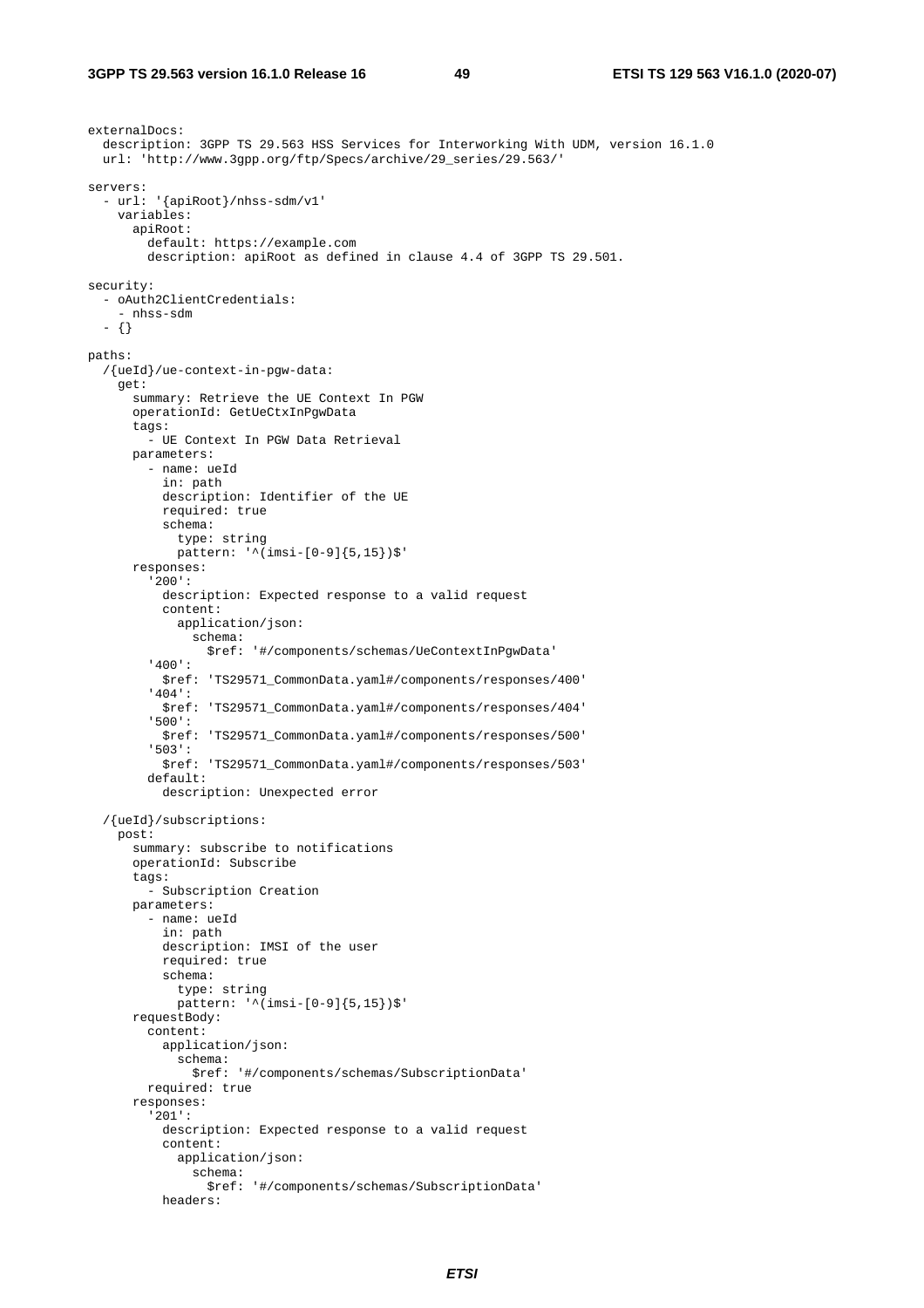```
externalDocs:
  description: 3GPP TS 29.563 HSS Services for Interworking With UDM, version 16.1.0
  url: 'http://www.3gpp.org/ftp/Specs/archive/29_series/29.563/'

servers:
  - url: '{apiRoot}/nhss-sdm/v1'
    variables:
      apiRoot:
        default: https://example.com
        description: apiRoot as defined in clause 4.4 of 3GPP TS 29.501.

security:
  - oAuth2ClientCredentials:
    - nhss-sdm
  - {}

paths:
  /{ueId}/ue-context-in-pgw-data:
    get:
      summary: Retrieve the UE Context In PGW
      operationId: GetUeCtxInPgwData
      tags:
        - UE Context In PGW Data Retrieval
      parameters:
        - name: ueId
          in: path
          description: Identifier of the UE
          required: true
          schema:
            type: string
            pattern: '^(imsi-[0-9]{5,15})$'
      responses:
        '200':
          description: Expected response to a valid request
          content:
            application/json:
              schema:
                $ref: '#/components/schemas/UeContextInPgwData'
        '400':
          $ref: 'TS29571_CommonData.yaml#/components/responses/400'
        '404':
          $ref: 'TS29571_CommonData.yaml#/components/responses/404'
        '500':
          $ref: 'TS29571_CommonData.yaml#/components/responses/500'
        '503':
          $ref: 'TS29571_CommonData.yaml#/components/responses/503'
        default:
          description: Unexpected error

  /{ueId}/subscriptions:
    post:
      summary: subscribe to notifications
      operationId: Subscribe
      tags:
        - Subscription Creation
      parameters:
        - name: ueId
          in: path
          description: IMSI of the user
          required: true
          schema:
            type: string
            pattern: '^(imsi-[0-9]{5,15})$'
      requestBody:
        content:
          application/json:
            schema:
              $ref: '#/components/schemas/SubscriptionData'
        required: true
      responses:
        '201':
          description: Expected response to a valid request
          content:
            application/json:
              schema:
                $ref: '#/components/schemas/SubscriptionData'
          headers:
```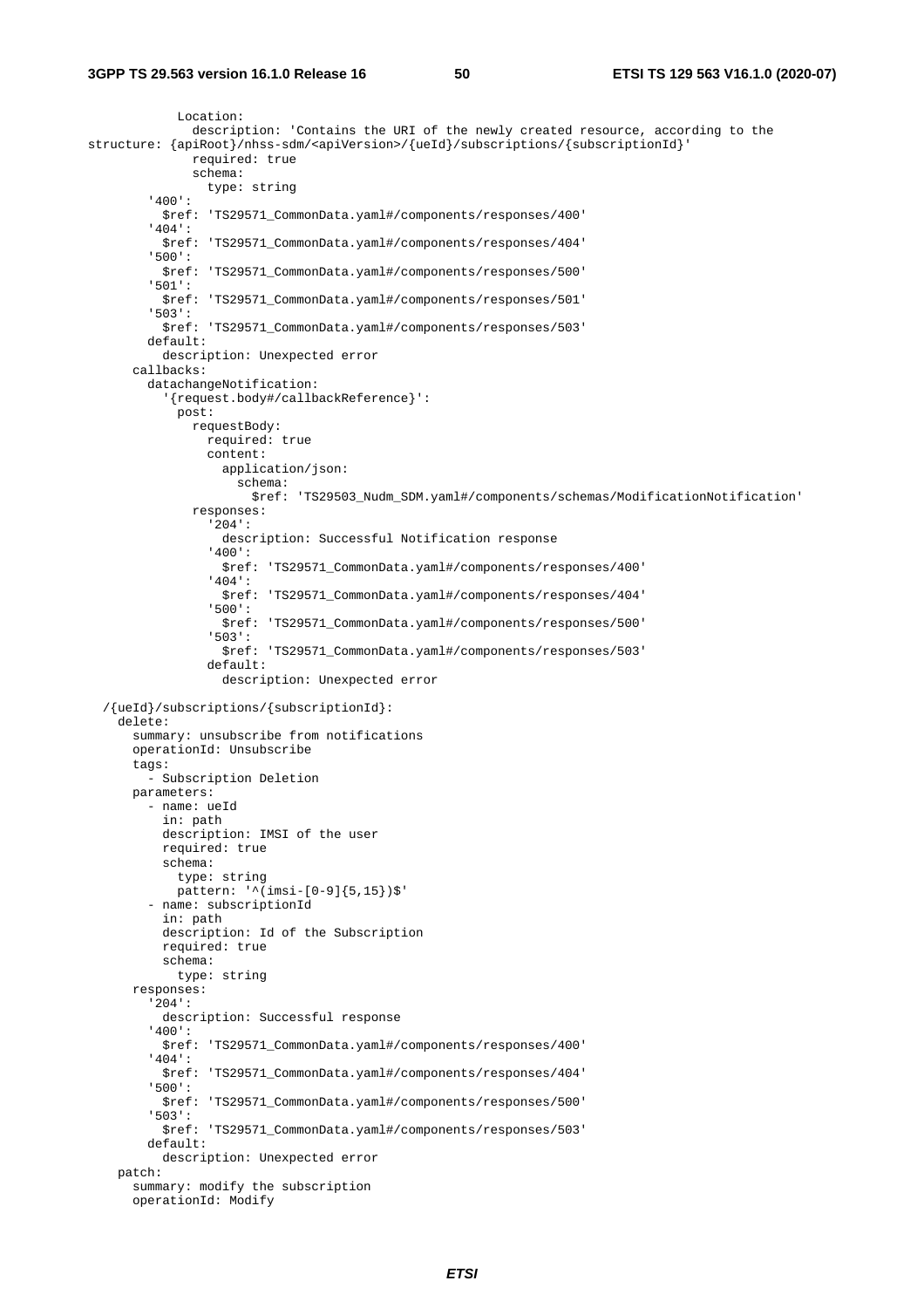```
            Location:
              description: 'Contains the URI of the newly created resource, according to the 
structure: {apiRoot}/nhss-sdm/<apiVersion>/{ueId}/subscriptions/{subscriptionId}'
              required: true
              schema:
                type: string
        '400':
          $ref: 'TS29571_CommonData.yaml#/components/responses/400'
        '404':
          $ref: 'TS29571_CommonData.yaml#/components/responses/404'
        '500':
          $ref: 'TS29571_CommonData.yaml#/components/responses/500'
        '501':
          $ref: 'TS29571_CommonData.yaml#/components/responses/501'
        '503':
          $ref: 'TS29571_CommonData.yaml#/components/responses/503'
        default:
          description: Unexpected error
      callbacks:
        datachangeNotification:
          '{request.body#/callbackReference}':
            post:
              requestBody:
                required: true
                content:
                  application/json:
                    schema:
                      $ref: 'TS29503_Nudm_SDM.yaml#/components/schemas/ModificationNotification'
              responses:
                '204':
                  description: Successful Notification response
                '400':
                  $ref: 'TS29571_CommonData.yaml#/components/responses/400'
                '404':
                  $ref: 'TS29571_CommonData.yaml#/components/responses/404'
                '500':
                  $ref: 'TS29571_CommonData.yaml#/components/responses/500'
                '503':
                  $ref: 'TS29571_CommonData.yaml#/components/responses/503'
                default:
                  description: Unexpected error

  /{ueId}/subscriptions/{subscriptionId}:
    delete:
      summary: unsubscribe from notifications
      operationId: Unsubscribe
      tags:
        - Subscription Deletion
      parameters:
        - name: ueId
          in: path
          description: IMSI of the user
          required: true
          schema:
            type: string
            pattern: '^(imsi-[0-9]{5,15})$'
        - name: subscriptionId
          in: path
          description: Id of the Subscription
          required: true
          schema:
            type: string
      responses:
        '204':
          description: Successful response
        '400':
          $ref: 'TS29571_CommonData.yaml#/components/responses/400'
        '404':
          $ref: 'TS29571_CommonData.yaml#/components/responses/404'
        '500':
          $ref: 'TS29571_CommonData.yaml#/components/responses/500'
        '503':
          $ref: 'TS29571_CommonData.yaml#/components/responses/503'
        default:
          description: Unexpected error
    patch:
      summary: modify the subscription
      operationId: Modify
```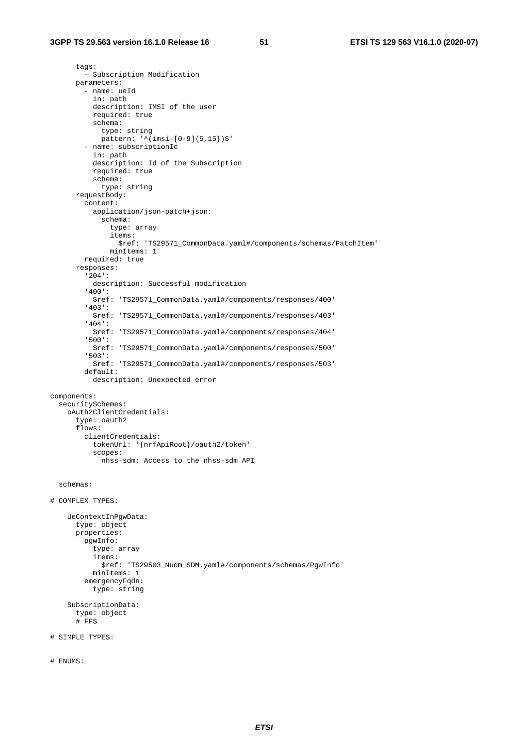```
      tags:
        - Subscription Modification
      parameters:
        - name: ueId
          in: path
          description: IMSI of the user
          required: true
          schema:
            type: string
            pattern: '^(imsi-[0-9]{5,15})$'
        - name: subscriptionId
          in: path
          description: Id of the Subscription
          required: true
          schema:
            type: string
      requestBody:
        content:
          application/json-patch+json:
            schema:
              type: array
              items:
                $ref: 'TS29571_CommonData.yaml#/components/schemas/PatchItem'
              minItems: 1
        required: true
      responses:
        '204':
          description: Successful modification
        '400':
          $ref: 'TS29571_CommonData.yaml#/components/responses/400'
        '403':
          $ref: 'TS29571_CommonData.yaml#/components/responses/403'
        '404':
          $ref: 'TS29571_CommonData.yaml#/components/responses/404'
        '500':
          $ref: 'TS29571_CommonData.yaml#/components/responses/500'
        '503':
          $ref: 'TS29571_CommonData.yaml#/components/responses/503'
        default:
          description: Unexpected error

components:
  securitySchemes:
    oAuth2ClientCredentials:
      type: oauth2
      flows:
        clientCredentials:
          tokenUrl: '{nrfApiRoot}/oauth2/token'
          scopes:
            nhss-sdm: Access to the nhss-sdm API


  schemas:

# COMPLEX TYPES:

    UeContextInPgwData:
      type: object
      properties:
        pgwInfo:
          type: array
          items:
            $ref: 'TS29503_Nudm_SDM.yaml#/components/schemas/PgwInfo'
          minItems: 1
        emergencyFqdn:
          type: string

    SubscriptionData:
      type: object
      # FFS

# SIMPLE TYPES:


# ENUMS:
```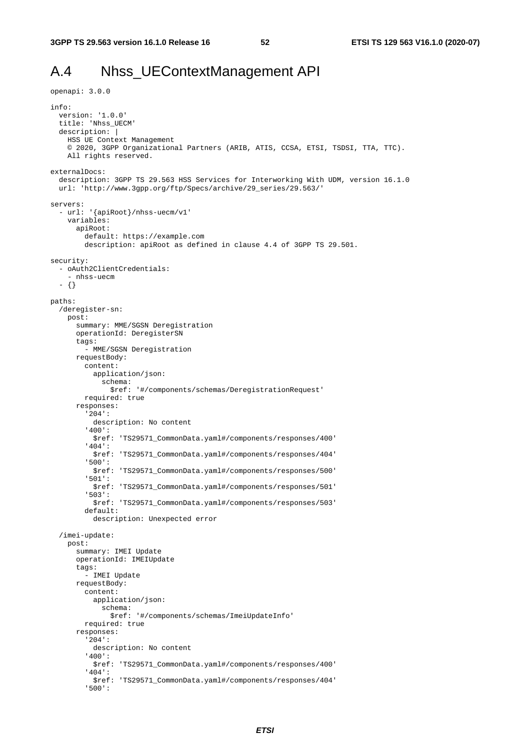# A.4 Nhss_UEContextManagement API

```
openapi: 3.0.0

info:
  version: '1.0.0'
  title: 'Nhss_UECM'
  description: |
    HSS UE Context Management
    © 2020, 3GPP Organizational Partners (ARIB, ATIS, CCSA, ETSI, TSDSI, TTA, TTC).
    All rights reserved.

externalDocs:
  description: 3GPP TS 29.563 HSS Services for Interworking With UDM, version 16.1.0
  url: 'http://www.3gpp.org/ftp/Specs/archive/29_series/29.563/'

servers:
  - url: '{apiRoot}/nhss-uecm/v1'
    variables:
      apiRoot:
        default: https://example.com
        description: apiRoot as defined in clause 4.4 of 3GPP TS 29.501.

security:
  - oAuth2ClientCredentials:
    - nhss-uecm
  - {}

paths:
  /deregister-sn:
    post:
      summary: MME/SGSN Deregistration
      operationId: DeregisterSN
      tags:
        - MME/SGSN Deregistration
      requestBody:
        content:
          application/json:
            schema:
              $ref: '#/components/schemas/DeregistrationRequest'
        required: true
      responses:
        '204':
          description: No content
        '400':
          $ref: 'TS29571_CommonData.yaml#/components/responses/400'
        '404':
          $ref: 'TS29571_CommonData.yaml#/components/responses/404'
        '500':
          $ref: 'TS29571_CommonData.yaml#/components/responses/500'
        '501':
          $ref: 'TS29571_CommonData.yaml#/components/responses/501'
        '503':
          $ref: 'TS29571_CommonData.yaml#/components/responses/503'
        default:
          description: Unexpected error

  /imei-update:
    post:
      summary: IMEI Update
      operationId: IMEIUpdate
      tags:
        - IMEI Update
      requestBody:
        content:
          application/json:
            schema:
              $ref: '#/components/schemas/ImeiUpdateInfo'
        required: true
      responses:
        '204':
          description: No content
        '400':
          $ref: 'TS29571_CommonData.yaml#/components/responses/400'
        '404':
          $ref: 'TS29571_CommonData.yaml#/components/responses/404'
        '500':
```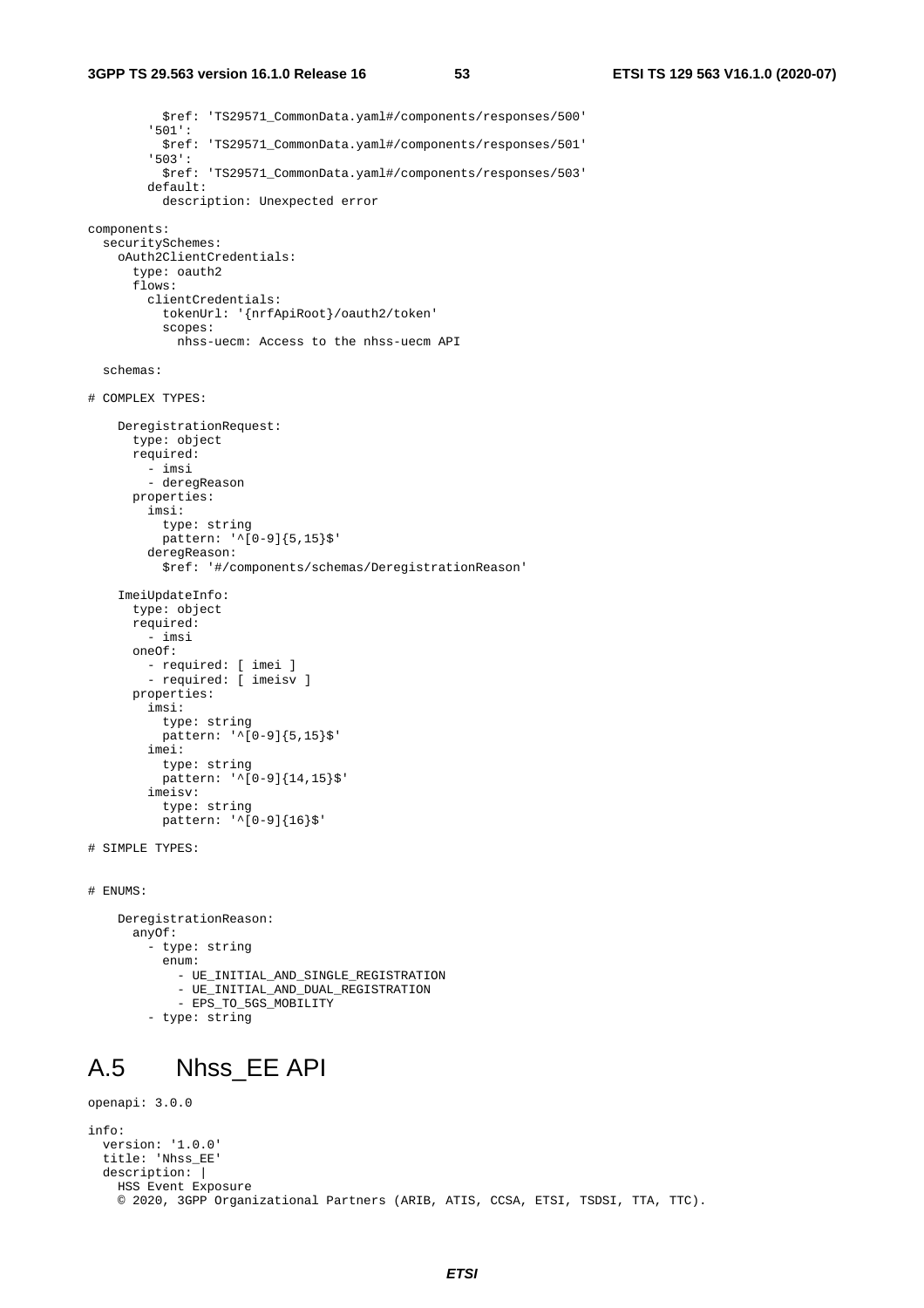```
          $ref: 'TS29571_CommonData.yaml#/components/responses/500'
        '501':
          $ref: 'TS29571_CommonData.yaml#/components/responses/501'
        '503':
          $ref: 'TS29571_CommonData.yaml#/components/responses/503'
        default:
          description: Unexpected error

components:
  securitySchemes:
    oAuth2ClientCredentials:
      type: oauth2
      flows:
        clientCredentials:
          tokenUrl: '{nrfApiRoot}/oauth2/token'
          scopes:
            nhss-uecm: Access to the nhss-uecm API

  schemas:

# COMPLEX TYPES:

    DeregistrationRequest:
      type: object
      required:
        - imsi
        - deregReason
      properties:
        imsi:
          type: string
          pattern: '^[0-9]{5,15}$'
        deregReason:
          $ref: '#/components/schemas/DeregistrationReason'

    ImeiUpdateInfo:
      type: object
      required:
        - imsi
      oneOf:
        - required: [ imei ]
        - required: [ imeisv ]
      properties:
        imsi:
          type: string
          pattern: '^[0-9]{5,15}$'
        imei:
          type: string
          pattern: '^[0-9]{14,15}$'
        imeisv:
          type: string
          pattern: '^[0-9]{16}$'

# SIMPLE TYPES:


# ENUMS:

    DeregistrationReason:
      anyOf:
        - type: string
          enum:
            - UE_INITIAL_AND_SINGLE_REGISTRATION
            - UE_INITIAL_AND_DUAL_REGISTRATION
            - EPS_TO_5GS_MOBILITY
        - type: string
```

# A.5 Nhss_EE API

```
openapi: 3.0.0

info:
  version: '1.0.0'
  title: 'Nhss_EE'
  description: |
    HSS Event Exposure
    © 2020, 3GPP Organizational Partners (ARIB, ATIS, CCSA, ETSI, TSDSI, TTA, TTC).
```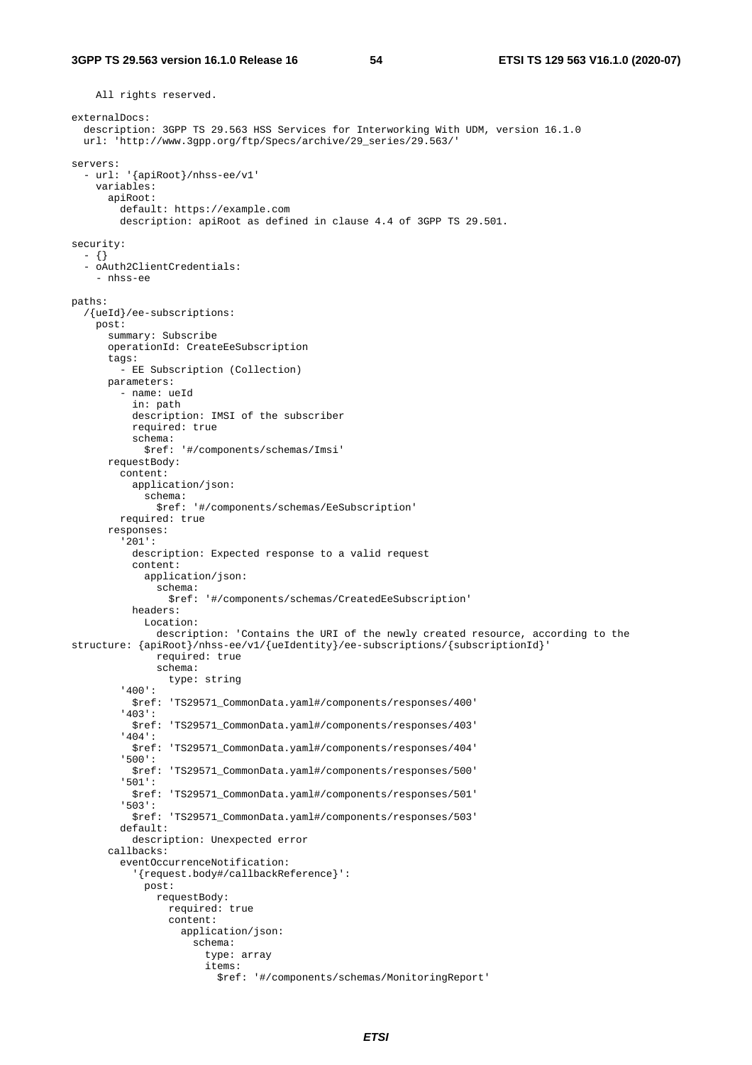```
    All rights reserved.

externalDocs:
  description: 3GPP TS 29.563 HSS Services for Interworking With UDM, version 16.1.0
  url: 'http://www.3gpp.org/ftp/Specs/archive/29_series/29.563/'

servers:
  - url: '{apiRoot}/nhss-ee/v1'
    variables:
      apiRoot:
        default: https://example.com
        description: apiRoot as defined in clause 4.4 of 3GPP TS 29.501.

security:
  - {}
  - oAuth2ClientCredentials:
    - nhss-ee

paths:
  /{ueId}/ee-subscriptions:
    post:
      summary: Subscribe
      operationId: CreateEeSubscription
      tags:
        - EE Subscription (Collection)
      parameters:
        - name: ueId
          in: path
          description: IMSI of the subscriber
          required: true
          schema:
            $ref: '#/components/schemas/Imsi'
      requestBody:
        content:
          application/json:
            schema:
              $ref: '#/components/schemas/EeSubscription'
        required: true
      responses:
        '201':
          description: Expected response to a valid request
          content:
            application/json:
              schema:
                $ref: '#/components/schemas/CreatedEeSubscription'
          headers:
            Location:
              description: 'Contains the URI of the newly created resource, according to the
structure: {apiRoot}/nhss-ee/v1/{ueIdentity}/ee-subscriptions/{subscriptionId}'
              required: true
              schema:
                type: string
        '400':
          $ref: 'TS29571_CommonData.yaml#/components/responses/400'
        '403':
          $ref: 'TS29571_CommonData.yaml#/components/responses/403'
        '404':
          $ref: 'TS29571_CommonData.yaml#/components/responses/404'
        '500':
          $ref: 'TS29571_CommonData.yaml#/components/responses/500'
        '501':
          $ref: 'TS29571_CommonData.yaml#/components/responses/501'
        '503':
          $ref: 'TS29571_CommonData.yaml#/components/responses/503'
        default:
          description: Unexpected error
      callbacks:
        eventOccurrenceNotification:
          '{request.body#/callbackReference}':
            post:
              requestBody:
                required: true
                content:
                  application/json:
                    schema:
                      type: array
                      items:
                        $ref: '#/components/schemas/MonitoringReport'
```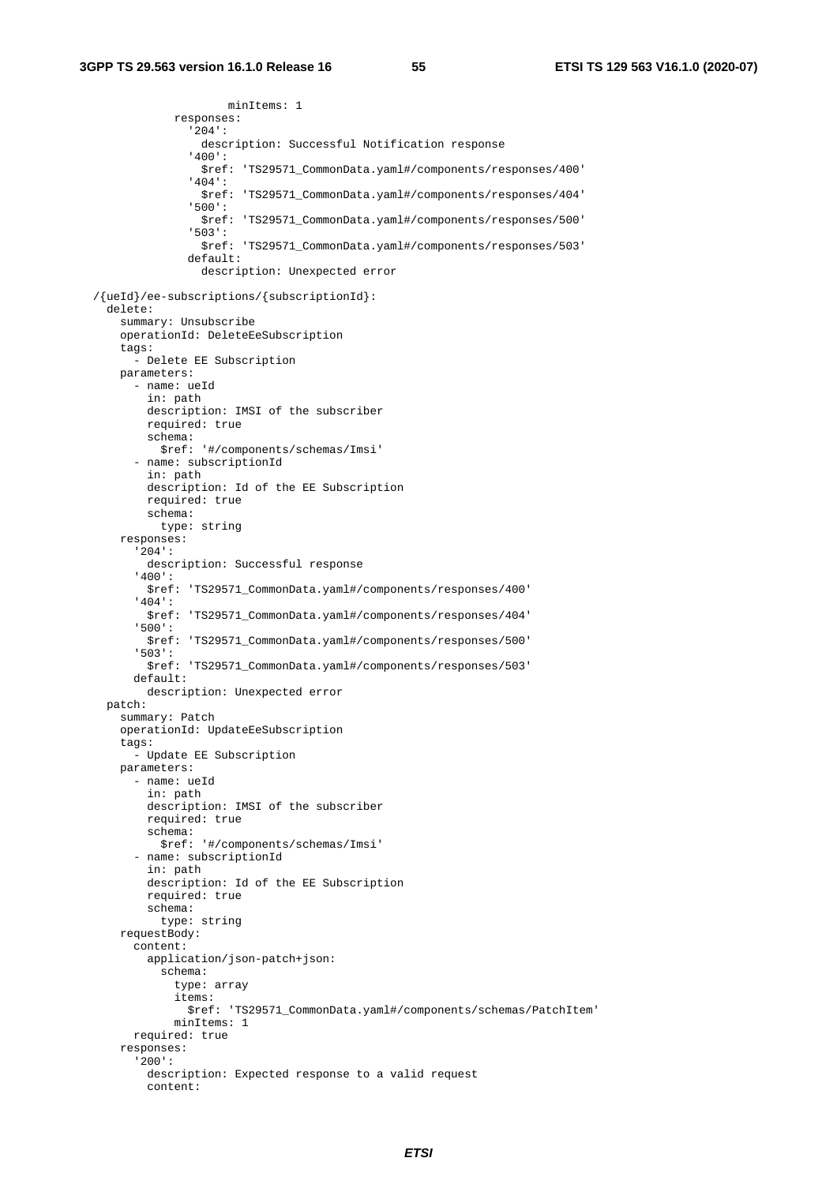```
                    minItems: 1
            responses:
              '204':
                description: Successful Notification response
              '400':
                $ref: 'TS29571_CommonData.yaml#/components/responses/400'
              '404':
                $ref: 'TS29571_CommonData.yaml#/components/responses/404'
              '500':
                $ref: 'TS29571_CommonData.yaml#/components/responses/500'
              '503':
                $ref: 'TS29571_CommonData.yaml#/components/responses/503'
              default:
                description: Unexpected error

  /{ueId}/ee-subscriptions/{subscriptionId}:
    delete:
      summary: Unsubscribe
      operationId: DeleteEeSubscription
      tags:
        - Delete EE Subscription
      parameters:
        - name: ueId
          in: path
          description: IMSI of the subscriber
          required: true
          schema:
            $ref: '#/components/schemas/Imsi'
        - name: subscriptionId
          in: path
          description: Id of the EE Subscription
          required: true
          schema:
            type: string
      responses:
        '204':
          description: Successful response
        '400':
          $ref: 'TS29571_CommonData.yaml#/components/responses/400'
        '404':
          $ref: 'TS29571_CommonData.yaml#/components/responses/404'
        '500':
          $ref: 'TS29571_CommonData.yaml#/components/responses/500'
        '503':
          $ref: 'TS29571_CommonData.yaml#/components/responses/503'
        default:
          description: Unexpected error
    patch:
      summary: Patch
      operationId: UpdateEeSubscription
      tags:
        - Update EE Subscription
      parameters:
        - name: ueId
          in: path
          description: IMSI of the subscriber
          required: true
          schema:
            $ref: '#/components/schemas/Imsi'
        - name: subscriptionId
          in: path
          description: Id of the EE Subscription
          required: true
          schema:
            type: string
      requestBody:
        content:
          application/json-patch+json:
            schema:
              type: array
              items:
                $ref: 'TS29571_CommonData.yaml#/components/schemas/PatchItem'
              minItems: 1
        required: true
      responses:
        '200':
          description: Expected response to a valid request
          content:
```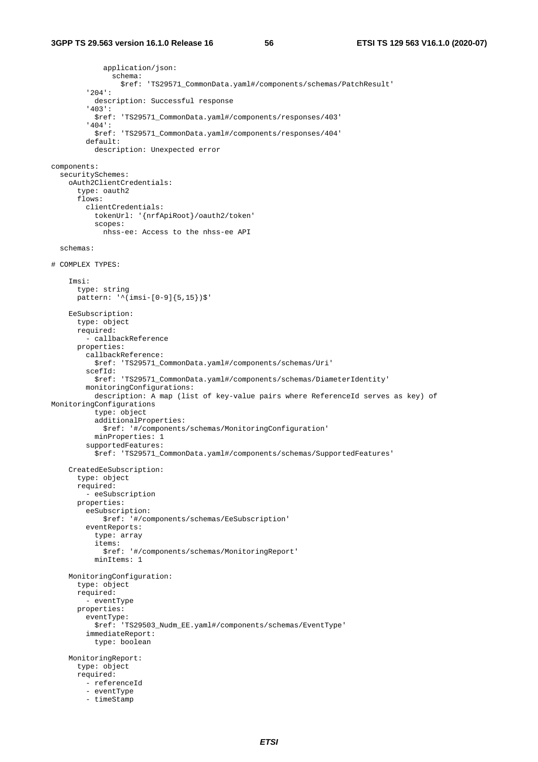```
            application/json:
              schema:
                $ref: 'TS29571_CommonData.yaml#/components/schemas/PatchResult'
        '204':
          description: Successful response
        '403':
          $ref: 'TS29571_CommonData.yaml#/components/responses/403'
        '404':
          $ref: 'TS29571_CommonData.yaml#/components/responses/404'
        default:
          description: Unexpected error

components:
  securitySchemes:
    oAuth2ClientCredentials:
      type: oauth2
      flows:
        clientCredentials:
          tokenUrl: '{nrfApiRoot}/oauth2/token'
          scopes:
            nhss-ee: Access to the nhss-ee API

  schemas:

# COMPLEX TYPES:

    Imsi:
      type: string
      pattern: '^(imsi-[0-9]{5,15})$'

    EeSubscription:
      type: object
      required:
        - callbackReference
      properties:
        callbackReference:
          $ref: 'TS29571_CommonData.yaml#/components/schemas/Uri'
        scefId:
          $ref: 'TS29571_CommonData.yaml#/components/schemas/DiameterIdentity'
        monitoringConfigurations:
          description: A map (list of key-value pairs where ReferenceId serves as key) of
MonitoringConfigurations
          type: object
          additionalProperties:
            $ref: '#/components/schemas/MonitoringConfiguration'
          minProperties: 1
        supportedFeatures:
          $ref: 'TS29571_CommonData.yaml#/components/schemas/SupportedFeatures'

    CreatedEeSubscription:
      type: object
      required:
        - eeSubscription
      properties:
        eeSubscription:
            $ref: '#/components/schemas/EeSubscription'
        eventReports:
          type: array
          items:
            $ref: '#/components/schemas/MonitoringReport'
          minItems: 1

    MonitoringConfiguration:
      type: object
      required:
        - eventType
      properties:
        eventType:
          $ref: 'TS29503_Nudm_EE.yaml#/components/schemas/EventType'
        immediateReport:
          type: boolean

    MonitoringReport:
      type: object
      required:
        - referenceId
        - eventType
        - timeStamp
```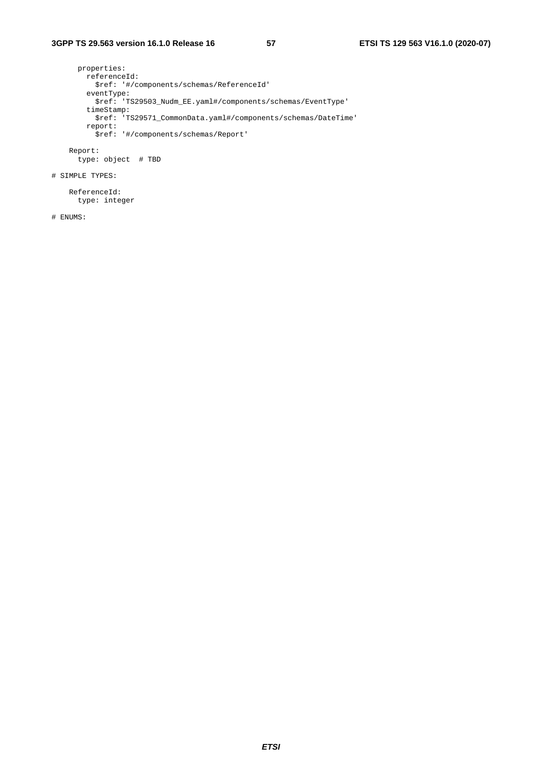```
      properties:
        referenceId:
          $ref: '#/components/schemas/ReferenceId'
        eventType:
          $ref: 'TS29503_Nudm_EE.yaml#/components/schemas/EventType'
        timeStamp:
          $ref: 'TS29571_CommonData.yaml#/components/schemas/DateTime'
        report:
          $ref: '#/components/schemas/Report'

    Report:
      type: object  # TBD

# SIMPLE TYPES:

    ReferenceId:
      type: integer

# ENUMS:
```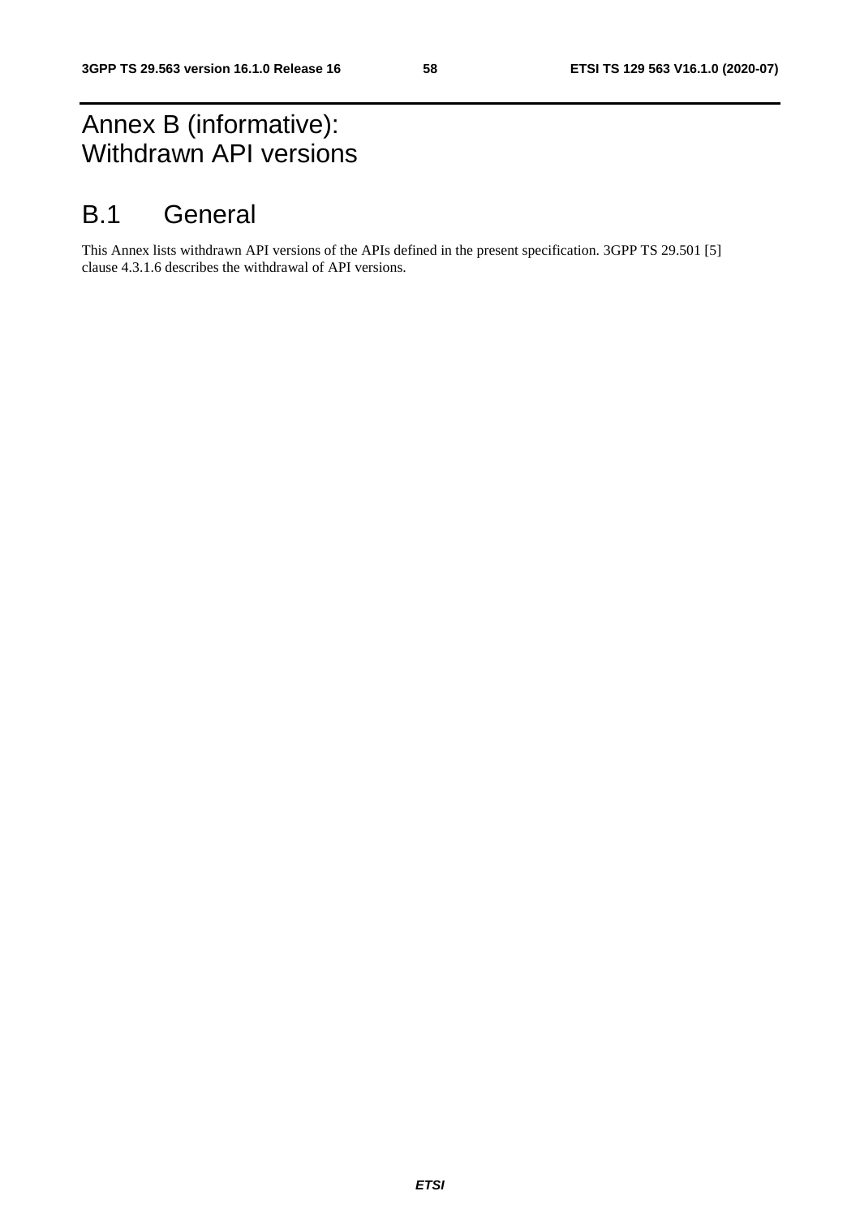# Annex B (informative): Withdrawn API versions

# B.1 General

This Annex lists withdrawn API versions of the APIs defined in the present specification. 3GPP TS 29.501 [5] clause 4.3.1.6 describes the withdrawal of API versions.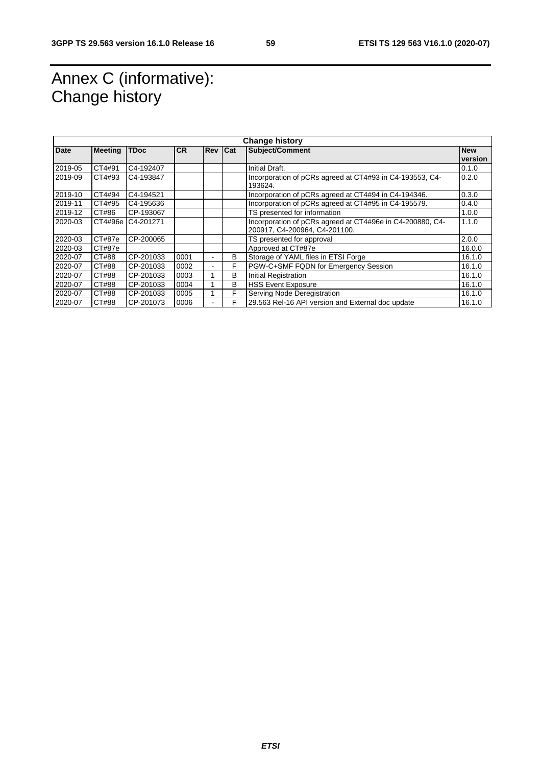# Annex C (informative): Change history

| Change history | | | | | | | |
|---|---|---|---|---|---|---|---|
| **Date** | **Meeting** | **TDoc** | **CR** | **Rev** | **Cat** | **Subject/Comment** | **New version** |
| 2019-05 | CT4#91 | C4-192407 | | | | Initial Draft. | 0.1.0 |
| 2019-09 | CT4#93 | C4-193847 | | | | Incorporation of pCRs agreed at CT4#93 in C4-193553, C4-193624. | 0.2.0 |
| 2019-10 | CT4#94 | C4-194521 | | | | Incorporation of pCRs agreed at CT4#94 in C4-194346. | 0.3.0 |
| 2019-11 | CT4#95 | C4-195636 | | | | Incorporation of pCRs agreed at CT4#95 in C4-195579. | 0.4.0 |
| 2019-12 | CT#86 | CP-193067 | | | | TS presented for information | 1.0.0 |
| 2020-03 | CT4#96e | C4-201271 | | | | Incorporation of pCRs agreed at CT4#96e in C4-200880, C4-200917, C4-200964, C4-201100. | 1.1.0 |
| 2020-03 | CT#87e | CP-200065 | | | | TS presented for approval | 2.0.0 |
| 2020-03 | CT#87e | | | | | Approved at CT#87e | 16.0.0 |
| 2020-07 | CT#88 | CP-201033 | 0001 | - | B | Storage of YAML files in ETSI Forge | 16.1.0 |
| 2020-07 | CT#88 | CP-201033 | 0002 | - | F | PGW-C+SMF FQDN for Emergency Session | 16.1.0 |
| 2020-07 | CT#88 | CP-201033 | 0003 | 1 | B | Initial Registration | 16.1.0 |
| 2020-07 | CT#88 | CP-201033 | 0004 | 1 | B | HSS Event Exposure | 16.1.0 |
| 2020-07 | CT#88 | CP-201033 | 0005 | 1 | F | Serving Node Deregistration | 16.1.0 |
| 2020-07 | CT#88 | CP-201073 | 0006 | - | F | 29.563 Rel-16 API version and External doc update | 16.1.0 |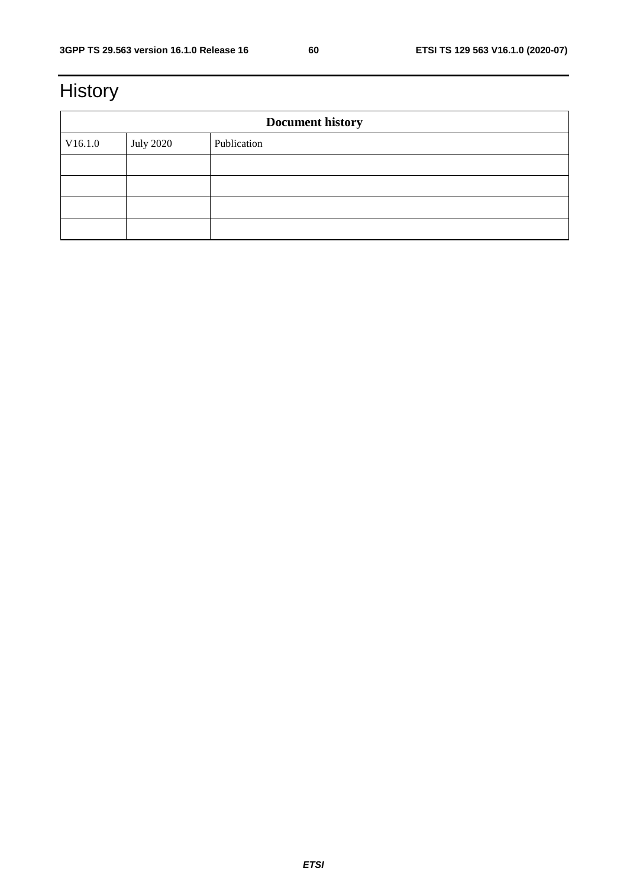# History

| Document history | | |
|---|---|---|
| V16.1.0 | July 2020 | Publication |
| | | |
| | | |
| | | |
| | | |